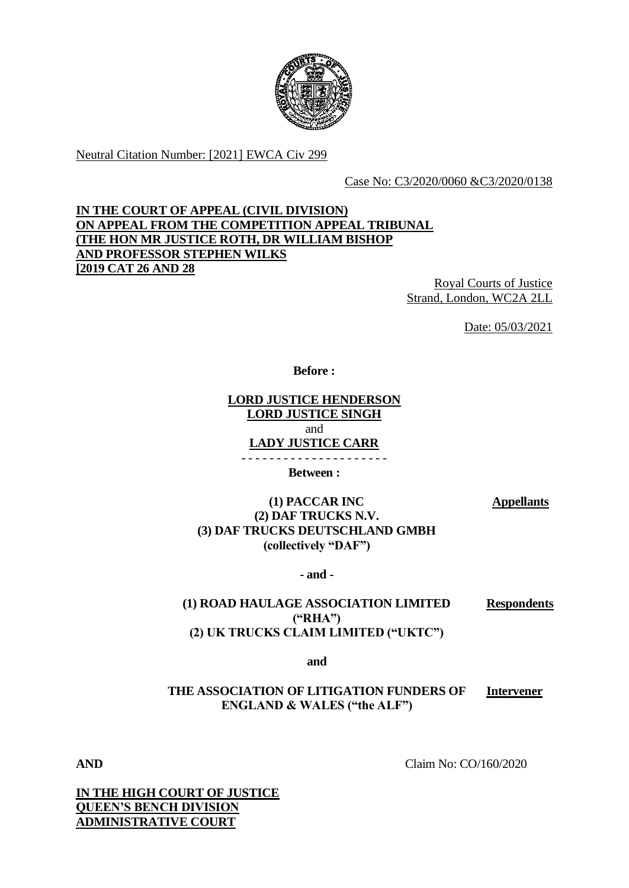Neutral Citation Number: [2021] EWCA Civ 299

Case No: C3/2020/0060 &C3/2020/0138

**IN THE COURT OF APPEAL (CIVIL DIVISION)**
**ON APPEAL FROM THE COMPETITION APPEAL TRIBUNAL**
**(THE HON MR JUSTICE ROTH, DR WILLIAM BISHOP**
**AND PROFESSOR STEPHEN WILKS**
**[2019 CAT 26 AND 28**

Royal Courts of Justice
Strand, London, WC2A 2LL

Date: 05/03/2021

**Before :**

**LORD JUSTICE HENDERSON**
**LORD JUSTICE SINGH**
and
**LADY JUSTICE CARR**

- - - - - - - - - - - - - - - - - - - - -

**Between :**

| | |
|---|---|
| **(1) PACCAR INC**<br>**(2) DAF TRUCKS N.V.**<br>**(3) DAF TRUCKS DEUTSCHLAND GMBH**<br>**(collectively "DAF")** | **Appellants** |
| **- and -** | |
| **(1) ROAD HAULAGE ASSOCIATION LIMITED ("RHA")**<br>**(2) UK TRUCKS CLAIM LIMITED ("UKTC")** | **Respondents** |
| **and** | |
| **THE ASSOCIATION OF LITIGATION FUNDERS OF ENGLAND & WALES ("the ALF")** | **Intervener** |

**AND** Claim No: CO/160/2020

**IN THE HIGH COURT OF JUSTICE**
**QUEEN'S BENCH DIVISION**
**ADMINISTRATIVE COURT**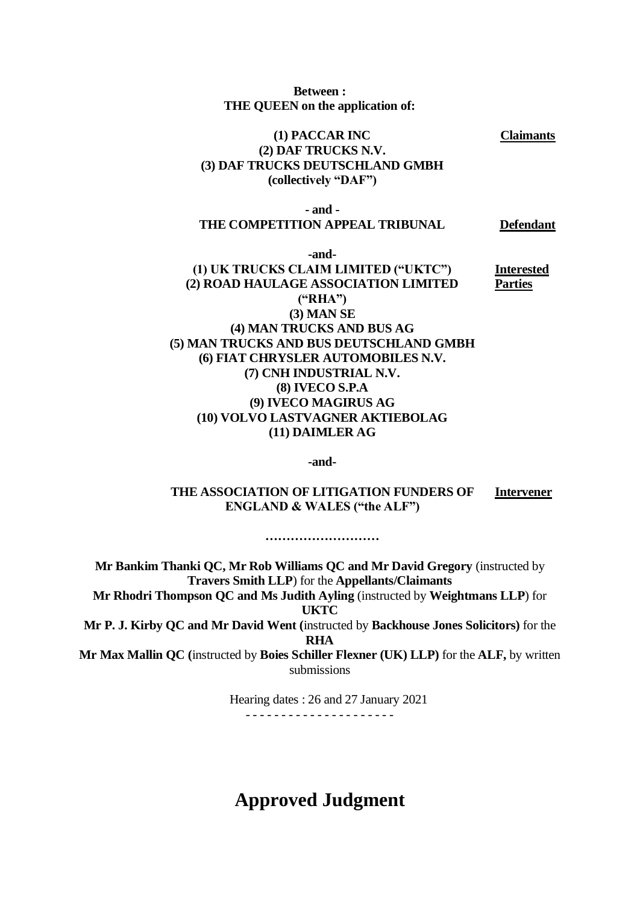**Between :**
**THE QUEEN on the application of:**

**(1) PACCAR INC** — **Claimants**
**(2) DAF TRUCKS N.V.**
**(3) DAF TRUCKS DEUTSCHLAND GMBH**
**(collectively "DAF")**

**- and -**

**THE COMPETITION APPEAL TRIBUNAL** — **Defendant**

**-and-**

**(1) UK TRUCKS CLAIM LIMITED ("UKTC")** — **Interested Parties**
**(2) ROAD HAULAGE ASSOCIATION LIMITED ("RHA")**
**(3) MAN SE**
**(4) MAN TRUCKS AND BUS AG**
**(5) MAN TRUCKS AND BUS DEUTSCHLAND GMBH**
**(6) FIAT CHRYSLER AUTOMOBILES N.V.**
**(7) CNH INDUSTRIAL N.V.**
**(8) IVECO S.P.A**
**(9) IVECO MAGIRUS AG**
**(10) VOLVO LASTVAGNER AKTIEBOLAG**
**(11) DAIMLER AG**

**-and-**

**THE ASSOCIATION OF LITIGATION FUNDERS OF ENGLAND & WALES ("the ALF")** — **Intervener**

**………………………**

**Mr Bankim Thanki QC, Mr Rob Williams QC and Mr David Gregory** (instructed by **Travers Smith LLP**) for the **Appellants/Claimants**
**Mr Rhodri Thompson QC and Ms Judith Ayling** (instructed by **Weightmans LLP**) for **UKTC**
**Mr P. J. Kirby QC and Mr David Went (**instructed by **Backhouse Jones Solicitors)** for the **RHA**
**Mr Max Mallin QC (**instructed by **Boies Schiller Flexner (UK) LLP)** for the **ALF,** by written submissions

Hearing dates : 26 and 27 January 2021

- - - - - - - - - - - - - - - - - - - - -

# Approved Judgment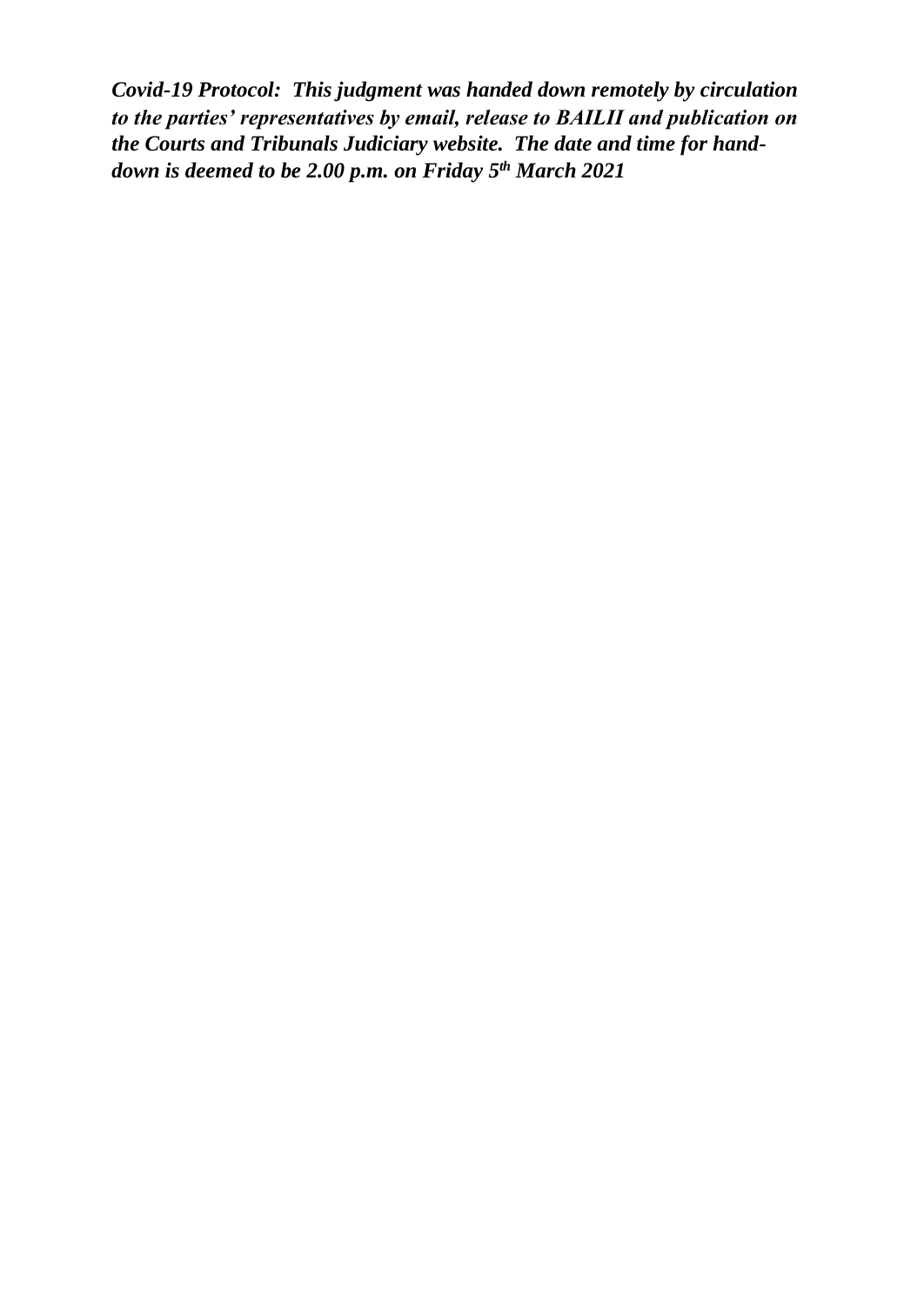***Covid-19 Protocol: This judgment was handed down remotely by circulation to the parties' representatives by email, release to BAILII and publication on the Courts and Tribunals Judiciary website. The date and time for hand-down is deemed to be 2.00 p.m. on Friday 5th March 2021***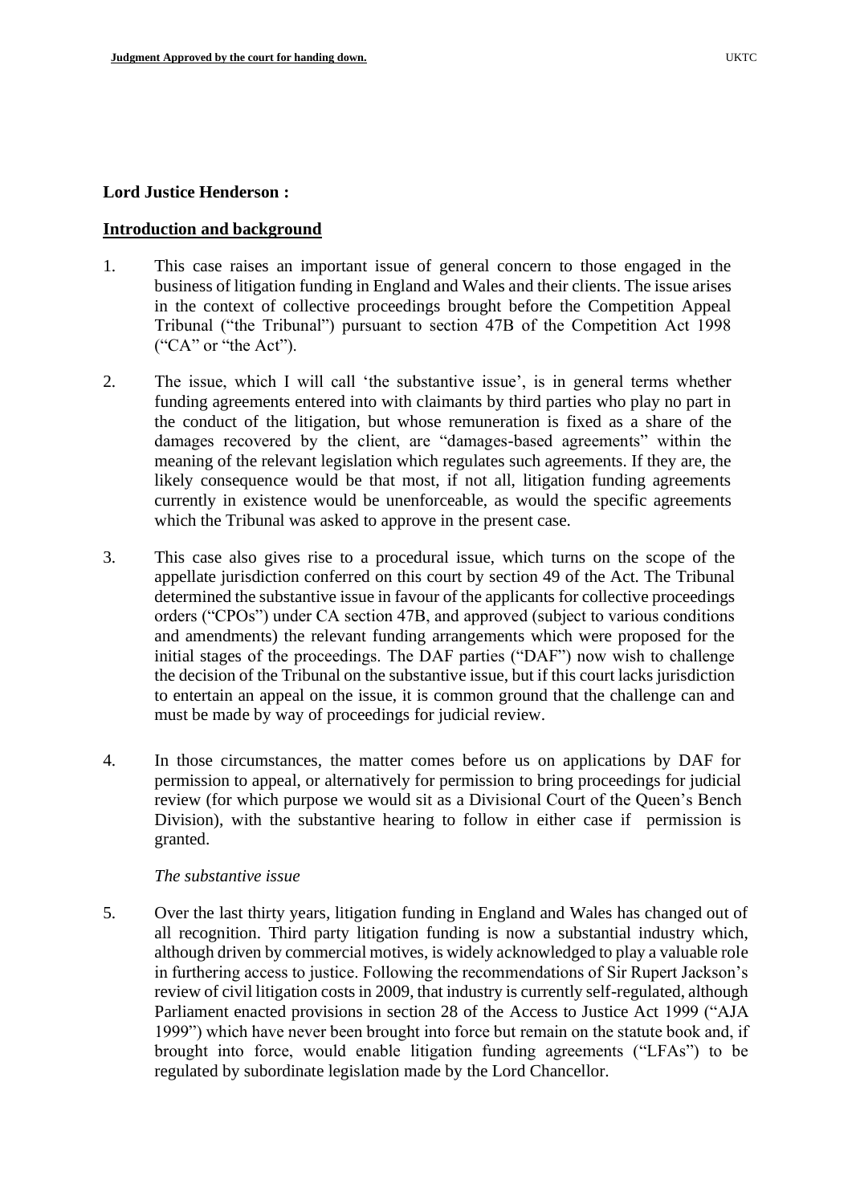**Lord Justice Henderson :**

## Introduction and background

1. This case raises an important issue of general concern to those engaged in the business of litigation funding in England and Wales and their clients. The issue arises in the context of collective proceedings brought before the Competition Appeal Tribunal ("the Tribunal") pursuant to section 47B of the Competition Act 1998 ("CA" or "the Act").

2. The issue, which I will call 'the substantive issue', is in general terms whether funding agreements entered into with claimants by third parties who play no part in the conduct of the litigation, but whose remuneration is fixed as a share of the damages recovered by the client, are "damages-based agreements" within the meaning of the relevant legislation which regulates such agreements. If they are, the likely consequence would be that most, if not all, litigation funding agreements currently in existence would be unenforceable, as would the specific agreements which the Tribunal was asked to approve in the present case.

3. This case also gives rise to a procedural issue, which turns on the scope of the appellate jurisdiction conferred on this court by section 49 of the Act. The Tribunal determined the substantive issue in favour of the applicants for collective proceedings orders ("CPOs") under CA section 47B, and approved (subject to various conditions and amendments) the relevant funding arrangements which were proposed for the initial stages of the proceedings. The DAF parties ("DAF") now wish to challenge the decision of the Tribunal on the substantive issue, but if this court lacks jurisdiction to entertain an appeal on the issue, it is common ground that the challenge can and must be made by way of proceedings for judicial review.

4. In those circumstances, the matter comes before us on applications by DAF for permission to appeal, or alternatively for permission to bring proceedings for judicial review (for which purpose we would sit as a Divisional Court of the Queen's Bench Division), with the substantive hearing to follow in either case if permission is granted.

*The substantive issue*

5. Over the last thirty years, litigation funding in England and Wales has changed out of all recognition. Third party litigation funding is now a substantial industry which, although driven by commercial motives, is widely acknowledged to play a valuable role in furthering access to justice. Following the recommendations of Sir Rupert Jackson's review of civil litigation costs in 2009, that industry is currently self-regulated, although Parliament enacted provisions in section 28 of the Access to Justice Act 1999 ("AJA 1999") which have never been brought into force but remain on the statute book and, if brought into force, would enable litigation funding agreements ("LFAs") to be regulated by subordinate legislation made by the Lord Chancellor.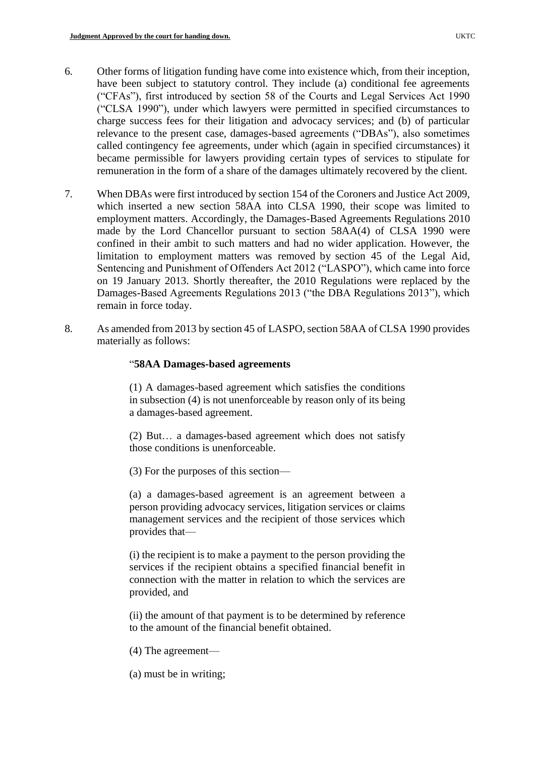6. Other forms of litigation funding have come into existence which, from their inception, have been subject to statutory control. They include (a) conditional fee agreements ("CFAs"), first introduced by section 58 of the Courts and Legal Services Act 1990 ("CLSA 1990"), under which lawyers were permitted in specified circumstances to charge success fees for their litigation and advocacy services; and (b) of particular relevance to the present case, damages-based agreements ("DBAs"), also sometimes called contingency fee agreements, under which (again in specified circumstances) it became permissible for lawyers providing certain types of services to stipulate for remuneration in the form of a share of the damages ultimately recovered by the client.

7. When DBAs were first introduced by section 154 of the Coroners and Justice Act 2009, which inserted a new section 58AA into CLSA 1990, their scope was limited to employment matters. Accordingly, the Damages-Based Agreements Regulations 2010 made by the Lord Chancellor pursuant to section 58AA(4) of CLSA 1990 were confined in their ambit to such matters and had no wider application. However, the limitation to employment matters was removed by section 45 of the Legal Aid, Sentencing and Punishment of Offenders Act 2012 ("LASPO"), which came into force on 19 January 2013. Shortly thereafter, the 2010 Regulations were replaced by the Damages-Based Agreements Regulations 2013 ("the DBA Regulations 2013"), which remain in force today.

8. As amended from 2013 by section 45 of LASPO, section 58AA of CLSA 1990 provides materially as follows:

> "**58AA Damages-based agreements**
>
> (1) A damages-based agreement which satisfies the conditions in subsection (4) is not unenforceable by reason only of its being a damages-based agreement.
>
> (2) But… a damages-based agreement which does not satisfy those conditions is unenforceable.
>
> (3) For the purposes of this section—
>
> (a) a damages-based agreement is an agreement between a person providing advocacy services, litigation services or claims management services and the recipient of those services which provides that—
>
> (i) the recipient is to make a payment to the person providing the services if the recipient obtains a specified financial benefit in connection with the matter in relation to which the services are provided, and
>
> (ii) the amount of that payment is to be determined by reference to the amount of the financial benefit obtained.
>
> (4) The agreement—
>
> (a) must be in writing;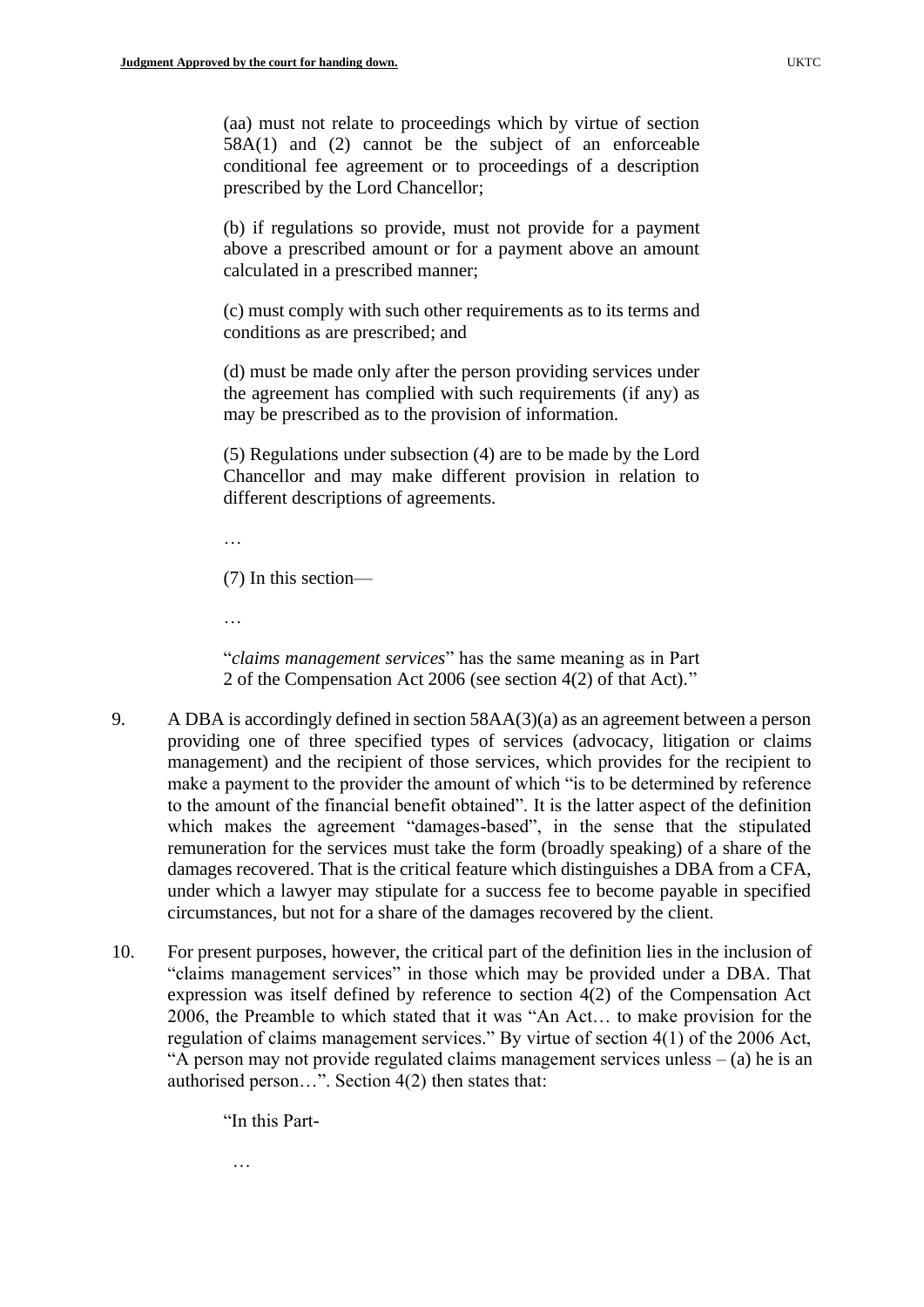> (aa) must not relate to proceedings which by virtue of section 58A(1) and (2) cannot be the subject of an enforceable conditional fee agreement or to proceedings of a description prescribed by the Lord Chancellor;
>
> (b) if regulations so provide, must not provide for a payment above a prescribed amount or for a payment above an amount calculated in a prescribed manner;
>
> (c) must comply with such other requirements as to its terms and conditions as are prescribed; and
>
> (d) must be made only after the person providing services under the agreement has complied with such requirements (if any) as may be prescribed as to the provision of information.
>
> (5) Regulations under subsection (4) are to be made by the Lord Chancellor and may make different provision in relation to different descriptions of agreements.
>
> …
>
> (7) In this section—
>
> …
>
> "*claims management services*" has the same meaning as in Part 2 of the Compensation Act 2006 (see section 4(2) of that Act)."

9. A DBA is accordingly defined in section 58AA(3)(a) as an agreement between a person providing one of three specified types of services (advocacy, litigation or claims management) and the recipient of those services, which provides for the recipient to make a payment to the provider the amount of which "is to be determined by reference to the amount of the financial benefit obtained". It is the latter aspect of the definition which makes the agreement "damages-based", in the sense that the stipulated remuneration for the services must take the form (broadly speaking) of a share of the damages recovered. That is the critical feature which distinguishes a DBA from a CFA, under which a lawyer may stipulate for a success fee to become payable in specified circumstances, but not for a share of the damages recovered by the client.

10. For present purposes, however, the critical part of the definition lies in the inclusion of "claims management services" in those which may be provided under a DBA. That expression was itself defined by reference to section 4(2) of the Compensation Act 2006, the Preamble to which stated that it was "An Act… to make provision for the regulation of claims management services." By virtue of section 4(1) of the 2006 Act, "A person may not provide regulated claims management services unless – (a) he is an authorised person…". Section 4(2) then states that:

> "In this Part-
>
> …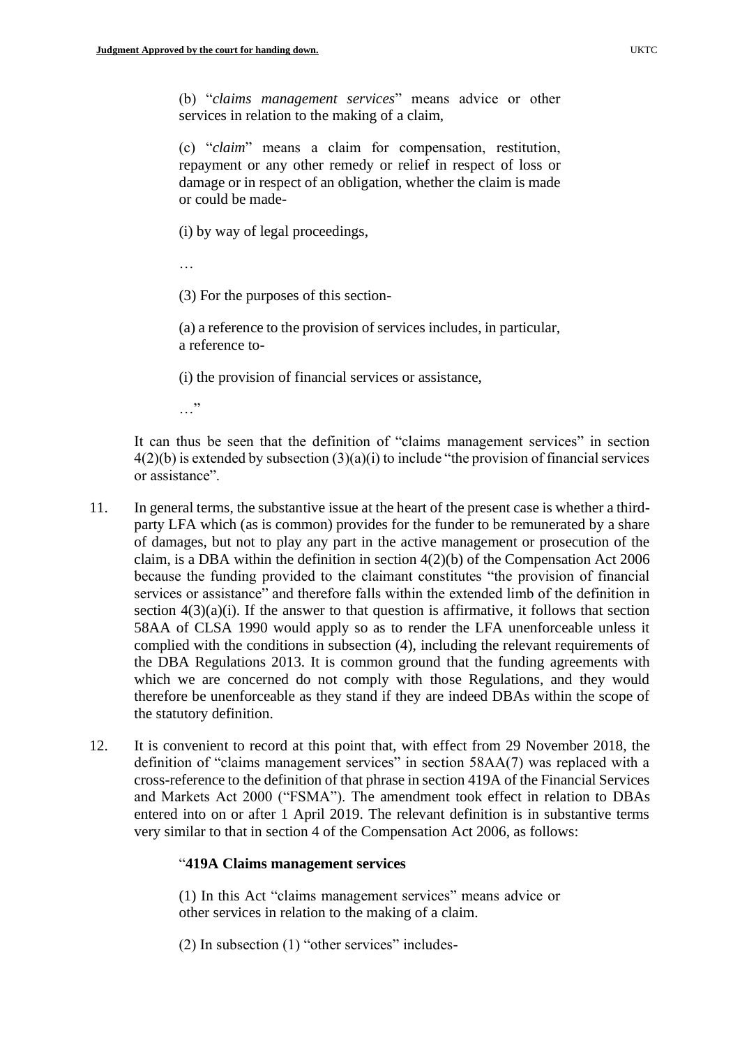(b) "*claims management services*" means advice or other services in relation to the making of a claim,

(c) "*claim*" means a claim for compensation, restitution, repayment or any other remedy or relief in respect of loss or damage or in respect of an obligation, whether the claim is made or could be made-

(i) by way of legal proceedings,

…

(3) For the purposes of this section-

(a) a reference to the provision of services includes, in particular, a reference to-

(i) the provision of financial services or assistance,

…"

It can thus be seen that the definition of "claims management services" in section 4(2)(b) is extended by subsection (3)(a)(i) to include "the provision of financial services or assistance".

11. In general terms, the substantive issue at the heart of the present case is whether a third-party LFA which (as is common) provides for the funder to be remunerated by a share of damages, but not to play any part in the active management or prosecution of the claim, is a DBA within the definition in section 4(2)(b) of the Compensation Act 2006 because the funding provided to the claimant constitutes "the provision of financial services or assistance" and therefore falls within the extended limb of the definition in section 4(3)(a)(i). If the answer to that question is affirmative, it follows that section 58AA of CLSA 1990 would apply so as to render the LFA unenforceable unless it complied with the conditions in subsection (4), including the relevant requirements of the DBA Regulations 2013. It is common ground that the funding agreements with which we are concerned do not comply with those Regulations, and they would therefore be unenforceable as they stand if they are indeed DBAs within the scope of the statutory definition.

12. It is convenient to record at this point that, with effect from 29 November 2018, the definition of "claims management services" in section 58AA(7) was replaced with a cross-reference to the definition of that phrase in section 419A of the Financial Services and Markets Act 2000 ("FSMA"). The amendment took effect in relation to DBAs entered into on or after 1 April 2019. The relevant definition is in substantive terms very similar to that in section 4 of the Compensation Act 2006, as follows:

"**419A Claims management services**

(1) In this Act "claims management services" means advice or other services in relation to the making of a claim.

(2) In subsection (1) "other services" includes-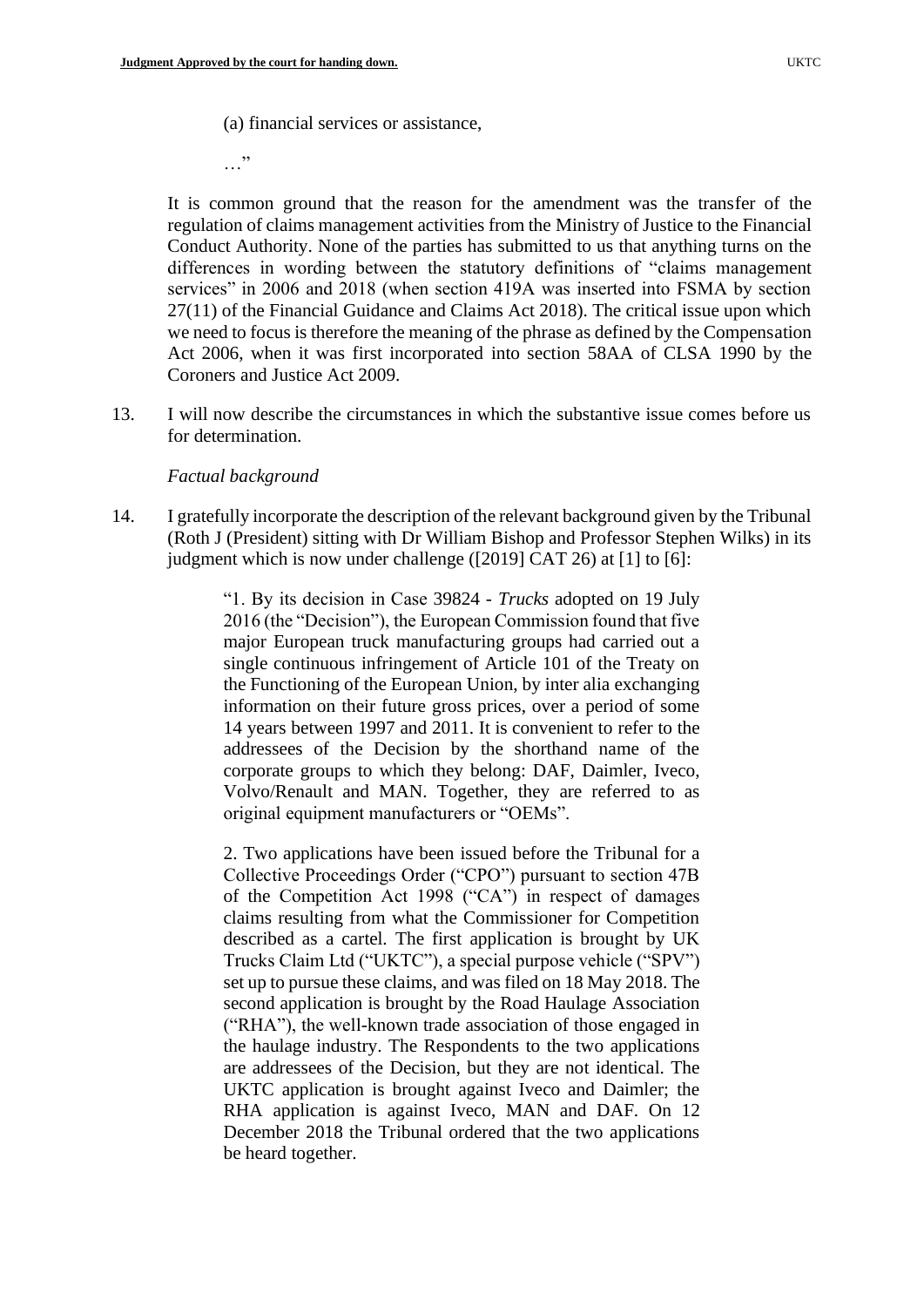(a) financial services or assistance,

…"

It is common ground that the reason for the amendment was the transfer of the regulation of claims management activities from the Ministry of Justice to the Financial Conduct Authority. None of the parties has submitted to us that anything turns on the differences in wording between the statutory definitions of "claims management services" in 2006 and 2018 (when section 419A was inserted into FSMA by section 27(11) of the Financial Guidance and Claims Act 2018). The critical issue upon which we need to focus is therefore the meaning of the phrase as defined by the Compensation Act 2006, when it was first incorporated into section 58AA of CLSA 1990 by the Coroners and Justice Act 2009.

13. I will now describe the circumstances in which the substantive issue comes before us for determination.

*Factual background*

14. I gratefully incorporate the description of the relevant background given by the Tribunal (Roth J (President) sitting with Dr William Bishop and Professor Stephen Wilks) in its judgment which is now under challenge ([2019] CAT 26) at [1] to [6]:

> "1. By its decision in Case 39824 - *Trucks* adopted on 19 July 2016 (the "Decision"), the European Commission found that five major European truck manufacturing groups had carried out a single continuous infringement of Article 101 of the Treaty on the Functioning of the European Union, by inter alia exchanging information on their future gross prices, over a period of some 14 years between 1997 and 2011. It is convenient to refer to the addressees of the Decision by the shorthand name of the corporate groups to which they belong: DAF, Daimler, Iveco, Volvo/Renault and MAN. Together, they are referred to as original equipment manufacturers or "OEMs".
>
> 2. Two applications have been issued before the Tribunal for a Collective Proceedings Order ("CPO") pursuant to section 47B of the Competition Act 1998 ("CA") in respect of damages claims resulting from what the Commissioner for Competition described as a cartel. The first application is brought by UK Trucks Claim Ltd ("UKTC"), a special purpose vehicle ("SPV") set up to pursue these claims, and was filed on 18 May 2018. The second application is brought by the Road Haulage Association ("RHA"), the well-known trade association of those engaged in the haulage industry. The Respondents to the two applications are addressees of the Decision, but they are not identical. The UKTC application is brought against Iveco and Daimler; the RHA application is against Iveco, MAN and DAF. On 12 December 2018 the Tribunal ordered that the two applications be heard together.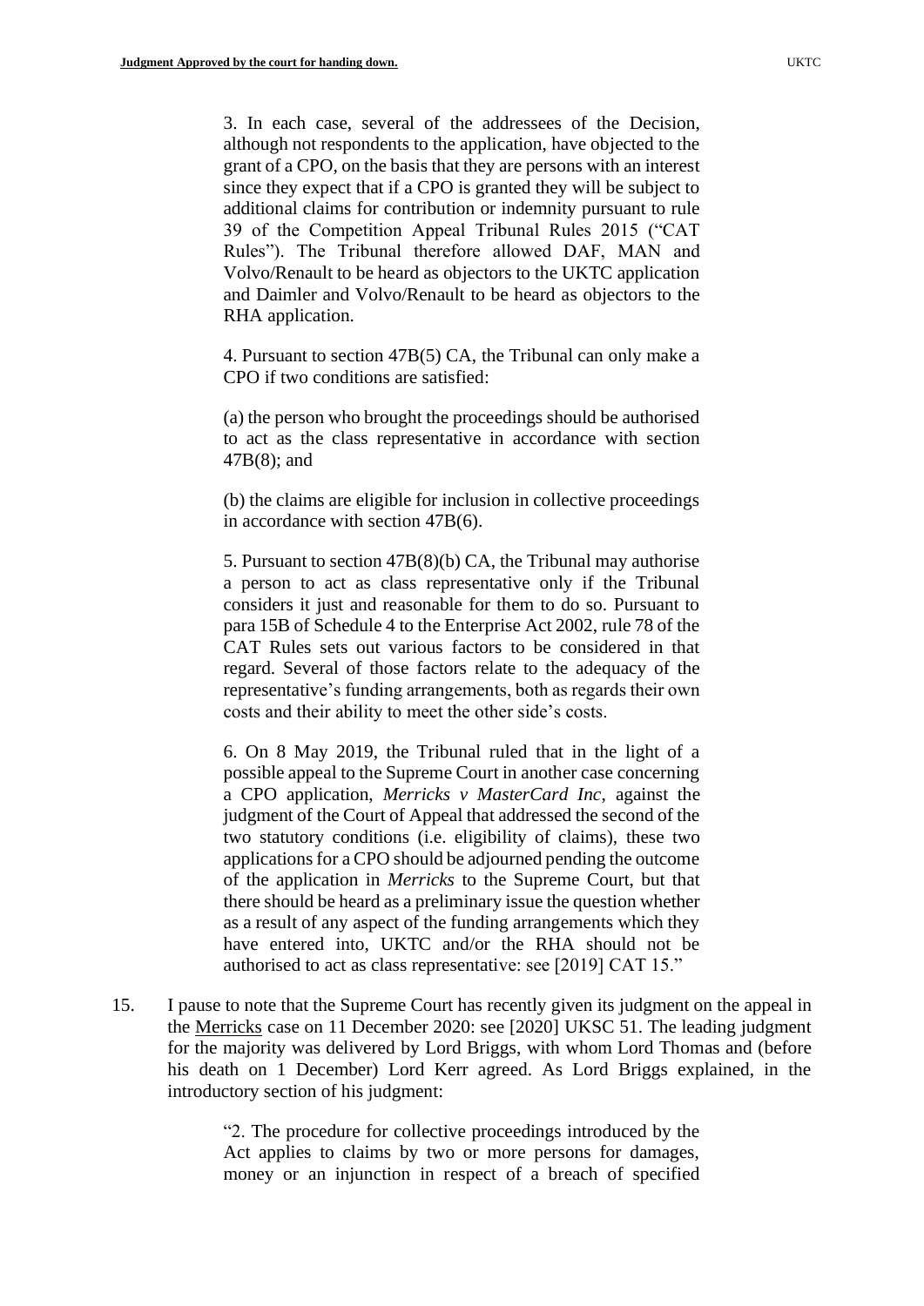> 3. In each case, several of the addressees of the Decision, although not respondents to the application, have objected to the grant of a CPO, on the basis that they are persons with an interest since they expect that if a CPO is granted they will be subject to additional claims for contribution or indemnity pursuant to rule 39 of the Competition Appeal Tribunal Rules 2015 ("CAT Rules"). The Tribunal therefore allowed DAF, MAN and Volvo/Renault to be heard as objectors to the UKTC application and Daimler and Volvo/Renault to be heard as objectors to the RHA application.
>
> 4. Pursuant to section 47B(5) CA, the Tribunal can only make a CPO if two conditions are satisfied:
>
> (a) the person who brought the proceedings should be authorised to act as the class representative in accordance with section 47B(8); and
>
> (b) the claims are eligible for inclusion in collective proceedings in accordance with section 47B(6).
>
> 5. Pursuant to section 47B(8)(b) CA, the Tribunal may authorise a person to act as class representative only if the Tribunal considers it just and reasonable for them to do so. Pursuant to para 15B of Schedule 4 to the Enterprise Act 2002, rule 78 of the CAT Rules sets out various factors to be considered in that regard. Several of those factors relate to the adequacy of the representative's funding arrangements, both as regards their own costs and their ability to meet the other side's costs.
>
> 6. On 8 May 2019, the Tribunal ruled that in the light of a possible appeal to the Supreme Court in another case concerning a CPO application, *Merricks v MasterCard Inc*, against the judgment of the Court of Appeal that addressed the second of the two statutory conditions (i.e. eligibility of claims), these two applications for a CPO should be adjourned pending the outcome of the application in *Merricks* to the Supreme Court, but that there should be heard as a preliminary issue the question whether as a result of any aspect of the funding arrangements which they have entered into, UKTC and/or the RHA should not be authorised to act as class representative: see [2019] CAT 15."

15. I pause to note that the Supreme Court has recently given its judgment on the appeal in the Merricks case on 11 December 2020: see [2020] UKSC 51. The leading judgment for the majority was delivered by Lord Briggs, with whom Lord Thomas and (before his death on 1 December) Lord Kerr agreed. As Lord Briggs explained, in the introductory section of his judgment:

> "2. The procedure for collective proceedings introduced by the Act applies to claims by two or more persons for damages, money or an injunction in respect of a breach of specified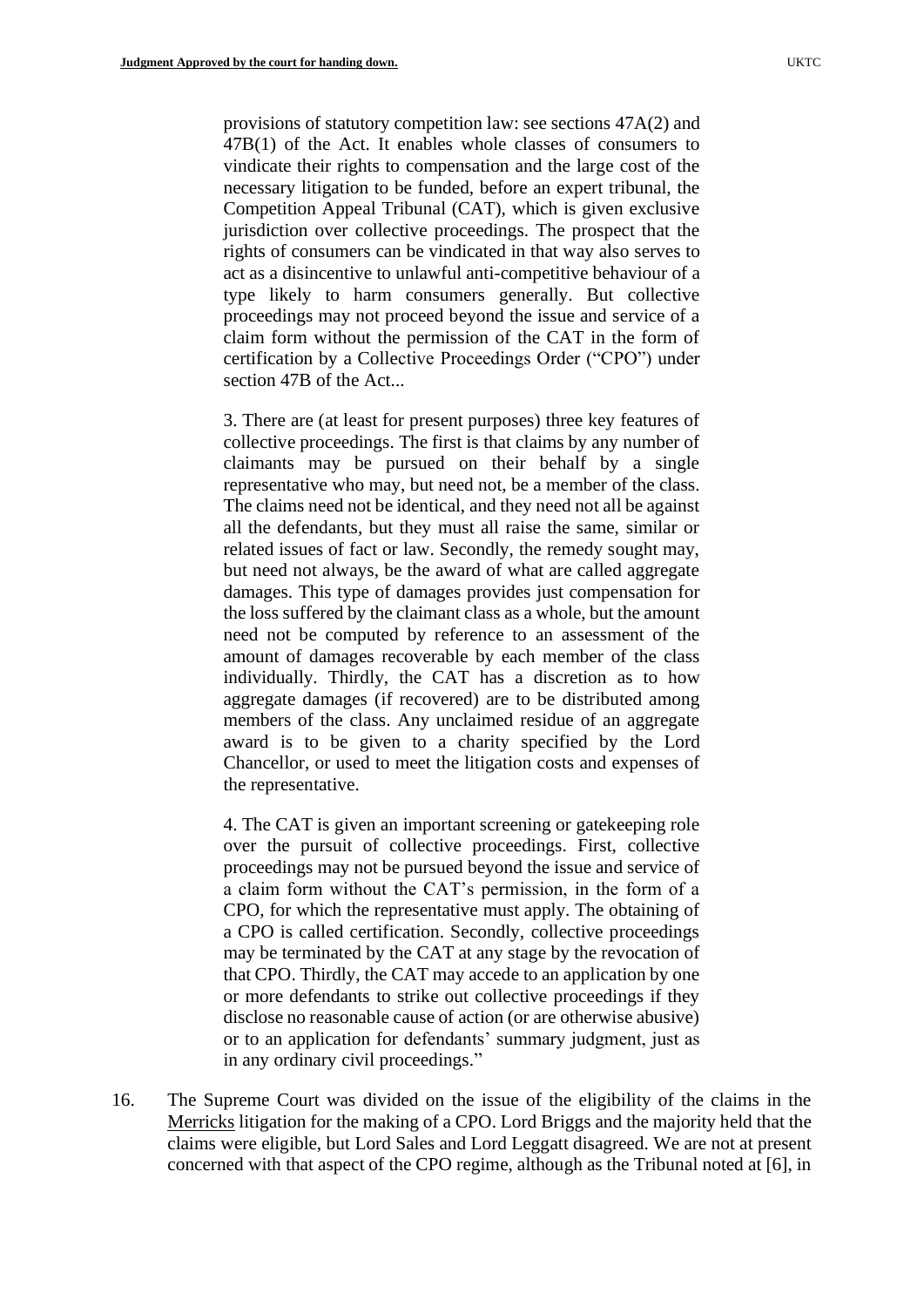> provisions of statutory competition law: see sections 47A(2) and 47B(1) of the Act. It enables whole classes of consumers to vindicate their rights to compensation and the large cost of the necessary litigation to be funded, before an expert tribunal, the Competition Appeal Tribunal (CAT), which is given exclusive jurisdiction over collective proceedings. The prospect that the rights of consumers can be vindicated in that way also serves to act as a disincentive to unlawful anti-competitive behaviour of a type likely to harm consumers generally. But collective proceedings may not proceed beyond the issue and service of a claim form without the permission of the CAT in the form of certification by a Collective Proceedings Order ("CPO") under section 47B of the Act...
>
> 3. There are (at least for present purposes) three key features of collective proceedings. The first is that claims by any number of claimants may be pursued on their behalf by a single representative who may, but need not, be a member of the class. The claims need not be identical, and they need not all be against all the defendants, but they must all raise the same, similar or related issues of fact or law. Secondly, the remedy sought may, but need not always, be the award of what are called aggregate damages. This type of damages provides just compensation for the loss suffered by the claimant class as a whole, but the amount need not be computed by reference to an assessment of the amount of damages recoverable by each member of the class individually. Thirdly, the CAT has a discretion as to how aggregate damages (if recovered) are to be distributed among members of the class. Any unclaimed residue of an aggregate award is to be given to a charity specified by the Lord Chancellor, or used to meet the litigation costs and expenses of the representative.
>
> 4. The CAT is given an important screening or gatekeeping role over the pursuit of collective proceedings. First, collective proceedings may not be pursued beyond the issue and service of a claim form without the CAT's permission, in the form of a CPO, for which the representative must apply. The obtaining of a CPO is called certification. Secondly, collective proceedings may be terminated by the CAT at any stage by the revocation of that CPO. Thirdly, the CAT may accede to an application by one or more defendants to strike out collective proceedings if they disclose no reasonable cause of action (or are otherwise abusive) or to an application for defendants' summary judgment, just as in any ordinary civil proceedings."

16. The Supreme Court was divided on the issue of the eligibility of the claims in the Merricks litigation for the making of a CPO. Lord Briggs and the majority held that the claims were eligible, but Lord Sales and Lord Leggatt disagreed. We are not at present concerned with that aspect of the CPO regime, although as the Tribunal noted at [6], in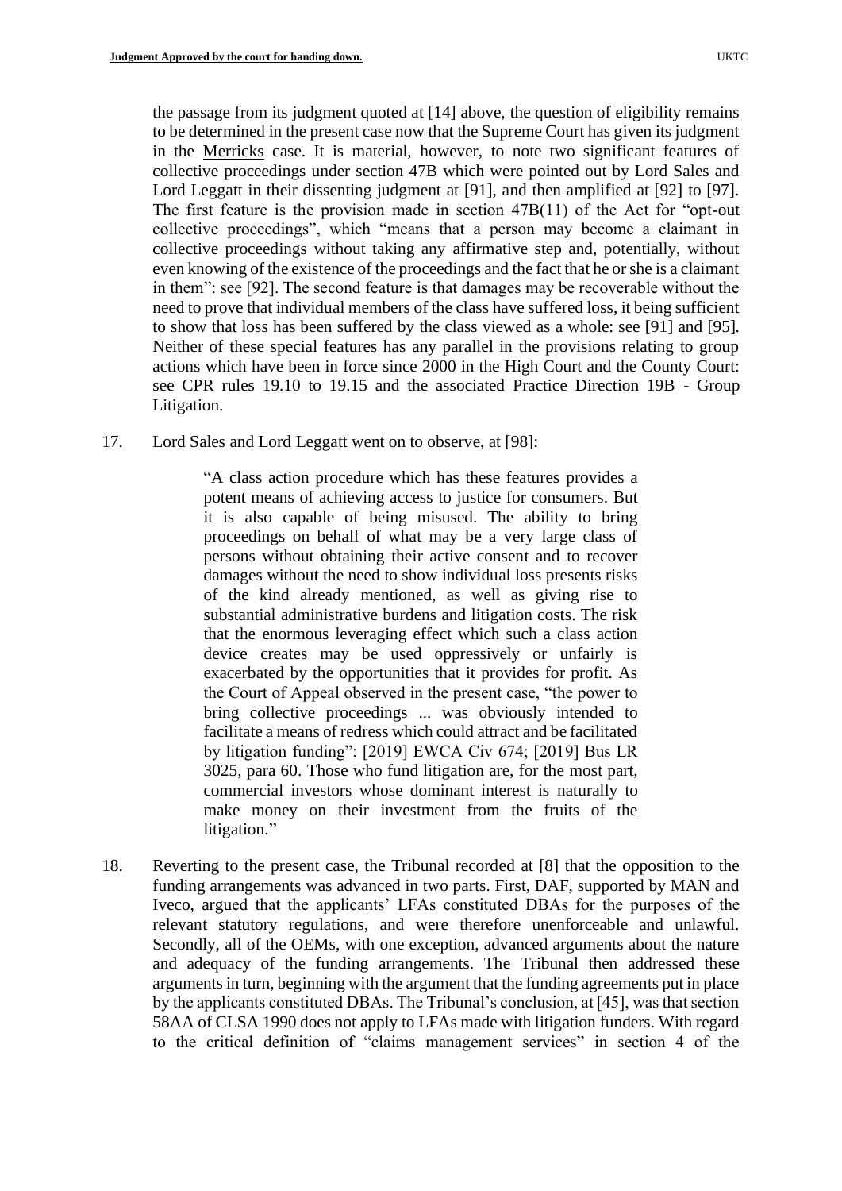the passage from its judgment quoted at [14] above, the question of eligibility remains to be determined in the present case now that the Supreme Court has given its judgment in the Merricks case. It is material, however, to note two significant features of collective proceedings under section 47B which were pointed out by Lord Sales and Lord Leggatt in their dissenting judgment at [91], and then amplified at [92] to [97]. The first feature is the provision made in section 47B(11) of the Act for "opt-out collective proceedings", which "means that a person may become a claimant in collective proceedings without taking any affirmative step and, potentially, without even knowing of the existence of the proceedings and the fact that he or she is a claimant in them": see [92]. The second feature is that damages may be recoverable without the need to prove that individual members of the class have suffered loss, it being sufficient to show that loss has been suffered by the class viewed as a whole: see [91] and [95]. Neither of these special features has any parallel in the provisions relating to group actions which have been in force since 2000 in the High Court and the County Court: see CPR rules 19.10 to 19.15 and the associated Practice Direction 19B - Group Litigation.

17. Lord Sales and Lord Leggatt went on to observe, at [98]:

> "A class action procedure which has these features provides a potent means of achieving access to justice for consumers. But it is also capable of being misused. The ability to bring proceedings on behalf of what may be a very large class of persons without obtaining their active consent and to recover damages without the need to show individual loss presents risks of the kind already mentioned, as well as giving rise to substantial administrative burdens and litigation costs. The risk that the enormous leveraging effect which such a class action device creates may be used oppressively or unfairly is exacerbated by the opportunities that it provides for profit. As the Court of Appeal observed in the present case, "the power to bring collective proceedings ... was obviously intended to facilitate a means of redress which could attract and be facilitated by litigation funding": [2019] EWCA Civ 674; [2019] Bus LR 3025, para 60. Those who fund litigation are, for the most part, commercial investors whose dominant interest is naturally to make money on their investment from the fruits of the litigation."

18. Reverting to the present case, the Tribunal recorded at [8] that the opposition to the funding arrangements was advanced in two parts. First, DAF, supported by MAN and Iveco, argued that the applicants' LFAs constituted DBAs for the purposes of the relevant statutory regulations, and were therefore unenforceable and unlawful. Secondly, all of the OEMs, with one exception, advanced arguments about the nature and adequacy of the funding arrangements. The Tribunal then addressed these arguments in turn, beginning with the argument that the funding agreements put in place by the applicants constituted DBAs. The Tribunal's conclusion, at [45], was that section 58AA of CLSA 1990 does not apply to LFAs made with litigation funders. With regard to the critical definition of "claims management services" in section 4 of the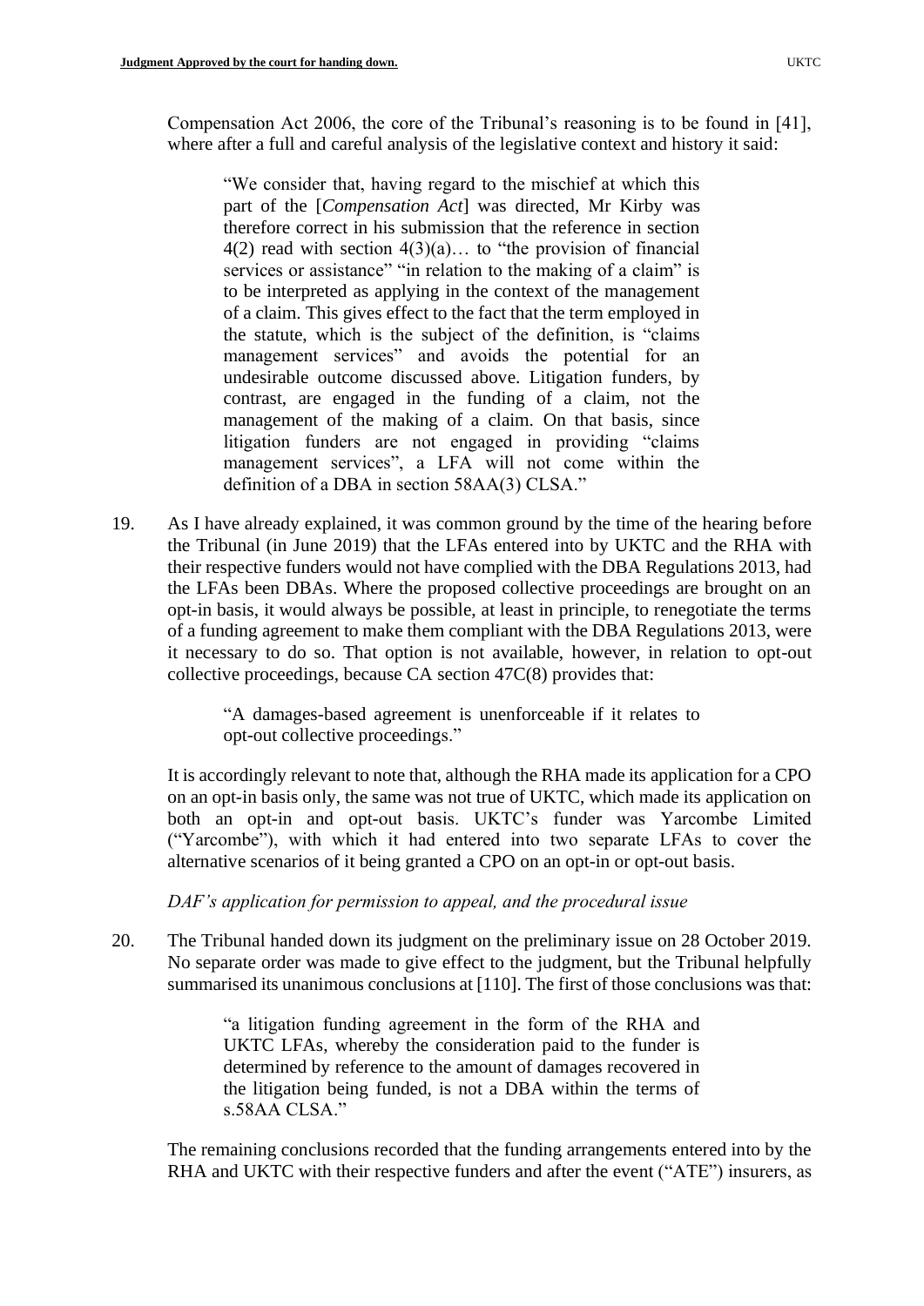Compensation Act 2006, the core of the Tribunal's reasoning is to be found in [41], where after a full and careful analysis of the legislative context and history it said:

> "We consider that, having regard to the mischief at which this part of the [*Compensation Act*] was directed, Mr Kirby was therefore correct in his submission that the reference in section 4(2) read with section 4(3)(a)… to "the provision of financial services or assistance" "in relation to the making of a claim" is to be interpreted as applying in the context of the management of a claim. This gives effect to the fact that the term employed in the statute, which is the subject of the definition, is "claims management services" and avoids the potential for an undesirable outcome discussed above. Litigation funders, by contrast, are engaged in the funding of a claim, not the management of the making of a claim. On that basis, since litigation funders are not engaged in providing "claims management services", a LFA will not come within the definition of a DBA in section 58AA(3) CLSA."

19. As I have already explained, it was common ground by the time of the hearing before the Tribunal (in June 2019) that the LFAs entered into by UKTC and the RHA with their respective funders would not have complied with the DBA Regulations 2013, had the LFAs been DBAs. Where the proposed collective proceedings are brought on an opt-in basis, it would always be possible, at least in principle, to renegotiate the terms of a funding agreement to make them compliant with the DBA Regulations 2013, were it necessary to do so. That option is not available, however, in relation to opt-out collective proceedings, because CA section 47C(8) provides that:

> "A damages-based agreement is unenforceable if it relates to opt-out collective proceedings."

It is accordingly relevant to note that, although the RHA made its application for a CPO on an opt-in basis only, the same was not true of UKTC, which made its application on both an opt-in and opt-out basis. UKTC's funder was Yarcombe Limited ("Yarcombe"), with which it had entered into two separate LFAs to cover the alternative scenarios of it being granted a CPO on an opt-in or opt-out basis.

*DAF's application for permission to appeal, and the procedural issue*

20. The Tribunal handed down its judgment on the preliminary issue on 28 October 2019. No separate order was made to give effect to the judgment, but the Tribunal helpfully summarised its unanimous conclusions at [110]. The first of those conclusions was that:

> "a litigation funding agreement in the form of the RHA and UKTC LFAs, whereby the consideration paid to the funder is determined by reference to the amount of damages recovered in the litigation being funded, is not a DBA within the terms of s.58AA CLSA."

The remaining conclusions recorded that the funding arrangements entered into by the RHA and UKTC with their respective funders and after the event ("ATE") insurers, as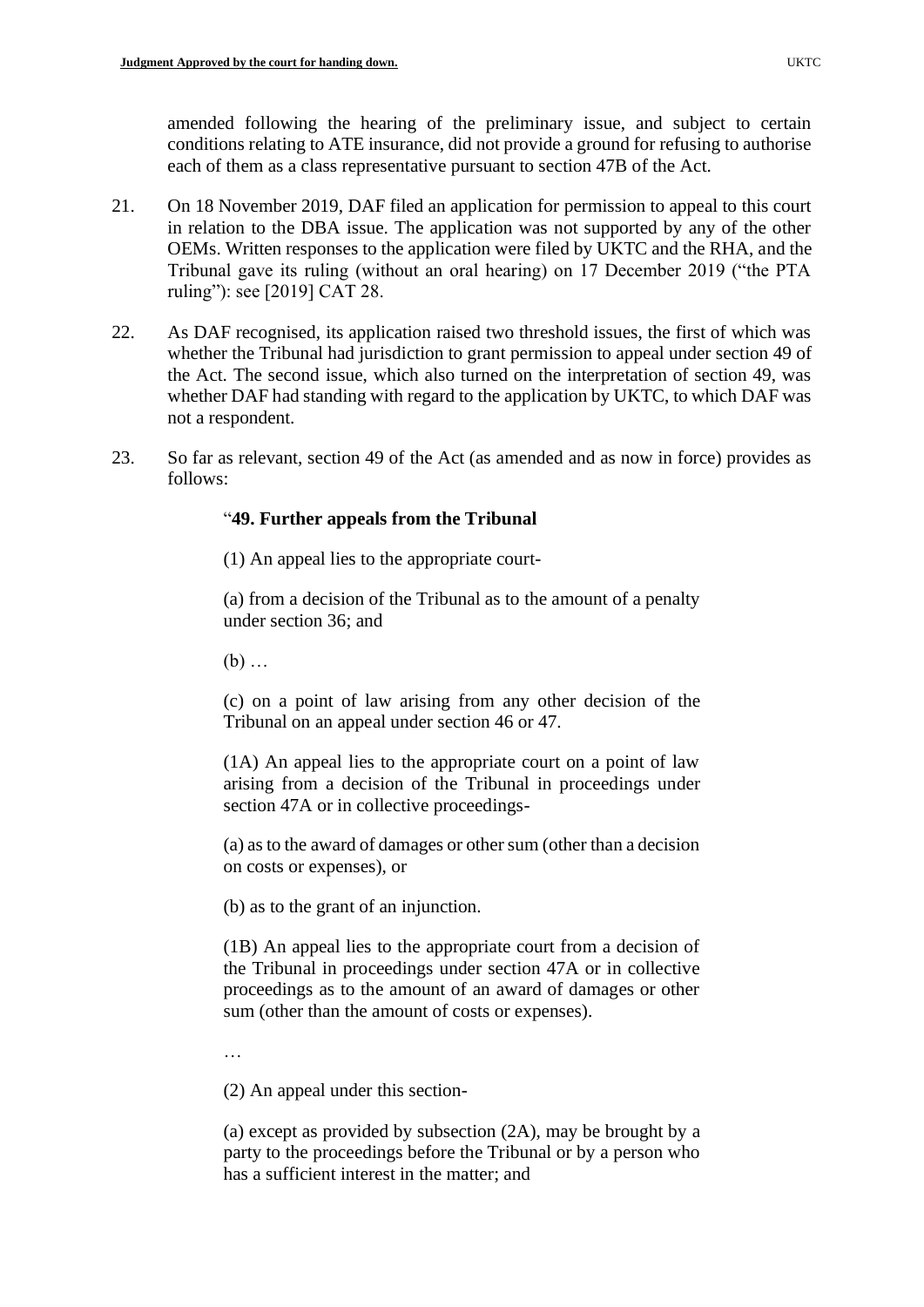amended following the hearing of the preliminary issue, and subject to certain conditions relating to ATE insurance, did not provide a ground for refusing to authorise each of them as a class representative pursuant to section 47B of the Act.

21. On 18 November 2019, DAF filed an application for permission to appeal to this court in relation to the DBA issue. The application was not supported by any of the other OEMs. Written responses to the application were filed by UKTC and the RHA, and the Tribunal gave its ruling (without an oral hearing) on 17 December 2019 ("the PTA ruling"): see [2019] CAT 28.

22. As DAF recognised, its application raised two threshold issues, the first of which was whether the Tribunal had jurisdiction to grant permission to appeal under section 49 of the Act. The second issue, which also turned on the interpretation of section 49, was whether DAF had standing with regard to the application by UKTC, to which DAF was not a respondent.

23. So far as relevant, section 49 of the Act (as amended and as now in force) provides as follows:

> "**49. Further appeals from the Tribunal**
>
> (1) An appeal lies to the appropriate court-
>
> (a) from a decision of the Tribunal as to the amount of a penalty under section 36; and
>
> (b) …
>
> (c) on a point of law arising from any other decision of the Tribunal on an appeal under section 46 or 47.
>
> (1A) An appeal lies to the appropriate court on a point of law arising from a decision of the Tribunal in proceedings under section 47A or in collective proceedings-
>
> (a) as to the award of damages or other sum (other than a decision on costs or expenses), or
>
> (b) as to the grant of an injunction.
>
> (1B) An appeal lies to the appropriate court from a decision of the Tribunal in proceedings under section 47A or in collective proceedings as to the amount of an award of damages or other sum (other than the amount of costs or expenses).
>
> …
>
> (2) An appeal under this section-
>
> (a) except as provided by subsection (2A), may be brought by a party to the proceedings before the Tribunal or by a person who has a sufficient interest in the matter; and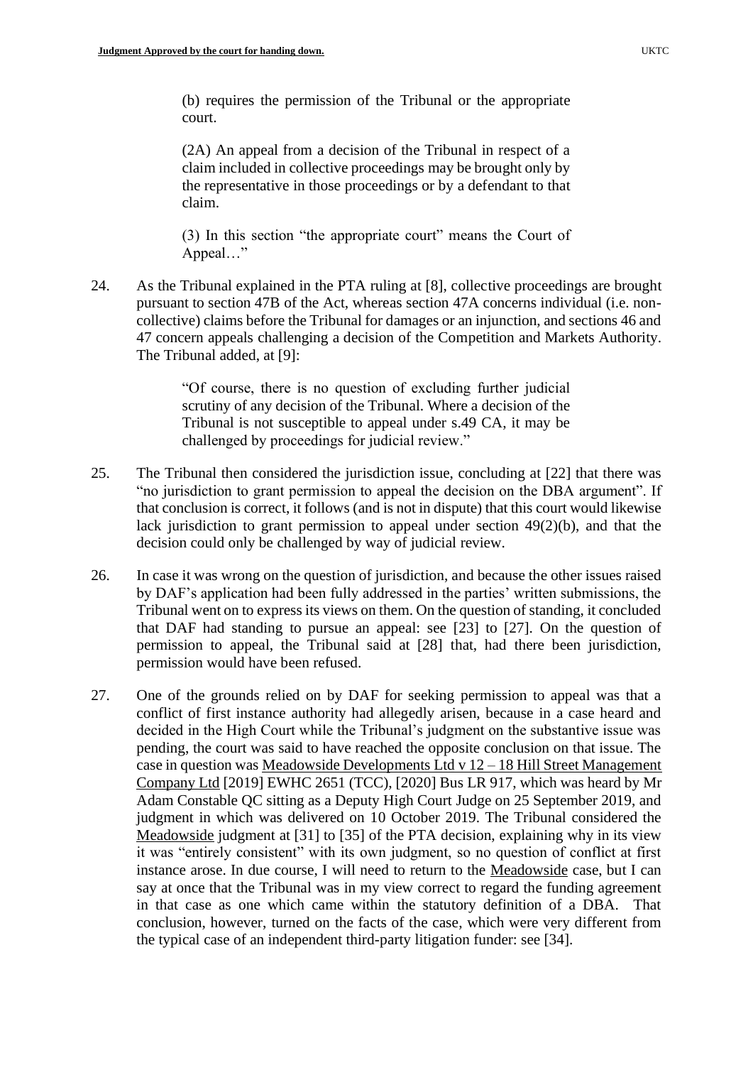> (b) requires the permission of the Tribunal or the appropriate court.
>
> (2A) An appeal from a decision of the Tribunal in respect of a claim included in collective proceedings may be brought only by the representative in those proceedings or by a defendant to that claim.
>
> (3) In this section "the appropriate court" means the Court of Appeal…"

24. As the Tribunal explained in the PTA ruling at [8], collective proceedings are brought pursuant to section 47B of the Act, whereas section 47A concerns individual (i.e. non-collective) claims before the Tribunal for damages or an injunction, and sections 46 and 47 concern appeals challenging a decision of the Competition and Markets Authority. The Tribunal added, at [9]:

> "Of course, there is no question of excluding further judicial scrutiny of any decision of the Tribunal. Where a decision of the Tribunal is not susceptible to appeal under s.49 CA, it may be challenged by proceedings for judicial review."

25. The Tribunal then considered the jurisdiction issue, concluding at [22] that there was "no jurisdiction to grant permission to appeal the decision on the DBA argument". If that conclusion is correct, it follows (and is not in dispute) that this court would likewise lack jurisdiction to grant permission to appeal under section 49(2)(b), and that the decision could only be challenged by way of judicial review.

26. In case it was wrong on the question of jurisdiction, and because the other issues raised by DAF's application had been fully addressed in the parties' written submissions, the Tribunal went on to express its views on them. On the question of standing, it concluded that DAF had standing to pursue an appeal: see [23] to [27]. On the question of permission to appeal, the Tribunal said at [28] that, had there been jurisdiction, permission would have been refused.

27. One of the grounds relied on by DAF for seeking permission to appeal was that a conflict of first instance authority had allegedly arisen, because in a case heard and decided in the High Court while the Tribunal's judgment on the substantive issue was pending, the court was said to have reached the opposite conclusion on that issue. The case in question was Meadowside Developments Ltd v 12 – 18 Hill Street Management Company Ltd [2019] EWHC 2651 (TCC), [2020] Bus LR 917, which was heard by Mr Adam Constable QC sitting as a Deputy High Court Judge on 25 September 2019, and judgment in which was delivered on 10 October 2019. The Tribunal considered the Meadowside judgment at [31] to [35] of the PTA decision, explaining why in its view it was "entirely consistent" with its own judgment, so no question of conflict at first instance arose. In due course, I will need to return to the Meadowside case, but I can say at once that the Tribunal was in my view correct to regard the funding agreement in that case as one which came within the statutory definition of a DBA. That conclusion, however, turned on the facts of the case, which were very different from the typical case of an independent third-party litigation funder: see [34].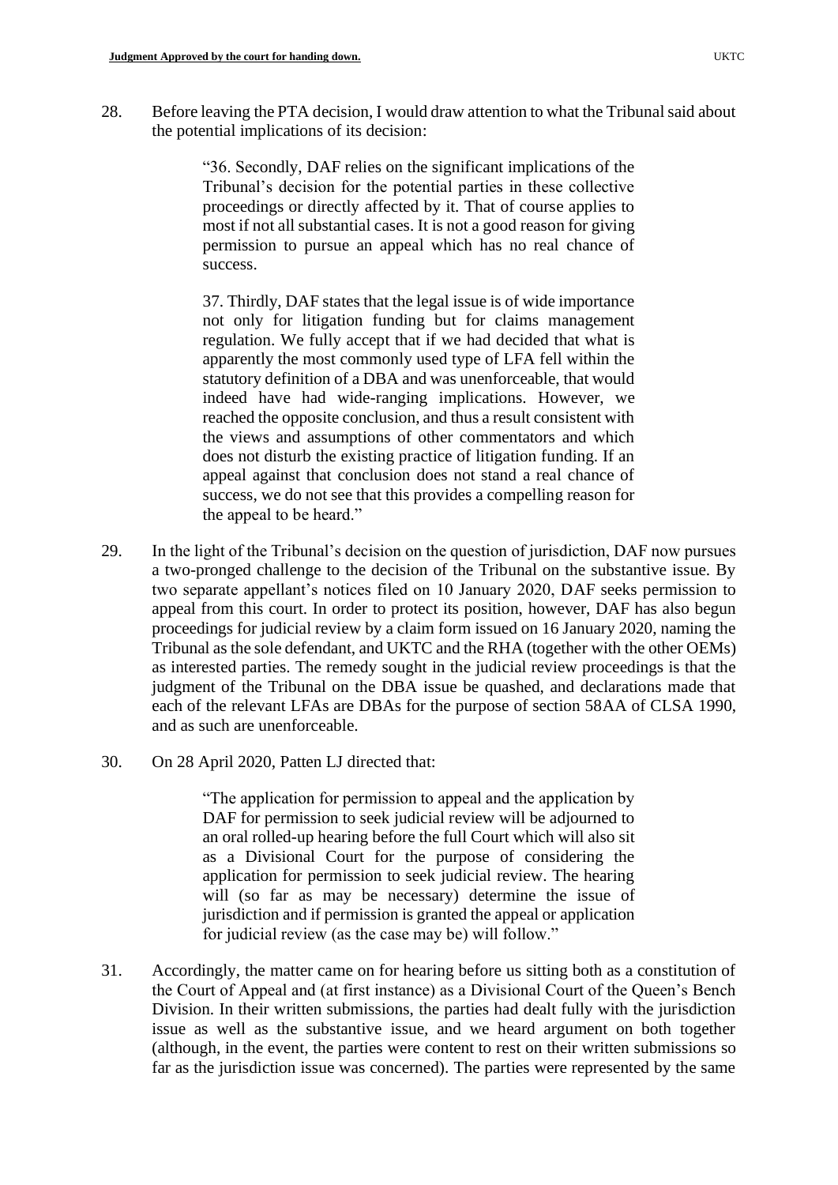28. Before leaving the PTA decision, I would draw attention to what the Tribunal said about the potential implications of its decision:

> "36. Secondly, DAF relies on the significant implications of the Tribunal's decision for the potential parties in these collective proceedings or directly affected by it. That of course applies to most if not all substantial cases. It is not a good reason for giving permission to pursue an appeal which has no real chance of success.
>
> 37. Thirdly, DAF states that the legal issue is of wide importance not only for litigation funding but for claims management regulation. We fully accept that if we had decided that what is apparently the most commonly used type of LFA fell within the statutory definition of a DBA and was unenforceable, that would indeed have had wide-ranging implications. However, we reached the opposite conclusion, and thus a result consistent with the views and assumptions of other commentators and which does not disturb the existing practice of litigation funding. If an appeal against that conclusion does not stand a real chance of success, we do not see that this provides a compelling reason for the appeal to be heard."

29. In the light of the Tribunal's decision on the question of jurisdiction, DAF now pursues a two-pronged challenge to the decision of the Tribunal on the substantive issue. By two separate appellant's notices filed on 10 January 2020, DAF seeks permission to appeal from this court. In order to protect its position, however, DAF has also begun proceedings for judicial review by a claim form issued on 16 January 2020, naming the Tribunal as the sole defendant, and UKTC and the RHA (together with the other OEMs) as interested parties. The remedy sought in the judicial review proceedings is that the judgment of the Tribunal on the DBA issue be quashed, and declarations made that each of the relevant LFAs are DBAs for the purpose of section 58AA of CLSA 1990, and as such are unenforceable.

30. On 28 April 2020, Patten LJ directed that:

> "The application for permission to appeal and the application by DAF for permission to seek judicial review will be adjourned to an oral rolled-up hearing before the full Court which will also sit as a Divisional Court for the purpose of considering the application for permission to seek judicial review. The hearing will (so far as may be necessary) determine the issue of jurisdiction and if permission is granted the appeal or application for judicial review (as the case may be) will follow."

31. Accordingly, the matter came on for hearing before us sitting both as a constitution of the Court of Appeal and (at first instance) as a Divisional Court of the Queen's Bench Division. In their written submissions, the parties had dealt fully with the jurisdiction issue as well as the substantive issue, and we heard argument on both together (although, in the event, the parties were content to rest on their written submissions so far as the jurisdiction issue was concerned). The parties were represented by the same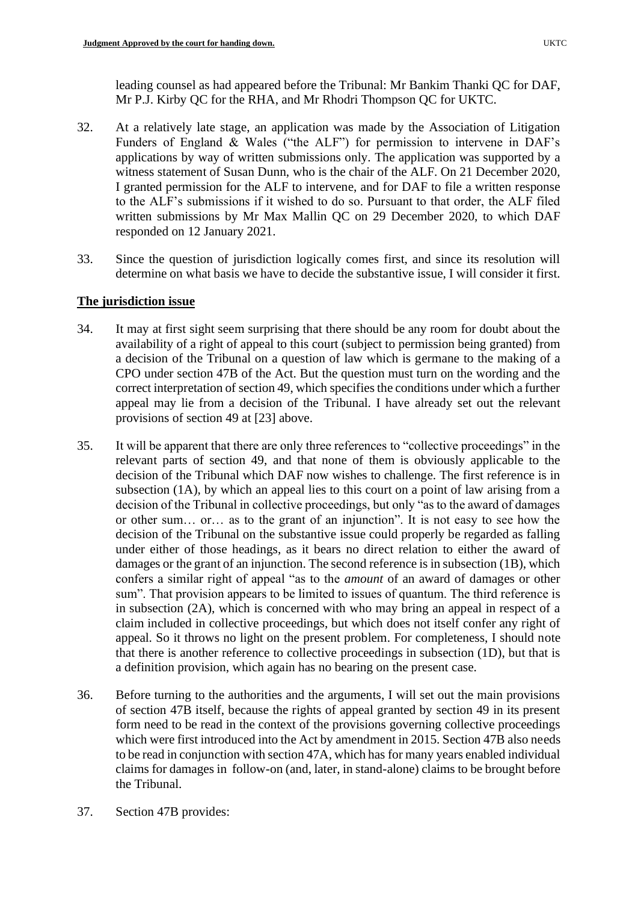leading counsel as had appeared before the Tribunal: Mr Bankim Thanki QC for DAF, Mr P.J. Kirby QC for the RHA, and Mr Rhodri Thompson QC for UKTC.

32. At a relatively late stage, an application was made by the Association of Litigation Funders of England & Wales ("the ALF") for permission to intervene in DAF's applications by way of written submissions only. The application was supported by a witness statement of Susan Dunn, who is the chair of the ALF. On 21 December 2020, I granted permission for the ALF to intervene, and for DAF to file a written response to the ALF's submissions if it wished to do so. Pursuant to that order, the ALF filed written submissions by Mr Max Mallin QC on 29 December 2020, to which DAF responded on 12 January 2021.

33. Since the question of jurisdiction logically comes first, and since its resolution will determine on what basis we have to decide the substantive issue, I will consider it first.

## The jurisdiction issue

34. It may at first sight seem surprising that there should be any room for doubt about the availability of a right of appeal to this court (subject to permission being granted) from a decision of the Tribunal on a question of law which is germane to the making of a CPO under section 47B of the Act. But the question must turn on the wording and the correct interpretation of section 49, which specifies the conditions under which a further appeal may lie from a decision of the Tribunal. I have already set out the relevant provisions of section 49 at [23] above.

35. It will be apparent that there are only three references to "collective proceedings" in the relevant parts of section 49, and that none of them is obviously applicable to the decision of the Tribunal which DAF now wishes to challenge. The first reference is in subsection (1A), by which an appeal lies to this court on a point of law arising from a decision of the Tribunal in collective proceedings, but only "as to the award of damages or other sum… or… as to the grant of an injunction". It is not easy to see how the decision of the Tribunal on the substantive issue could properly be regarded as falling under either of those headings, as it bears no direct relation to either the award of damages or the grant of an injunction. The second reference is in subsection (1B), which confers a similar right of appeal "as to the *amount* of an award of damages or other sum". That provision appears to be limited to issues of quantum. The third reference is in subsection (2A), which is concerned with who may bring an appeal in respect of a claim included in collective proceedings, but which does not itself confer any right of appeal. So it throws no light on the present problem. For completeness, I should note that there is another reference to collective proceedings in subsection (1D), but that is a definition provision, which again has no bearing on the present case.

36. Before turning to the authorities and the arguments, I will set out the main provisions of section 47B itself, because the rights of appeal granted by section 49 in its present form need to be read in the context of the provisions governing collective proceedings which were first introduced into the Act by amendment in 2015. Section 47B also needs to be read in conjunction with section 47A, which has for many years enabled individual claims for damages in follow-on (and, later, in stand-alone) claims to be brought before the Tribunal.

37. Section 47B provides: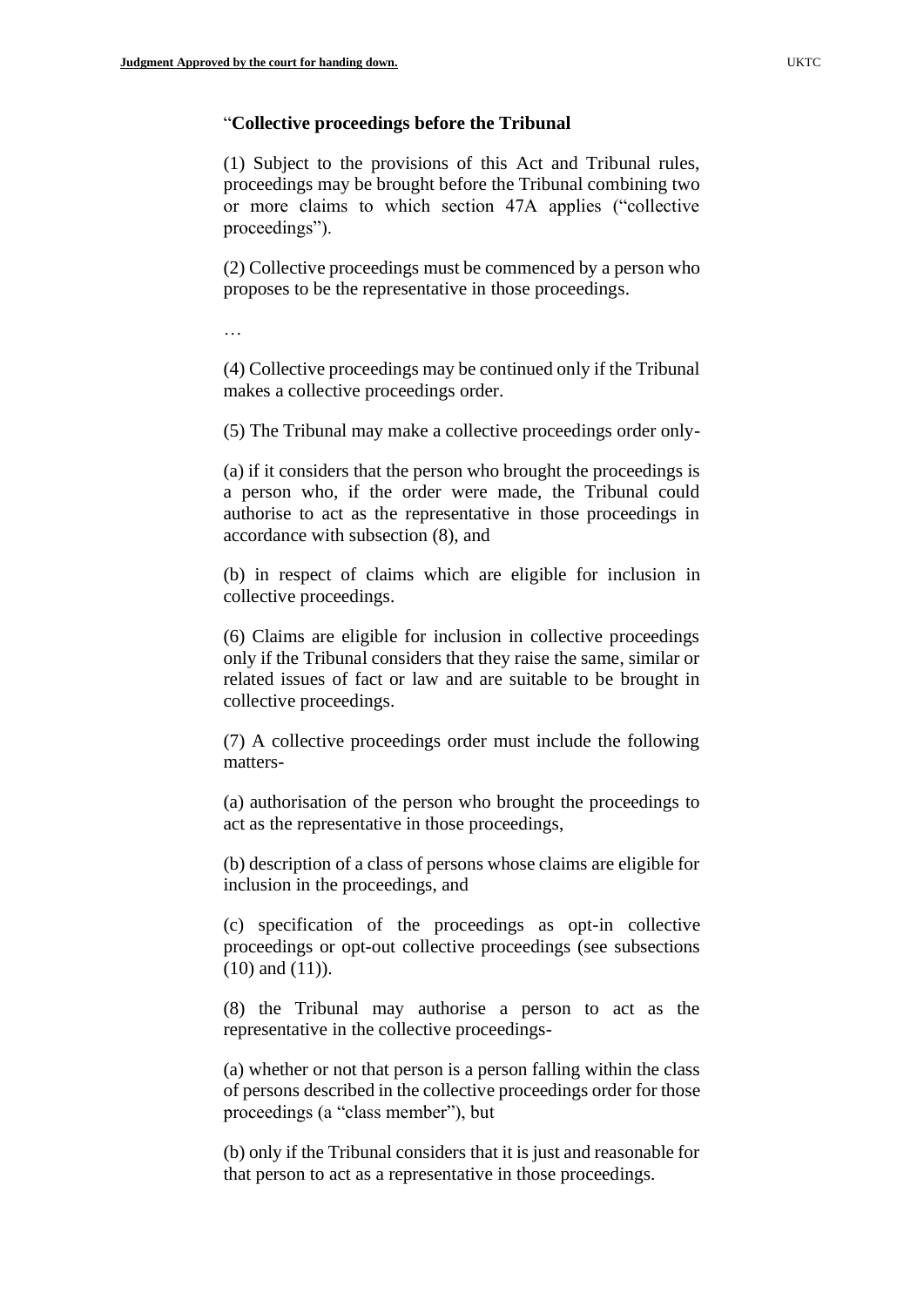"**Collective proceedings before the Tribunal**

(1) Subject to the provisions of this Act and Tribunal rules, proceedings may be brought before the Tribunal combining two or more claims to which section 47A applies ("collective proceedings").

(2) Collective proceedings must be commenced by a person who proposes to be the representative in those proceedings.

…

(4) Collective proceedings may be continued only if the Tribunal makes a collective proceedings order.

(5) The Tribunal may make a collective proceedings order only-

(a) if it considers that the person who brought the proceedings is a person who, if the order were made, the Tribunal could authorise to act as the representative in those proceedings in accordance with subsection (8), and

(b) in respect of claims which are eligible for inclusion in collective proceedings.

(6) Claims are eligible for inclusion in collective proceedings only if the Tribunal considers that they raise the same, similar or related issues of fact or law and are suitable to be brought in collective proceedings.

(7) A collective proceedings order must include the following matters-

(a) authorisation of the person who brought the proceedings to act as the representative in those proceedings,

(b) description of a class of persons whose claims are eligible for inclusion in the proceedings, and

(c) specification of the proceedings as opt-in collective proceedings or opt-out collective proceedings (see subsections (10) and (11)).

(8) the Tribunal may authorise a person to act as the representative in the collective proceedings-

(a) whether or not that person is a person falling within the class of persons described in the collective proceedings order for those proceedings (a "class member"), but

(b) only if the Tribunal considers that it is just and reasonable for that person to act as a representative in those proceedings.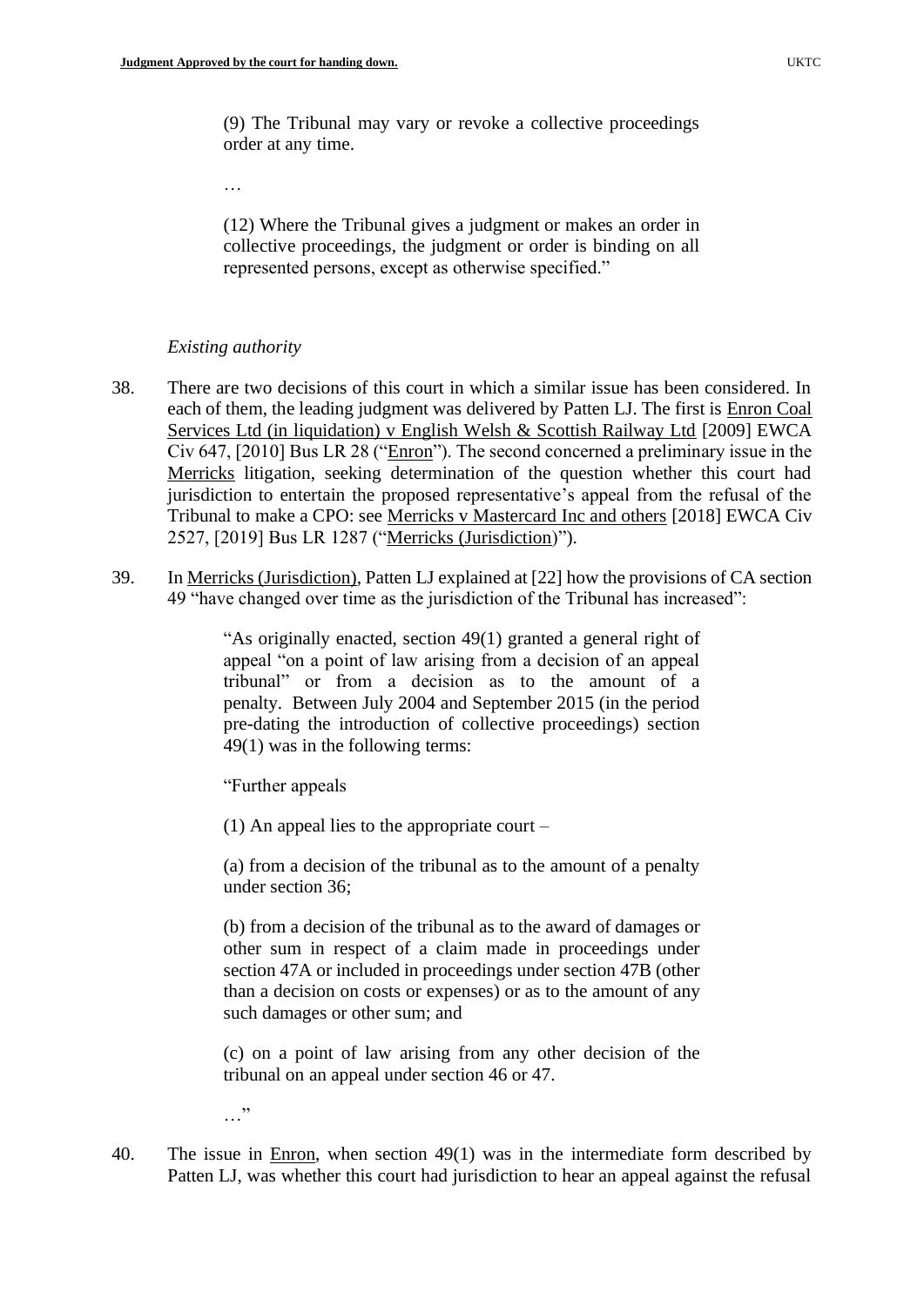> (9) The Tribunal may vary or revoke a collective proceedings order at any time.
>
> …
>
> (12) Where the Tribunal gives a judgment or makes an order in collective proceedings, the judgment or order is binding on all represented persons, except as otherwise specified."

*Existing authority*

38. There are two decisions of this court in which a similar issue has been considered. In each of them, the leading judgment was delivered by Patten LJ. The first is Enron Coal Services Ltd (in liquidation) v English Welsh & Scottish Railway Ltd [2009] EWCA Civ 647, [2010] Bus LR 28 ("Enron"). The second concerned a preliminary issue in the Merricks litigation, seeking determination of the question whether this court had jurisdiction to entertain the proposed representative's appeal from the refusal of the Tribunal to make a CPO: see Merricks v Mastercard Inc and others [2018] EWCA Civ 2527, [2019] Bus LR 1287 ("Merricks (Jurisdiction)").

39. In Merricks (Jurisdiction), Patten LJ explained at [22] how the provisions of CA section 49 "have changed over time as the jurisdiction of the Tribunal has increased":

> "As originally enacted, section 49(1) granted a general right of appeal "on a point of law arising from a decision of an appeal tribunal" or from a decision as to the amount of a penalty. Between July 2004 and September 2015 (in the period pre-dating the introduction of collective proceedings) section 49(1) was in the following terms:
>
> "Further appeals
>
> (1) An appeal lies to the appropriate court –
>
> (a) from a decision of the tribunal as to the amount of a penalty under section 36;
>
> (b) from a decision of the tribunal as to the award of damages or other sum in respect of a claim made in proceedings under section 47A or included in proceedings under section 47B (other than a decision on costs or expenses) or as to the amount of any such damages or other sum; and
>
> (c) on a point of law arising from any other decision of the tribunal on an appeal under section 46 or 47.
>
> …"

40. The issue in Enron, when section 49(1) was in the intermediate form described by Patten LJ, was whether this court had jurisdiction to hear an appeal against the refusal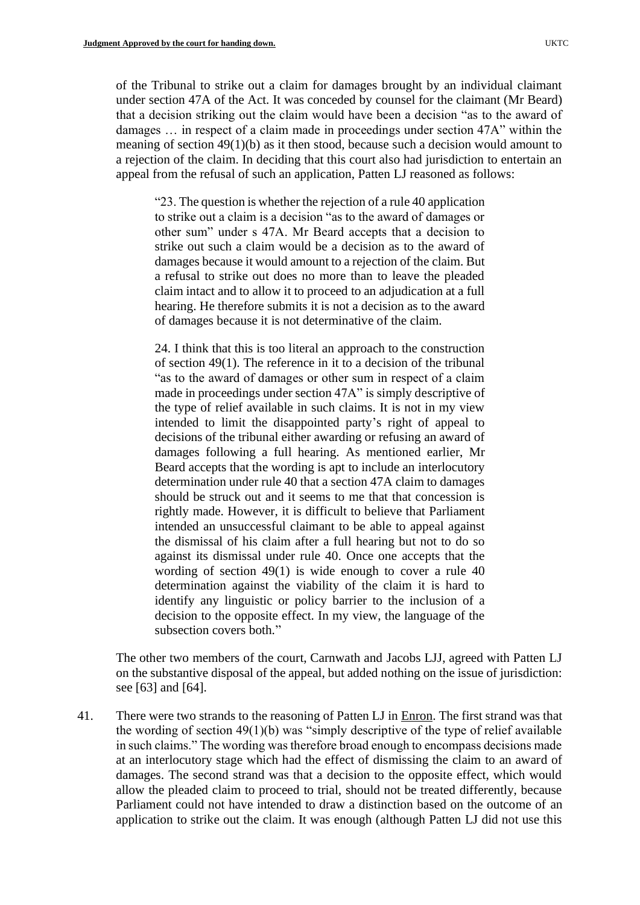of the Tribunal to strike out a claim for damages brought by an individual claimant under section 47A of the Act. It was conceded by counsel for the claimant (Mr Beard) that a decision striking out the claim would have been a decision "as to the award of damages … in respect of a claim made in proceedings under section 47A" within the meaning of section 49(1)(b) as it then stood, because such a decision would amount to a rejection of the claim. In deciding that this court also had jurisdiction to entertain an appeal from the refusal of such an application, Patten LJ reasoned as follows:

> "23. The question is whether the rejection of a rule 40 application to strike out a claim is a decision "as to the award of damages or other sum" under s 47A. Mr Beard accepts that a decision to strike out such a claim would be a decision as to the award of damages because it would amount to a rejection of the claim. But a refusal to strike out does no more than to leave the pleaded claim intact and to allow it to proceed to an adjudication at a full hearing. He therefore submits it is not a decision as to the award of damages because it is not determinative of the claim.
>
> 24. I think that this is too literal an approach to the construction of section 49(1). The reference in it to a decision of the tribunal "as to the award of damages or other sum in respect of a claim made in proceedings under section 47A" is simply descriptive of the type of relief available in such claims. It is not in my view intended to limit the disappointed party's right of appeal to decisions of the tribunal either awarding or refusing an award of damages following a full hearing. As mentioned earlier, Mr Beard accepts that the wording is apt to include an interlocutory determination under rule 40 that a section 47A claim to damages should be struck out and it seems to me that that concession is rightly made. However, it is difficult to believe that Parliament intended an unsuccessful claimant to be able to appeal against the dismissal of his claim after a full hearing but not to do so against its dismissal under rule 40. Once one accepts that the wording of section 49(1) is wide enough to cover a rule 40 determination against the viability of the claim it is hard to identify any linguistic or policy barrier to the inclusion of a decision to the opposite effect. In my view, the language of the subsection covers both."

The other two members of the court, Carnwath and Jacobs LJJ, agreed with Patten LJ on the substantive disposal of the appeal, but added nothing on the issue of jurisdiction: see [63] and [64].

41. There were two strands to the reasoning of Patten LJ in Enron. The first strand was that the wording of section 49(1)(b) was "simply descriptive of the type of relief available in such claims." The wording was therefore broad enough to encompass decisions made at an interlocutory stage which had the effect of dismissing the claim to an award of damages. The second strand was that a decision to the opposite effect, which would allow the pleaded claim to proceed to trial, should not be treated differently, because Parliament could not have intended to draw a distinction based on the outcome of an application to strike out the claim. It was enough (although Patten LJ did not use this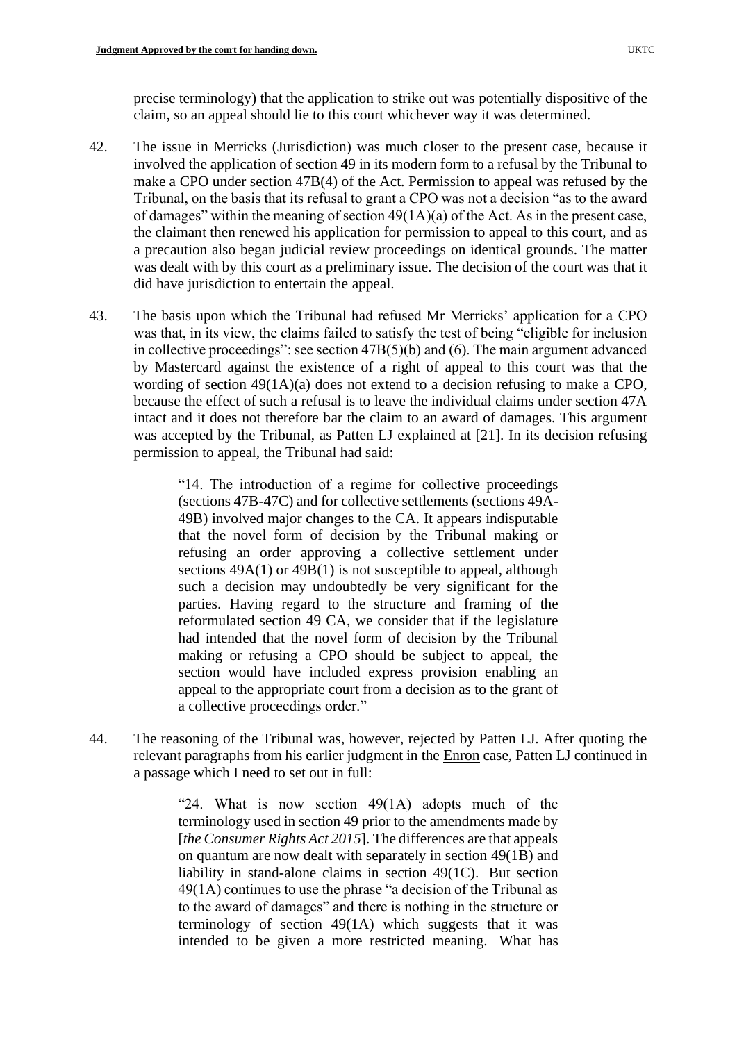precise terminology) that the application to strike out was potentially dispositive of the claim, so an appeal should lie to this court whichever way it was determined.

42. The issue in Merricks (Jurisdiction) was much closer to the present case, because it involved the application of section 49 in its modern form to a refusal by the Tribunal to make a CPO under section 47B(4) of the Act. Permission to appeal was refused by the Tribunal, on the basis that its refusal to grant a CPO was not a decision "as to the award of damages" within the meaning of section 49(1A)(a) of the Act. As in the present case, the claimant then renewed his application for permission to appeal to this court, and as a precaution also began judicial review proceedings on identical grounds. The matter was dealt with by this court as a preliminary issue. The decision of the court was that it did have jurisdiction to entertain the appeal.

43. The basis upon which the Tribunal had refused Mr Merricks' application for a CPO was that, in its view, the claims failed to satisfy the test of being "eligible for inclusion in collective proceedings": see section 47B(5)(b) and (6). The main argument advanced by Mastercard against the existence of a right of appeal to this court was that the wording of section 49(1A)(a) does not extend to a decision refusing to make a CPO, because the effect of such a refusal is to leave the individual claims under section 47A intact and it does not therefore bar the claim to an award of damages. This argument was accepted by the Tribunal, as Patten LJ explained at [21]. In its decision refusing permission to appeal, the Tribunal had said:

> "14. The introduction of a regime for collective proceedings (sections 47B-47C) and for collective settlements (sections 49A-49B) involved major changes to the CA. It appears indisputable that the novel form of decision by the Tribunal making or refusing an order approving a collective settlement under sections 49A(1) or 49B(1) is not susceptible to appeal, although such a decision may undoubtedly be very significant for the parties. Having regard to the structure and framing of the reformulated section 49 CA, we consider that if the legislature had intended that the novel form of decision by the Tribunal making or refusing a CPO should be subject to appeal, the section would have included express provision enabling an appeal to the appropriate court from a decision as to the grant of a collective proceedings order."

44. The reasoning of the Tribunal was, however, rejected by Patten LJ. After quoting the relevant paragraphs from his earlier judgment in the Enron case, Patten LJ continued in a passage which I need to set out in full:

> "24. What is now section 49(1A) adopts much of the terminology used in section 49 prior to the amendments made by [*the Consumer Rights Act 2015*]. The differences are that appeals on quantum are now dealt with separately in section 49(1B) and liability in stand-alone claims in section 49(1C). But section 49(1A) continues to use the phrase "a decision of the Tribunal as to the award of damages" and there is nothing in the structure or terminology of section 49(1A) which suggests that it was intended to be given a more restricted meaning. What has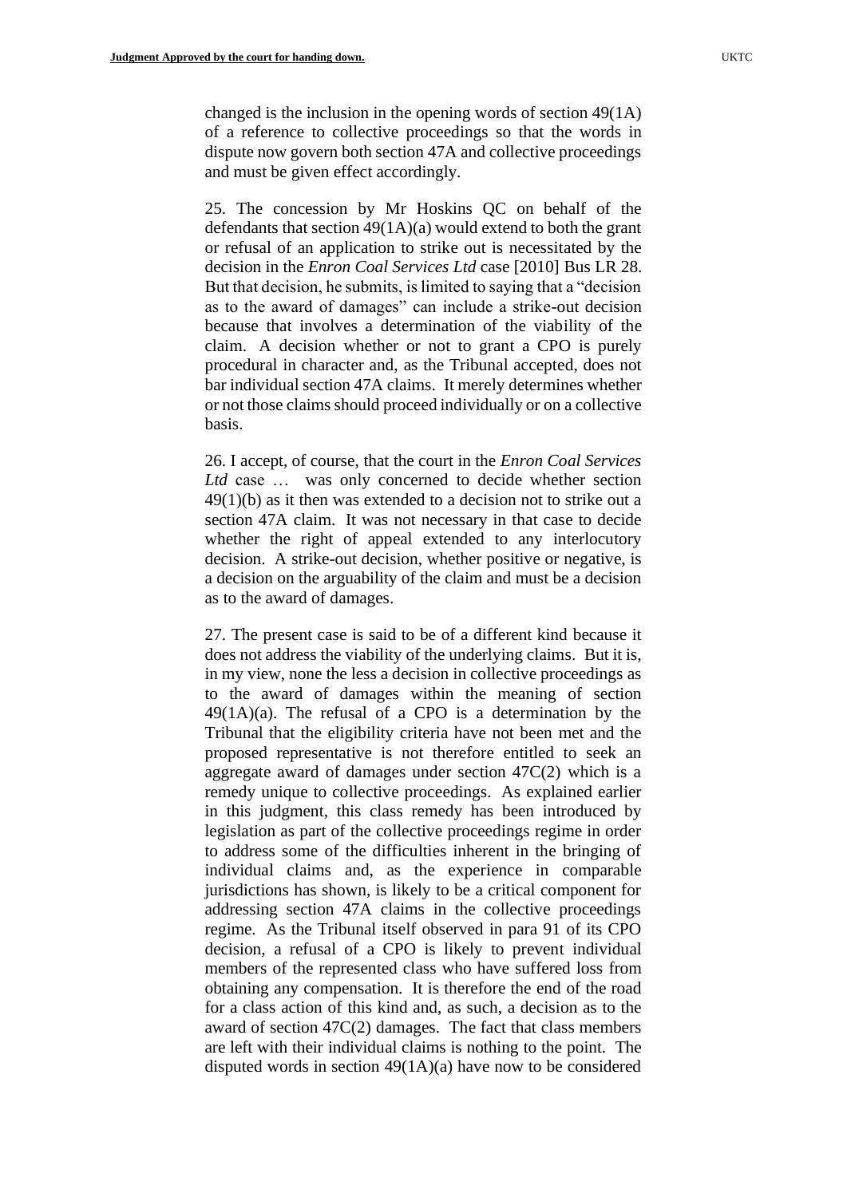changed is the inclusion in the opening words of section 49(1A) of a reference to collective proceedings so that the words in dispute now govern both section 47A and collective proceedings and must be given effect accordingly.

25. The concession by Mr Hoskins QC on behalf of the defendants that section 49(1A)(a) would extend to both the grant or refusal of an application to strike out is necessitated by the decision in the *Enron Coal Services Ltd* case [2010] Bus LR 28. But that decision, he submits, is limited to saying that a "decision as to the award of damages" can include a strike-out decision because that involves a determination of the viability of the claim. A decision whether or not to grant a CPO is purely procedural in character and, as the Tribunal accepted, does not bar individual section 47A claims. It merely determines whether or not those claims should proceed individually or on a collective basis.

26. I accept, of course, that the court in the *Enron Coal Services Ltd* case … was only concerned to decide whether section 49(1)(b) as it then was extended to a decision not to strike out a section 47A claim. It was not necessary in that case to decide whether the right of appeal extended to any interlocutory decision. A strike-out decision, whether positive or negative, is a decision on the arguability of the claim and must be a decision as to the award of damages.

27. The present case is said to be of a different kind because it does not address the viability of the underlying claims. But it is, in my view, none the less a decision in collective proceedings as to the award of damages within the meaning of section 49(1A)(a). The refusal of a CPO is a determination by the Tribunal that the eligibility criteria have not been met and the proposed representative is not therefore entitled to seek an aggregate award of damages under section 47C(2) which is a remedy unique to collective proceedings. As explained earlier in this judgment, this class remedy has been introduced by legislation as part of the collective proceedings regime in order to address some of the difficulties inherent in the bringing of individual claims and, as the experience in comparable jurisdictions has shown, is likely to be a critical component for addressing section 47A claims in the collective proceedings regime. As the Tribunal itself observed in para 91 of its CPO decision, a refusal of a CPO is likely to prevent individual members of the represented class who have suffered loss from obtaining any compensation. It is therefore the end of the road for a class action of this kind and, as such, a decision as to the award of section 47C(2) damages. The fact that class members are left with their individual claims is nothing to the point. The disputed words in section 49(1A)(a) have now to be considered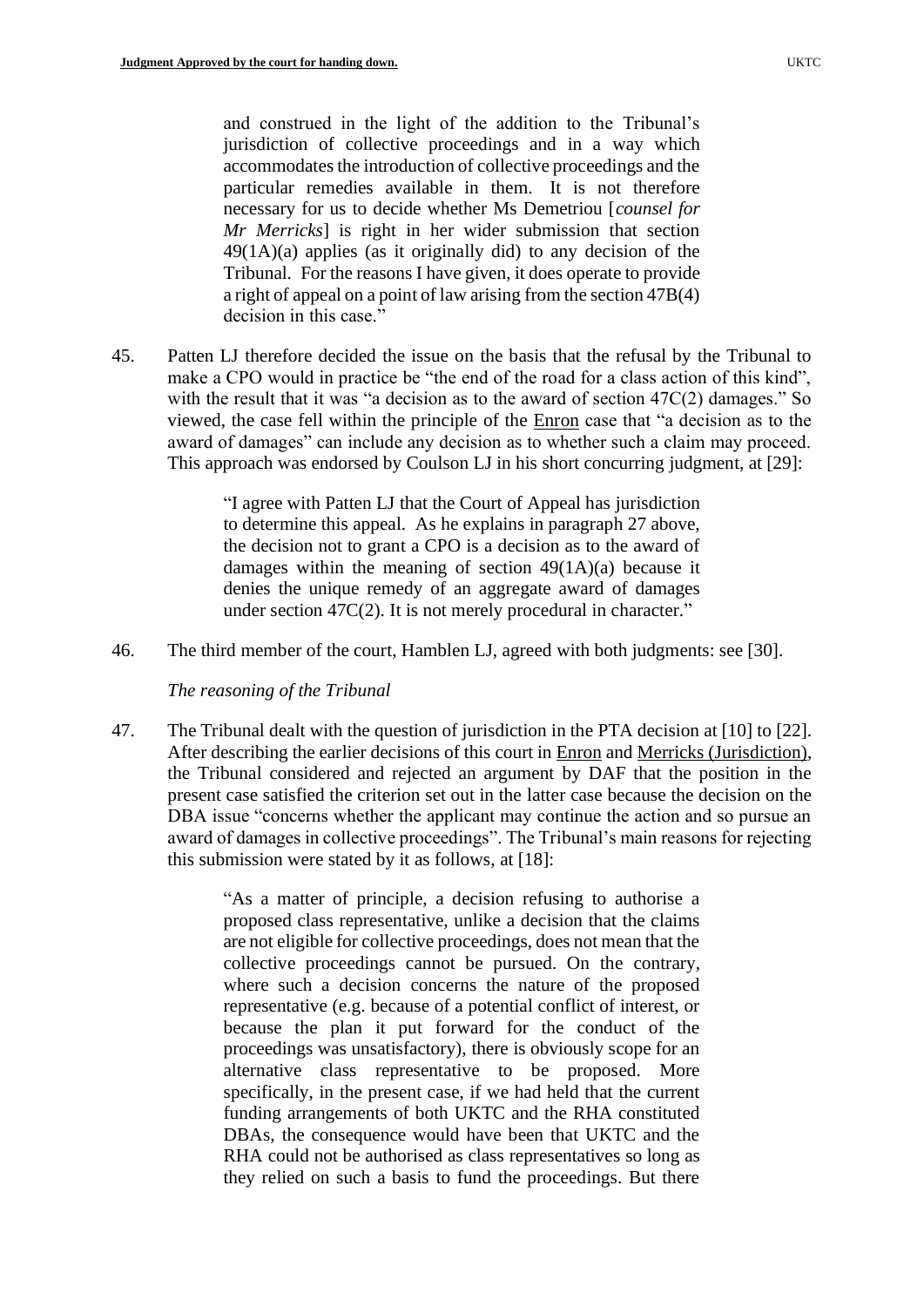> and construed in the light of the addition to the Tribunal's jurisdiction of collective proceedings and in a way which accommodates the introduction of collective proceedings and the particular remedies available in them. It is not therefore necessary for us to decide whether Ms Demetriou [*counsel for Mr Merricks*] is right in her wider submission that section 49(1A)(a) applies (as it originally did) to any decision of the Tribunal. For the reasons I have given, it does operate to provide a right of appeal on a point of law arising from the section 47B(4) decision in this case."

45. Patten LJ therefore decided the issue on the basis that the refusal by the Tribunal to make a CPO would in practice be "the end of the road for a class action of this kind", with the result that it was "a decision as to the award of section 47C(2) damages." So viewed, the case fell within the principle of the Enron case that "a decision as to the award of damages" can include any decision as to whether such a claim may proceed. This approach was endorsed by Coulson LJ in his short concurring judgment, at [29]:

> "I agree with Patten LJ that the Court of Appeal has jurisdiction to determine this appeal. As he explains in paragraph 27 above, the decision not to grant a CPO is a decision as to the award of damages within the meaning of section 49(1A)(a) because it denies the unique remedy of an aggregate award of damages under section 47C(2). It is not merely procedural in character."

46. The third member of the court, Hamblen LJ, agreed with both judgments: see [30].

*The reasoning of the Tribunal*

47. The Tribunal dealt with the question of jurisdiction in the PTA decision at [10] to [22]. After describing the earlier decisions of this court in Enron and Merricks (Jurisdiction), the Tribunal considered and rejected an argument by DAF that the position in the present case satisfied the criterion set out in the latter case because the decision on the DBA issue "concerns whether the applicant may continue the action and so pursue an award of damages in collective proceedings". The Tribunal's main reasons for rejecting this submission were stated by it as follows, at [18]:

> "As a matter of principle, a decision refusing to authorise a proposed class representative, unlike a decision that the claims are not eligible for collective proceedings, does not mean that the collective proceedings cannot be pursued. On the contrary, where such a decision concerns the nature of the proposed representative (e.g. because of a potential conflict of interest, or because the plan it put forward for the conduct of the proceedings was unsatisfactory), there is obviously scope for an alternative class representative to be proposed. More specifically, in the present case, if we had held that the current funding arrangements of both UKTC and the RHA constituted DBAs, the consequence would have been that UKTC and the RHA could not be authorised as class representatives so long as they relied on such a basis to fund the proceedings. But there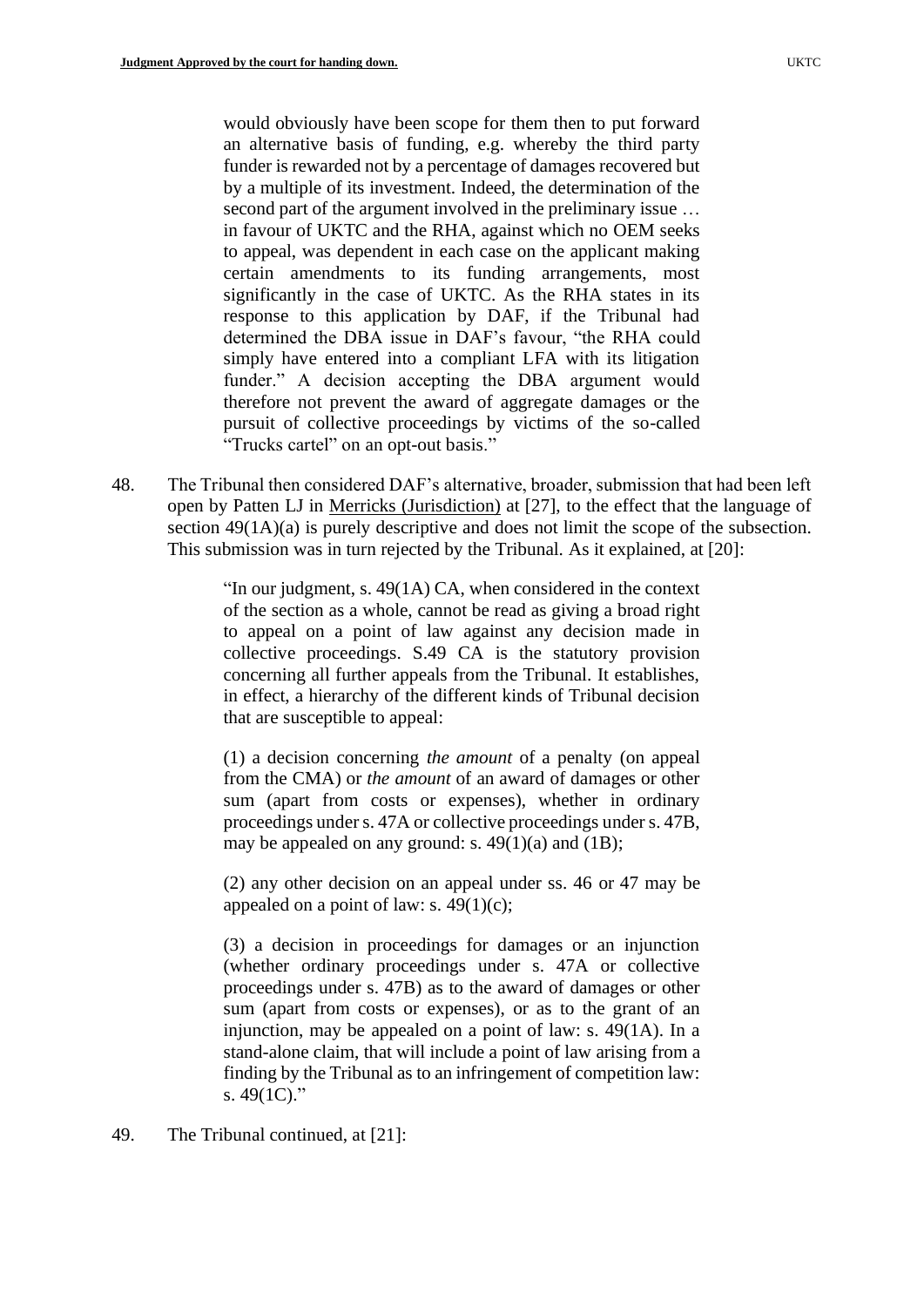> would obviously have been scope for them then to put forward an alternative basis of funding, e.g. whereby the third party funder is rewarded not by a percentage of damages recovered but by a multiple of its investment. Indeed, the determination of the second part of the argument involved in the preliminary issue … in favour of UKTC and the RHA, against which no OEM seeks to appeal, was dependent in each case on the applicant making certain amendments to its funding arrangements, most significantly in the case of UKTC. As the RHA states in its response to this application by DAF, if the Tribunal had determined the DBA issue in DAF's favour, "the RHA could simply have entered into a compliant LFA with its litigation funder." A decision accepting the DBA argument would therefore not prevent the award of aggregate damages or the pursuit of collective proceedings by victims of the so-called "Trucks cartel" on an opt-out basis."

48. The Tribunal then considered DAF's alternative, broader, submission that had been left open by Patten LJ in Merricks (Jurisdiction) at [27], to the effect that the language of section 49(1A)(a) is purely descriptive and does not limit the scope of the subsection. This submission was in turn rejected by the Tribunal. As it explained, at [20]:

> "In our judgment, s. 49(1A) CA, when considered in the context of the section as a whole, cannot be read as giving a broad right to appeal on a point of law against any decision made in collective proceedings. S.49 CA is the statutory provision concerning all further appeals from the Tribunal. It establishes, in effect, a hierarchy of the different kinds of Tribunal decision that are susceptible to appeal:
>
> (1) a decision concerning *the amount* of a penalty (on appeal from the CMA) or *the amount* of an award of damages or other sum (apart from costs or expenses), whether in ordinary proceedings under s. 47A or collective proceedings under s. 47B, may be appealed on any ground: s. 49(1)(a) and (1B);
>
> (2) any other decision on an appeal under ss. 46 or 47 may be appealed on a point of law: s. 49(1)(c);
>
> (3) a decision in proceedings for damages or an injunction (whether ordinary proceedings under s. 47A or collective proceedings under s. 47B) as to the award of damages or other sum (apart from costs or expenses), or as to the grant of an injunction, may be appealed on a point of law: s. 49(1A). In a stand-alone claim, that will include a point of law arising from a finding by the Tribunal as to an infringement of competition law: s. 49(1C)."

49. The Tribunal continued, at [21]: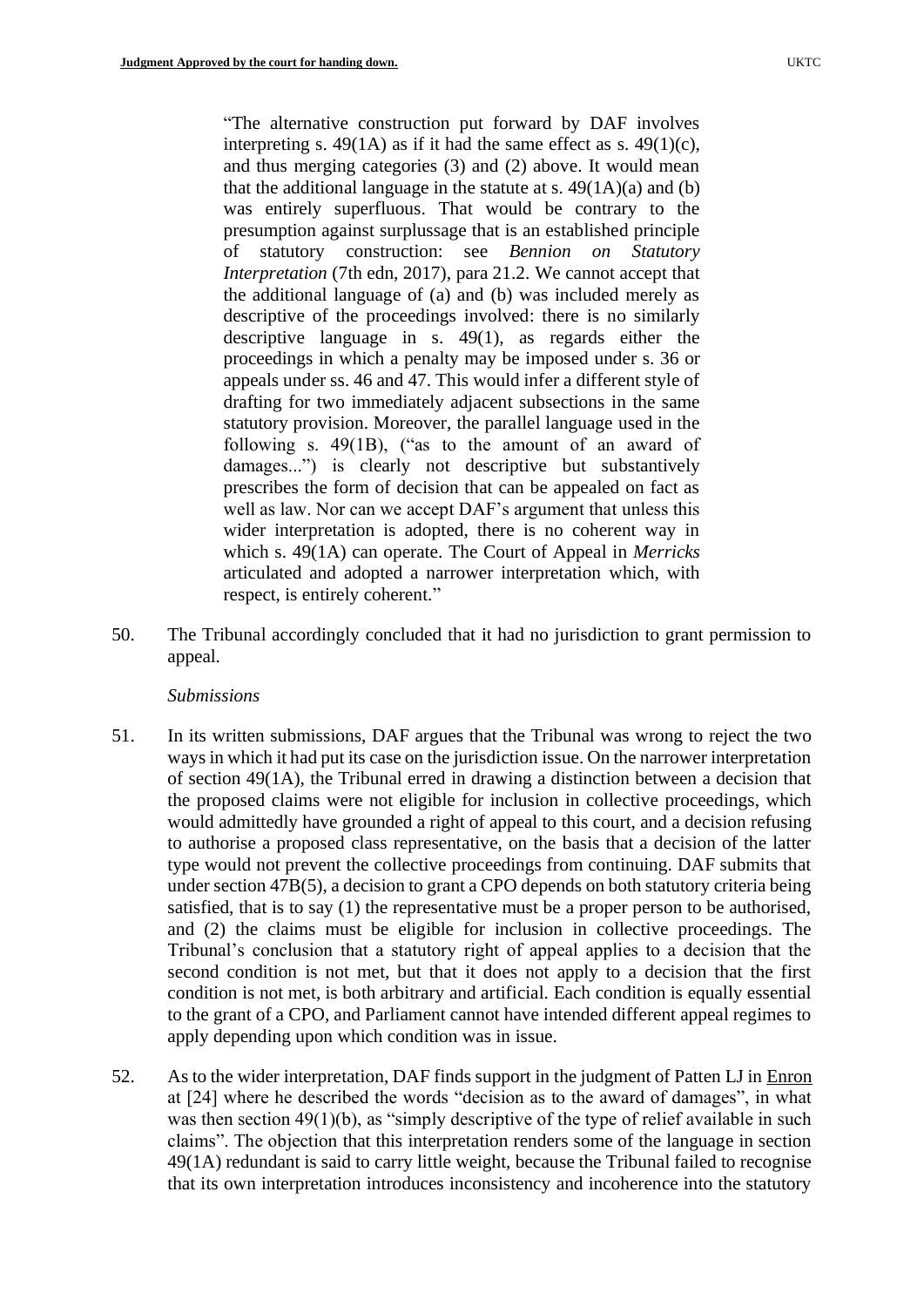> "The alternative construction put forward by DAF involves interpreting s. 49(1A) as if it had the same effect as s. 49(1)(c), and thus merging categories (3) and (2) above. It would mean that the additional language in the statute at s. 49(1A)(a) and (b) was entirely superfluous. That would be contrary to the presumption against surplussage that is an established principle of statutory construction: see *Bennion on Statutory Interpretation* (7th edn, 2017), para 21.2. We cannot accept that the additional language of (a) and (b) was included merely as descriptive of the proceedings involved: there is no similarly descriptive language in s. 49(1), as regards either the proceedings in which a penalty may be imposed under s. 36 or appeals under ss. 46 and 47. This would infer a different style of drafting for two immediately adjacent subsections in the same statutory provision. Moreover, the parallel language used in the following s. 49(1B), ("as to the amount of an award of damages...") is clearly not descriptive but substantively prescribes the form of decision that can be appealed on fact as well as law. Nor can we accept DAF's argument that unless this wider interpretation is adopted, there is no coherent way in which s. 49(1A) can operate. The Court of Appeal in *Merricks* articulated and adopted a narrower interpretation which, with respect, is entirely coherent."

50. The Tribunal accordingly concluded that it had no jurisdiction to grant permission to appeal.

*Submissions*

51. In its written submissions, DAF argues that the Tribunal was wrong to reject the two ways in which it had put its case on the jurisdiction issue. On the narrower interpretation of section 49(1A), the Tribunal erred in drawing a distinction between a decision that the proposed claims were not eligible for inclusion in collective proceedings, which would admittedly have grounded a right of appeal to this court, and a decision refusing to authorise a proposed class representative, on the basis that a decision of the latter type would not prevent the collective proceedings from continuing. DAF submits that under section 47B(5), a decision to grant a CPO depends on both statutory criteria being satisfied, that is to say (1) the representative must be a proper person to be authorised, and (2) the claims must be eligible for inclusion in collective proceedings. The Tribunal's conclusion that a statutory right of appeal applies to a decision that the second condition is not met, but that it does not apply to a decision that the first condition is not met, is both arbitrary and artificial. Each condition is equally essential to the grant of a CPO, and Parliament cannot have intended different appeal regimes to apply depending upon which condition was in issue.

52. As to the wider interpretation, DAF finds support in the judgment of Patten LJ in Enron at [24] where he described the words "decision as to the award of damages", in what was then section 49(1)(b), as "simply descriptive of the type of relief available in such claims". The objection that this interpretation renders some of the language in section 49(1A) redundant is said to carry little weight, because the Tribunal failed to recognise that its own interpretation introduces inconsistency and incoherence into the statutory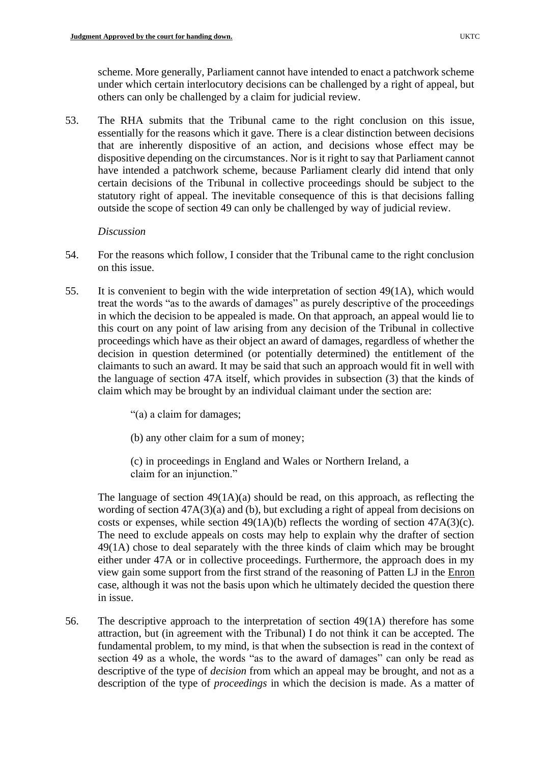scheme. More generally, Parliament cannot have intended to enact a patchwork scheme under which certain interlocutory decisions can be challenged by a right of appeal, but others can only be challenged by a claim for judicial review.

53. The RHA submits that the Tribunal came to the right conclusion on this issue, essentially for the reasons which it gave. There is a clear distinction between decisions that are inherently dispositive of an action, and decisions whose effect may be dispositive depending on the circumstances. Nor is it right to say that Parliament cannot have intended a patchwork scheme, because Parliament clearly did intend that only certain decisions of the Tribunal in collective proceedings should be subject to the statutory right of appeal. The inevitable consequence of this is that decisions falling outside the scope of section 49 can only be challenged by way of judicial review.

*Discussion*

54. For the reasons which follow, I consider that the Tribunal came to the right conclusion on this issue.

55. It is convenient to begin with the wide interpretation of section 49(1A), which would treat the words "as to the awards of damages" as purely descriptive of the proceedings in which the decision to be appealed is made. On that approach, an appeal would lie to this court on any point of law arising from any decision of the Tribunal in collective proceedings which have as their object an award of damages, regardless of whether the decision in question determined (or potentially determined) the entitlement of the claimants to such an award. It may be said that such an approach would fit in well with the language of section 47A itself, which provides in subsection (3) that the kinds of claim which may be brought by an individual claimant under the section are:

> "(a) a claim for damages;
>
> (b) any other claim for a sum of money;
>
> (c) in proceedings in England and Wales or Northern Ireland, a claim for an injunction."

The language of section 49(1A)(a) should be read, on this approach, as reflecting the wording of section 47A(3)(a) and (b), but excluding a right of appeal from decisions on costs or expenses, while section 49(1A)(b) reflects the wording of section 47A(3)(c). The need to exclude appeals on costs may help to explain why the drafter of section 49(1A) chose to deal separately with the three kinds of claim which may be brought either under 47A or in collective proceedings. Furthermore, the approach does in my view gain some support from the first strand of the reasoning of Patten LJ in the Enron case, although it was not the basis upon which he ultimately decided the question there in issue.

56. The descriptive approach to the interpretation of section 49(1A) therefore has some attraction, but (in agreement with the Tribunal) I do not think it can be accepted. The fundamental problem, to my mind, is that when the subsection is read in the context of section 49 as a whole, the words "as to the award of damages" can only be read as descriptive of the type of *decision* from which an appeal may be brought, and not as a description of the type of *proceedings* in which the decision is made. As a matter of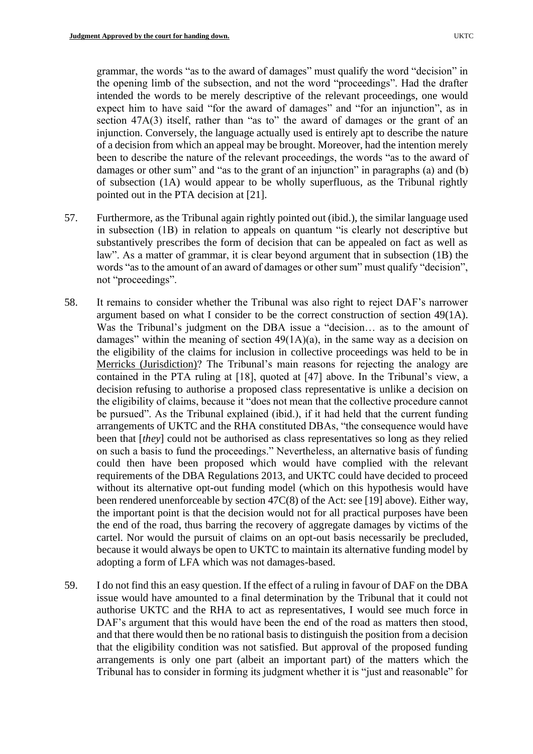grammar, the words "as to the award of damages" must qualify the word "decision" in the opening limb of the subsection, and not the word "proceedings". Had the drafter intended the words to be merely descriptive of the relevant proceedings, one would expect him to have said "for the award of damages" and "for an injunction", as in section 47A(3) itself, rather than "as to" the award of damages or the grant of an injunction. Conversely, the language actually used is entirely apt to describe the nature of a decision from which an appeal may be brought. Moreover, had the intention merely been to describe the nature of the relevant proceedings, the words "as to the award of damages or other sum" and "as to the grant of an injunction" in paragraphs (a) and (b) of subsection (1A) would appear to be wholly superfluous, as the Tribunal rightly pointed out in the PTA decision at [21].

57. Furthermore, as the Tribunal again rightly pointed out (ibid.), the similar language used in subsection (1B) in relation to appeals on quantum "is clearly not descriptive but substantively prescribes the form of decision that can be appealed on fact as well as law". As a matter of grammar, it is clear beyond argument that in subsection (1B) the words "as to the amount of an award of damages or other sum" must qualify "decision", not "proceedings".

58. It remains to consider whether the Tribunal was also right to reject DAF's narrower argument based on what I consider to be the correct construction of section 49(1A). Was the Tribunal's judgment on the DBA issue a "decision… as to the amount of damages" within the meaning of section 49(1A)(a), in the same way as a decision on the eligibility of the claims for inclusion in collective proceedings was held to be in <u>Merricks (Jurisdiction)</u>? The Tribunal's main reasons for rejecting the analogy are contained in the PTA ruling at [18], quoted at [47] above. In the Tribunal's view, a decision refusing to authorise a proposed class representative is unlike a decision on the eligibility of claims, because it "does not mean that the collective procedure cannot be pursued". As the Tribunal explained (ibid.), if it had held that the current funding arrangements of UKTC and the RHA constituted DBAs, "the consequence would have been that [*they*] could not be authorised as class representatives so long as they relied on such a basis to fund the proceedings." Nevertheless, an alternative basis of funding could then have been proposed which would have complied with the relevant requirements of the DBA Regulations 2013, and UKTC could have decided to proceed without its alternative opt-out funding model (which on this hypothesis would have been rendered unenforceable by section 47C(8) of the Act: see [19] above). Either way, the important point is that the decision would not for all practical purposes have been the end of the road, thus barring the recovery of aggregate damages by victims of the cartel. Nor would the pursuit of claims on an opt-out basis necessarily be precluded, because it would always be open to UKTC to maintain its alternative funding model by adopting a form of LFA which was not damages-based.

59. I do not find this an easy question. If the effect of a ruling in favour of DAF on the DBA issue would have amounted to a final determination by the Tribunal that it could not authorise UKTC and the RHA to act as representatives, I would see much force in DAF's argument that this would have been the end of the road as matters then stood, and that there would then be no rational basis to distinguish the position from a decision that the eligibility condition was not satisfied. But approval of the proposed funding arrangements is only one part (albeit an important part) of the matters which the Tribunal has to consider in forming its judgment whether it is "just and reasonable" for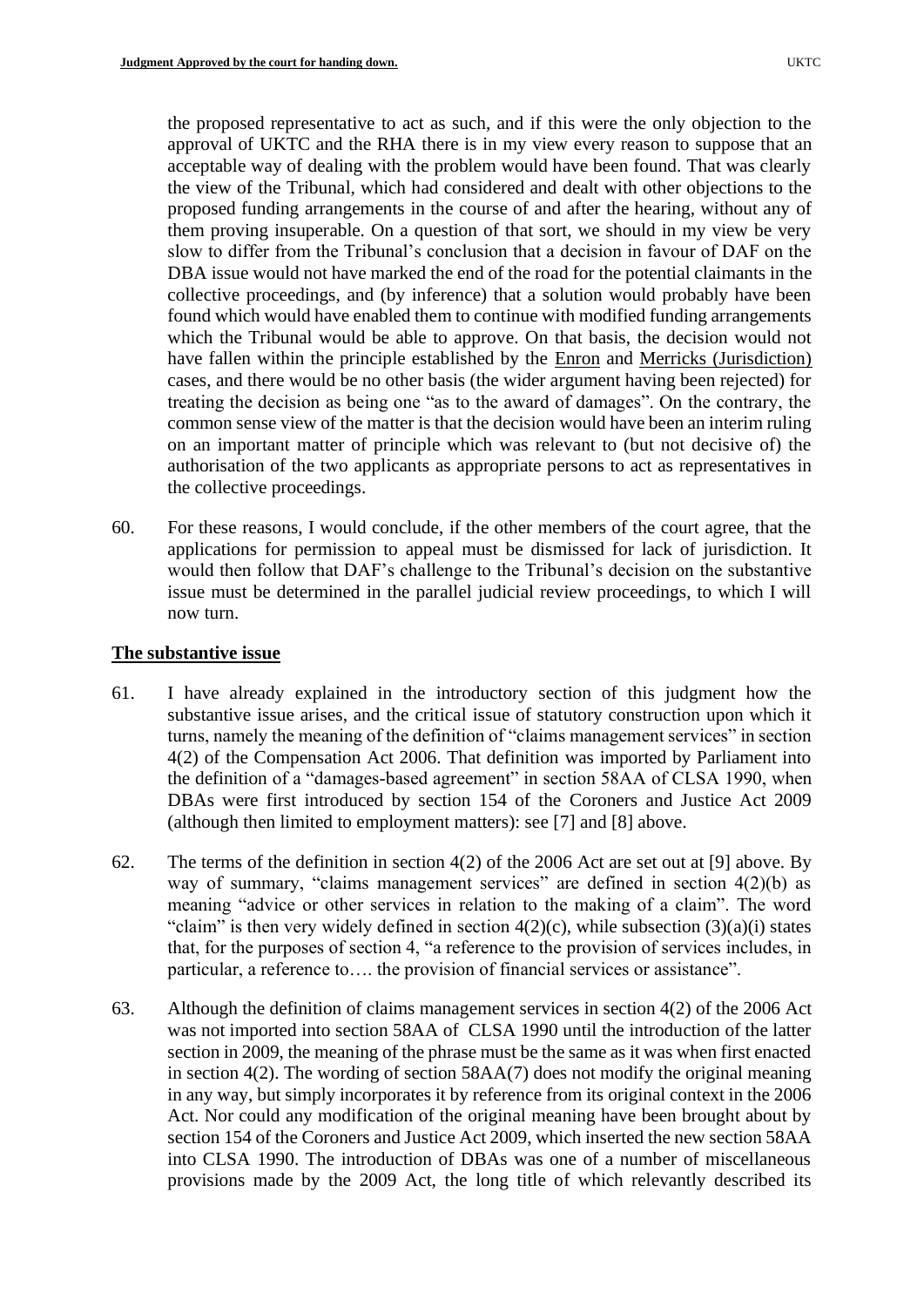the proposed representative to act as such, and if this were the only objection to the approval of UKTC and the RHA there is in my view every reason to suppose that an acceptable way of dealing with the problem would have been found. That was clearly the view of the Tribunal, which had considered and dealt with other objections to the proposed funding arrangements in the course of and after the hearing, without any of them proving insuperable. On a question of that sort, we should in my view be very slow to differ from the Tribunal's conclusion that a decision in favour of DAF on the DBA issue would not have marked the end of the road for the potential claimants in the collective proceedings, and (by inference) that a solution would probably have been found which would have enabled them to continue with modified funding arrangements which the Tribunal would be able to approve. On that basis, the decision would not have fallen within the principle established by the Enron and Merricks (Jurisdiction) cases, and there would be no other basis (the wider argument having been rejected) for treating the decision as being one "as to the award of damages". On the contrary, the common sense view of the matter is that the decision would have been an interim ruling on an important matter of principle which was relevant to (but not decisive of) the authorisation of the two applicants as appropriate persons to act as representatives in the collective proceedings.

60. For these reasons, I would conclude, if the other members of the court agree, that the applications for permission to appeal must be dismissed for lack of jurisdiction. It would then follow that DAF's challenge to the Tribunal's decision on the substantive issue must be determined in the parallel judicial review proceedings, to which I will now turn.

## The substantive issue

61. I have already explained in the introductory section of this judgment how the substantive issue arises, and the critical issue of statutory construction upon which it turns, namely the meaning of the definition of "claims management services" in section 4(2) of the Compensation Act 2006. That definition was imported by Parliament into the definition of a "damages-based agreement" in section 58AA of CLSA 1990, when DBAs were first introduced by section 154 of the Coroners and Justice Act 2009 (although then limited to employment matters): see [7] and [8] above.

62. The terms of the definition in section 4(2) of the 2006 Act are set out at [9] above. By way of summary, "claims management services" are defined in section 4(2)(b) as meaning "advice or other services in relation to the making of a claim". The word "claim" is then very widely defined in section 4(2)(c), while subsection (3)(a)(i) states that, for the purposes of section 4, "a reference to the provision of services includes, in particular, a reference to…. the provision of financial services or assistance".

63. Although the definition of claims management services in section 4(2) of the 2006 Act was not imported into section 58AA of CLSA 1990 until the introduction of the latter section in 2009, the meaning of the phrase must be the same as it was when first enacted in section 4(2). The wording of section 58AA(7) does not modify the original meaning in any way, but simply incorporates it by reference from its original context in the 2006 Act. Nor could any modification of the original meaning have been brought about by section 154 of the Coroners and Justice Act 2009, which inserted the new section 58AA into CLSA 1990. The introduction of DBAs was one of a number of miscellaneous provisions made by the 2009 Act, the long title of which relevantly described its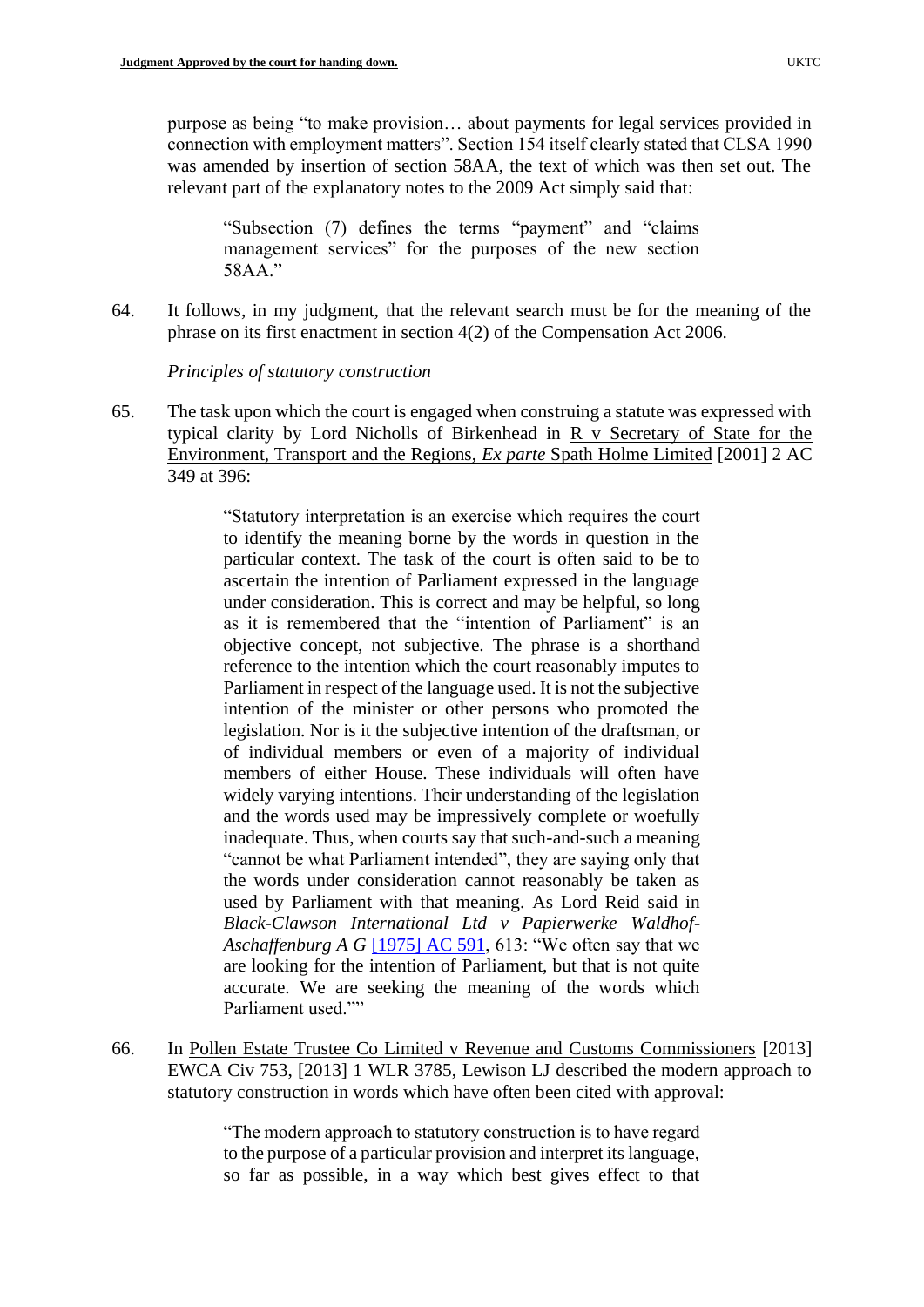purpose as being "to make provision… about payments for legal services provided in connection with employment matters". Section 154 itself clearly stated that CLSA 1990 was amended by insertion of section 58AA, the text of which was then set out. The relevant part of the explanatory notes to the 2009 Act simply said that:

> "Subsection (7) defines the terms "payment" and "claims management services" for the purposes of the new section 58AA."

64. It follows, in my judgment, that the relevant search must be for the meaning of the phrase on its first enactment in section 4(2) of the Compensation Act 2006.

*Principles of statutory construction*

65. The task upon which the court is engaged when construing a statute was expressed with typical clarity by Lord Nicholls of Birkenhead in R v Secretary of State for the Environment, Transport and the Regions, *Ex parte* Spath Holme Limited [2001] 2 AC 349 at 396:

> "Statutory interpretation is an exercise which requires the court to identify the meaning borne by the words in question in the particular context. The task of the court is often said to be to ascertain the intention of Parliament expressed in the language under consideration. This is correct and may be helpful, so long as it is remembered that the "intention of Parliament" is an objective concept, not subjective. The phrase is a shorthand reference to the intention which the court reasonably imputes to Parliament in respect of the language used. It is not the subjective intention of the minister or other persons who promoted the legislation. Nor is it the subjective intention of the draftsman, or of individual members or even of a majority of individual members of either House. These individuals will often have widely varying intentions. Their understanding of the legislation and the words used may be impressively complete or woefully inadequate. Thus, when courts say that such-and-such a meaning "cannot be what Parliament intended", they are saying only that the words under consideration cannot reasonably be taken as used by Parliament with that meaning. As Lord Reid said in *Black-Clawson International Ltd v Papierwerke Waldhof-Aschaffenburg A G* [1975] AC 591, 613: "We often say that we are looking for the intention of Parliament, but that is not quite accurate. We are seeking the meaning of the words which Parliament used.""

66. In Pollen Estate Trustee Co Limited v Revenue and Customs Commissioners [2013] EWCA Civ 753, [2013] 1 WLR 3785, Lewison LJ described the modern approach to statutory construction in words which have often been cited with approval:

> "The modern approach to statutory construction is to have regard to the purpose of a particular provision and interpret its language, so far as possible, in a way which best gives effect to that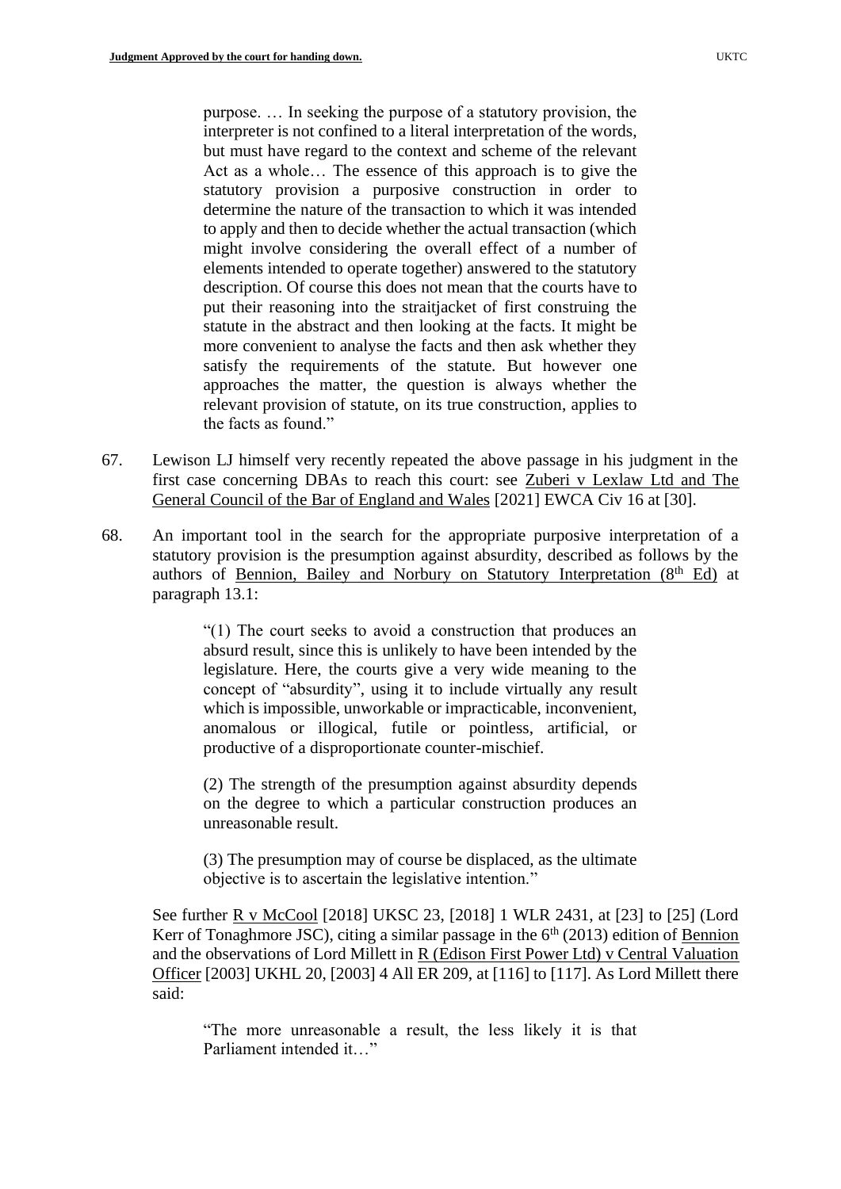> purpose. … In seeking the purpose of a statutory provision, the interpreter is not confined to a literal interpretation of the words, but must have regard to the context and scheme of the relevant Act as a whole… The essence of this approach is to give the statutory provision a purposive construction in order to determine the nature of the transaction to which it was intended to apply and then to decide whether the actual transaction (which might involve considering the overall effect of a number of elements intended to operate together) answered to the statutory description. Of course this does not mean that the courts have to put their reasoning into the straitjacket of first construing the statute in the abstract and then looking at the facts. It might be more convenient to analyse the facts and then ask whether they satisfy the requirements of the statute. But however one approaches the matter, the question is always whether the relevant provision of statute, on its true construction, applies to the facts as found."

67. Lewison LJ himself very recently repeated the above passage in his judgment in the first case concerning DBAs to reach this court: see Zuberi v Lexlaw Ltd and The General Council of the Bar of England and Wales [2021] EWCA Civ 16 at [30].

68. An important tool in the search for the appropriate purposive interpretation of a statutory provision is the presumption against absurdity, described as follows by the authors of Bennion, Bailey and Norbury on Statutory Interpretation (8th Ed) at paragraph 13.1:

> "(1) The court seeks to avoid a construction that produces an absurd result, since this is unlikely to have been intended by the legislature. Here, the courts give a very wide meaning to the concept of "absurdity", using it to include virtually any result which is impossible, unworkable or impracticable, inconvenient, anomalous or illogical, futile or pointless, artificial, or productive of a disproportionate counter-mischief.
>
> (2) The strength of the presumption against absurdity depends on the degree to which a particular construction produces an unreasonable result.
>
> (3) The presumption may of course be displaced, as the ultimate objective is to ascertain the legislative intention."

See further R v McCool [2018] UKSC 23, [2018] 1 WLR 2431, at [23] to [25] (Lord Kerr of Tonaghmore JSC), citing a similar passage in the 6th (2013) edition of Bennion and the observations of Lord Millett in R (Edison First Power Ltd) v Central Valuation Officer [2003] UKHL 20, [2003] 4 All ER 209, at [116] to [117]. As Lord Millett there said:

> "The more unreasonable a result, the less likely it is that Parliament intended it…"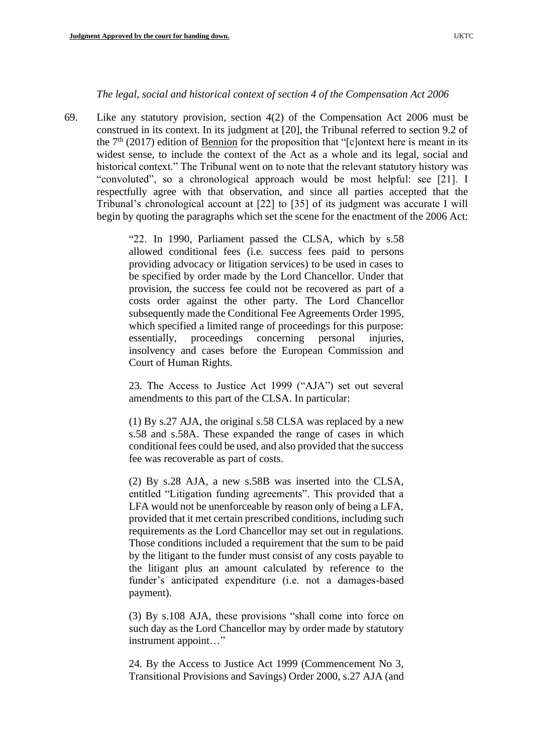*The legal, social and historical context of section 4 of the Compensation Act 2006*

69. Like any statutory provision, section 4(2) of the Compensation Act 2006 must be construed in its context. In its judgment at [20], the Tribunal referred to section 9.2 of the 7th (2017) edition of Bennion for the proposition that "[c]ontext here is meant in its widest sense, to include the context of the Act as a whole and its legal, social and historical context." The Tribunal went on to note that the relevant statutory history was "convoluted", so a chronological approach would be most helpful: see [21]. I respectfully agree with that observation, and since all parties accepted that the Tribunal's chronological account at [22] to [35] of its judgment was accurate I will begin by quoting the paragraphs which set the scene for the enactment of the 2006 Act:

> "22. In 1990, Parliament passed the CLSA, which by s.58 allowed conditional fees (i.e. success fees paid to persons providing advocacy or litigation services) to be used in cases to be specified by order made by the Lord Chancellor. Under that provision, the success fee could not be recovered as part of a costs order against the other party. The Lord Chancellor subsequently made the Conditional Fee Agreements Order 1995, which specified a limited range of proceedings for this purpose: essentially, proceedings concerning personal injuries, insolvency and cases before the European Commission and Court of Human Rights.
>
> 23. The Access to Justice Act 1999 ("AJA") set out several amendments to this part of the CLSA. In particular:
>
> (1) By s.27 AJA, the original s.58 CLSA was replaced by a new s.58 and s.58A. These expanded the range of cases in which conditional fees could be used, and also provided that the success fee was recoverable as part of costs.
>
> (2) By s.28 AJA, a new s.58B was inserted into the CLSA, entitled "Litigation funding agreements". This provided that a LFA would not be unenforceable by reason only of being a LFA, provided that it met certain prescribed conditions, including such requirements as the Lord Chancellor may set out in regulations. Those conditions included a requirement that the sum to be paid by the litigant to the funder must consist of any costs payable to the litigant plus an amount calculated by reference to the funder's anticipated expenditure (i.e. not a damages-based payment).
>
> (3) By s.108 AJA, these provisions "shall come into force on such day as the Lord Chancellor may by order made by statutory instrument appoint…"
>
> 24. By the Access to Justice Act 1999 (Commencement No 3, Transitional Provisions and Savings) Order 2000, s.27 AJA (and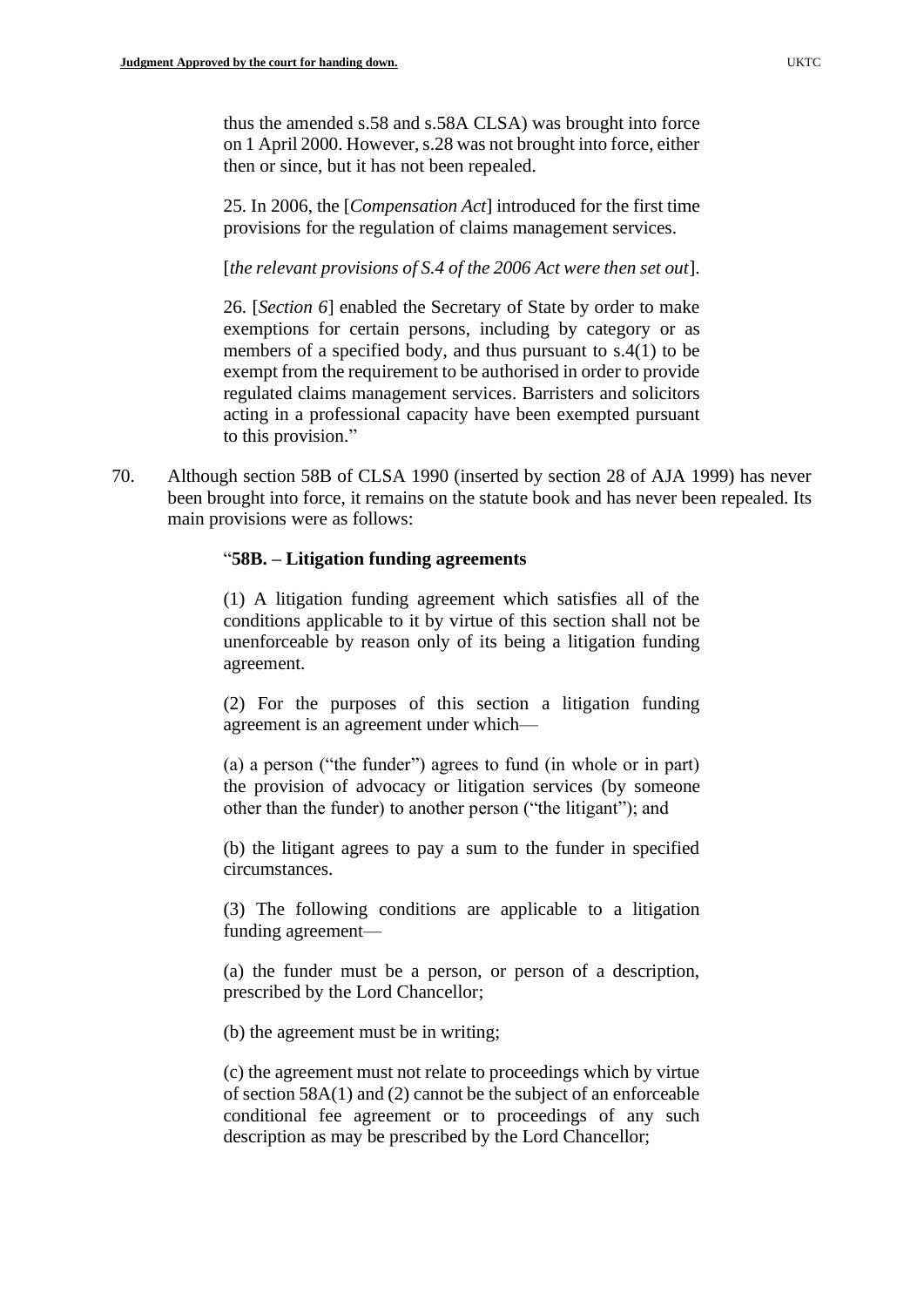> thus the amended s.58 and s.58A CLSA) was brought into force on 1 April 2000. However, s.28 was not brought into force, either then or since, but it has not been repealed.
>
> 25. In 2006, the [*Compensation Act*] introduced for the first time provisions for the regulation of claims management services.
>
> [*the relevant provisions of S.4 of the 2006 Act were then set out*].
>
> 26. [*Section 6*] enabled the Secretary of State by order to make exemptions for certain persons, including by category or as members of a specified body, and thus pursuant to s.4(1) to be exempt from the requirement to be authorised in order to provide regulated claims management services. Barristers and solicitors acting in a professional capacity have been exempted pursuant to this provision."

70. Although section 58B of CLSA 1990 (inserted by section 28 of AJA 1999) has never been brought into force, it remains on the statute book and has never been repealed. Its main provisions were as follows:

> "**58B. – Litigation funding agreements**
>
> (1) A litigation funding agreement which satisfies all of the conditions applicable to it by virtue of this section shall not be unenforceable by reason only of its being a litigation funding agreement.
>
> (2) For the purposes of this section a litigation funding agreement is an agreement under which—
>
> (a) a person ("the funder") agrees to fund (in whole or in part) the provision of advocacy or litigation services (by someone other than the funder) to another person ("the litigant"); and
>
> (b) the litigant agrees to pay a sum to the funder in specified circumstances.
>
> (3) The following conditions are applicable to a litigation funding agreement—
>
> (a) the funder must be a person, or person of a description, prescribed by the Lord Chancellor;
>
> (b) the agreement must be in writing;
>
> (c) the agreement must not relate to proceedings which by virtue of section 58A(1) and (2) cannot be the subject of an enforceable conditional fee agreement or to proceedings of any such description as may be prescribed by the Lord Chancellor;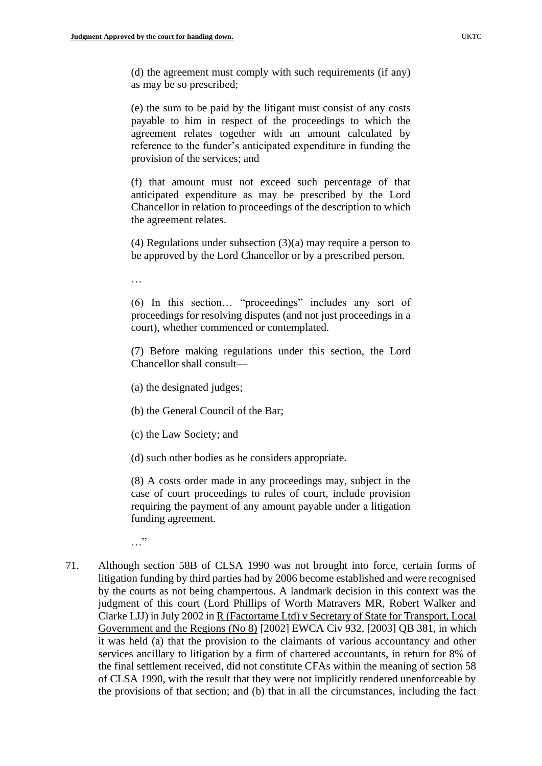(d) the agreement must comply with such requirements (if any) as may be so prescribed;

(e) the sum to be paid by the litigant must consist of any costs payable to him in respect of the proceedings to which the agreement relates together with an amount calculated by reference to the funder's anticipated expenditure in funding the provision of the services; and

(f) that amount must not exceed such percentage of that anticipated expenditure as may be prescribed by the Lord Chancellor in relation to proceedings of the description to which the agreement relates.

(4) Regulations under subsection (3)(a) may require a person to be approved by the Lord Chancellor or by a prescribed person.

…

(6) In this section… "proceedings" includes any sort of proceedings for resolving disputes (and not just proceedings in a court), whether commenced or contemplated.

(7) Before making regulations under this section, the Lord Chancellor shall consult—

(a) the designated judges;

(b) the General Council of the Bar;

(c) the Law Society; and

(d) such other bodies as he considers appropriate.

(8) A costs order made in any proceedings may, subject in the case of court proceedings to rules of court, include provision requiring the payment of any amount payable under a litigation funding agreement.

…"

71. Although section 58B of CLSA 1990 was not brought into force, certain forms of litigation funding by third parties had by 2006 become established and were recognised by the courts as not being champertous. A landmark decision in this context was the judgment of this court (Lord Phillips of Worth Matravers MR, Robert Walker and Clarke LJJ) in July 2002 in R (Factortame Ltd) v Secretary of State for Transport, Local Government and the Regions (No 8) [2002] EWCA Civ 932, [2003] QB 381, in which it was held (a) that the provision to the claimants of various accountancy and other services ancillary to litigation by a firm of chartered accountants, in return for 8% of the final settlement received, did not constitute CFAs within the meaning of section 58 of CLSA 1990, with the result that they were not implicitly rendered unenforceable by the provisions of that section; and (b) that in all the circumstances, including the fact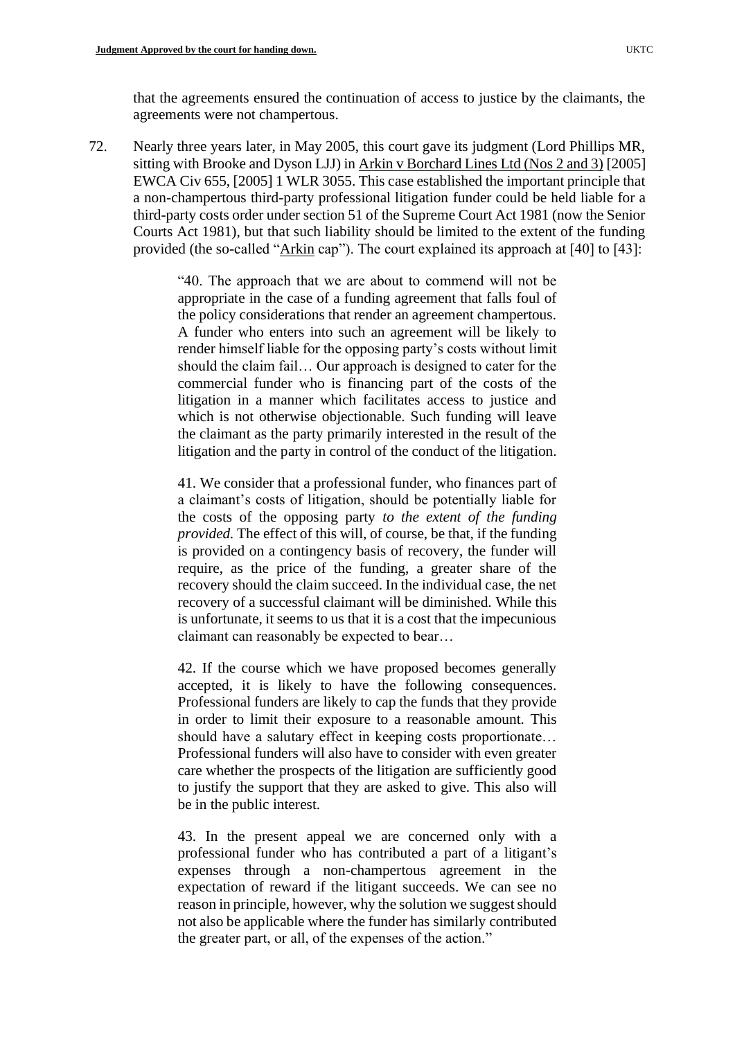that the agreements ensured the continuation of access to justice by the claimants, the agreements were not champertous.

72. Nearly three years later, in May 2005, this court gave its judgment (Lord Phillips MR, sitting with Brooke and Dyson LJJ) in Arkin v Borchard Lines Ltd (Nos 2 and 3) [2005] EWCA Civ 655, [2005] 1 WLR 3055. This case established the important principle that a non-champertous third-party professional litigation funder could be held liable for a third-party costs order under section 51 of the Supreme Court Act 1981 (now the Senior Courts Act 1981), but that such liability should be limited to the extent of the funding provided (the so-called "Arkin cap"). The court explained its approach at [40] to [43]:

> "40. The approach that we are about to commend will not be appropriate in the case of a funding agreement that falls foul of the policy considerations that render an agreement champertous. A funder who enters into such an agreement will be likely to render himself liable for the opposing party's costs without limit should the claim fail… Our approach is designed to cater for the commercial funder who is financing part of the costs of the litigation in a manner which facilitates access to justice and which is not otherwise objectionable. Such funding will leave the claimant as the party primarily interested in the result of the litigation and the party in control of the conduct of the litigation.
>
> 41. We consider that a professional funder, who finances part of a claimant's costs of litigation, should be potentially liable for the costs of the opposing party *to the extent of the funding provided.* The effect of this will, of course, be that, if the funding is provided on a contingency basis of recovery, the funder will require, as the price of the funding, a greater share of the recovery should the claim succeed. In the individual case, the net recovery of a successful claimant will be diminished. While this is unfortunate, it seems to us that it is a cost that the impecunious claimant can reasonably be expected to bear…
>
> 42. If the course which we have proposed becomes generally accepted, it is likely to have the following consequences. Professional funders are likely to cap the funds that they provide in order to limit their exposure to a reasonable amount. This should have a salutary effect in keeping costs proportionate… Professional funders will also have to consider with even greater care whether the prospects of the litigation are sufficiently good to justify the support that they are asked to give. This also will be in the public interest.
>
> 43. In the present appeal we are concerned only with a professional funder who has contributed a part of a litigant's expenses through a non-champertous agreement in the expectation of reward if the litigant succeeds. We can see no reason in principle, however, why the solution we suggest should not also be applicable where the funder has similarly contributed the greater part, or all, of the expenses of the action."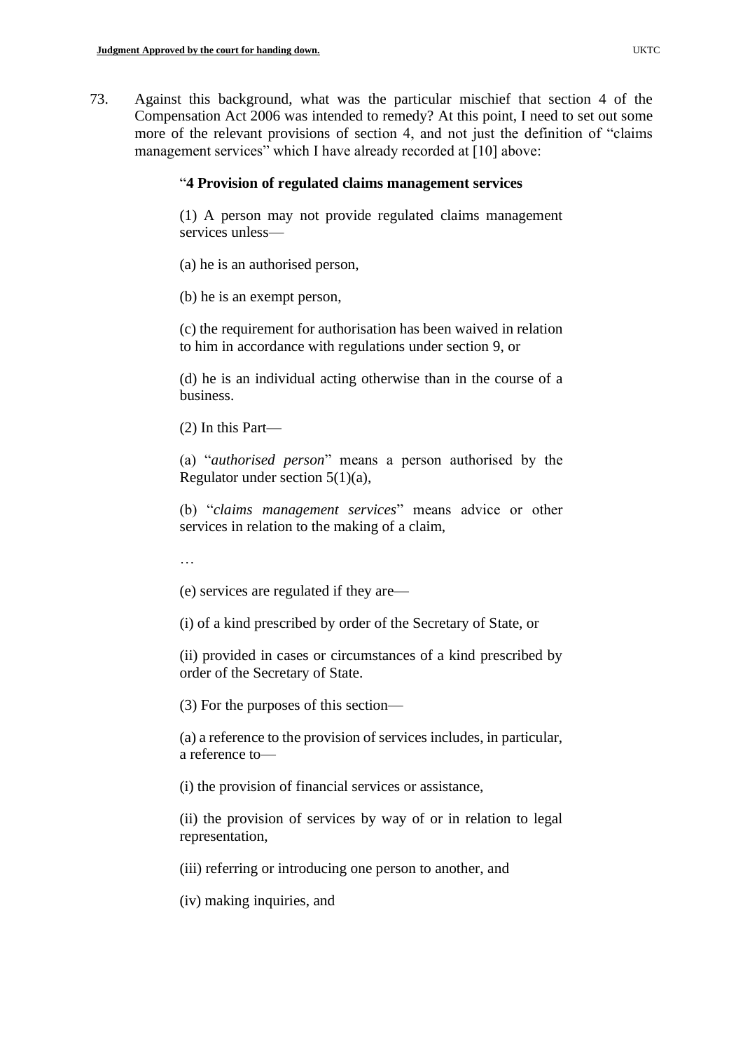73. Against this background, what was the particular mischief that section 4 of the Compensation Act 2006 was intended to remedy? At this point, I need to set out some more of the relevant provisions of section 4, and not just the definition of "claims management services" which I have already recorded at [10] above:

> "**4 Provision of regulated claims management services**
>
> (1) A person may not provide regulated claims management services unless—
>
> (a) he is an authorised person,
>
> (b) he is an exempt person,
>
> (c) the requirement for authorisation has been waived in relation to him in accordance with regulations under section 9, or
>
> (d) he is an individual acting otherwise than in the course of a business.
>
> (2) In this Part—
>
> (a) "*authorised person*" means a person authorised by the Regulator under section 5(1)(a),
>
> (b) "*claims management services*" means advice or other services in relation to the making of a claim,
>
> …
>
> (e) services are regulated if they are—
>
> (i) of a kind prescribed by order of the Secretary of State, or
>
> (ii) provided in cases or circumstances of a kind prescribed by order of the Secretary of State.
>
> (3) For the purposes of this section—
>
> (a) a reference to the provision of services includes, in particular, a reference to—
>
> (i) the provision of financial services or assistance,
>
> (ii) the provision of services by way of or in relation to legal representation,
>
> (iii) referring or introducing one person to another, and
>
> (iv) making inquiries, and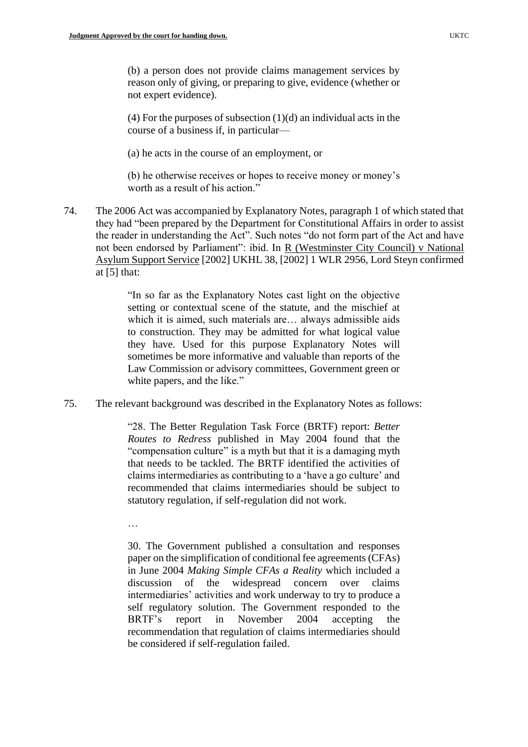> (b) a person does not provide claims management services by reason only of giving, or preparing to give, evidence (whether or not expert evidence).
>
> (4) For the purposes of subsection (1)(d) an individual acts in the course of a business if, in particular—
>
> (a) he acts in the course of an employment, or
>
> (b) he otherwise receives or hopes to receive money or money's worth as a result of his action."

74. The 2006 Act was accompanied by Explanatory Notes, paragraph 1 of which stated that they had "been prepared by the Department for Constitutional Affairs in order to assist the reader in understanding the Act". Such notes "do not form part of the Act and have not been endorsed by Parliament": ibid. In R (Westminster City Council) v National Asylum Support Service [2002] UKHL 38, [2002] 1 WLR 2956, Lord Steyn confirmed at [5] that:

> "In so far as the Explanatory Notes cast light on the objective setting or contextual scene of the statute, and the mischief at which it is aimed, such materials are… always admissible aids to construction. They may be admitted for what logical value they have. Used for this purpose Explanatory Notes will sometimes be more informative and valuable than reports of the Law Commission or advisory committees, Government green or white papers, and the like."

75. The relevant background was described in the Explanatory Notes as follows:

> "28. The Better Regulation Task Force (BRTF) report: *Better Routes to Redress* published in May 2004 found that the "compensation culture" is a myth but that it is a damaging myth that needs to be tackled. The BRTF identified the activities of claims intermediaries as contributing to a 'have a go culture' and recommended that claims intermediaries should be subject to statutory regulation, if self-regulation did not work.
>
> …
>
> 30. The Government published a consultation and responses paper on the simplification of conditional fee agreements (CFAs) in June 2004 *Making Simple CFAs a Reality* which included a discussion of the widespread concern over claims intermediaries' activities and work underway to try to produce a self regulatory solution. The Government responded to the BRTF's report in November 2004 accepting the recommendation that regulation of claims intermediaries should be considered if self-regulation failed.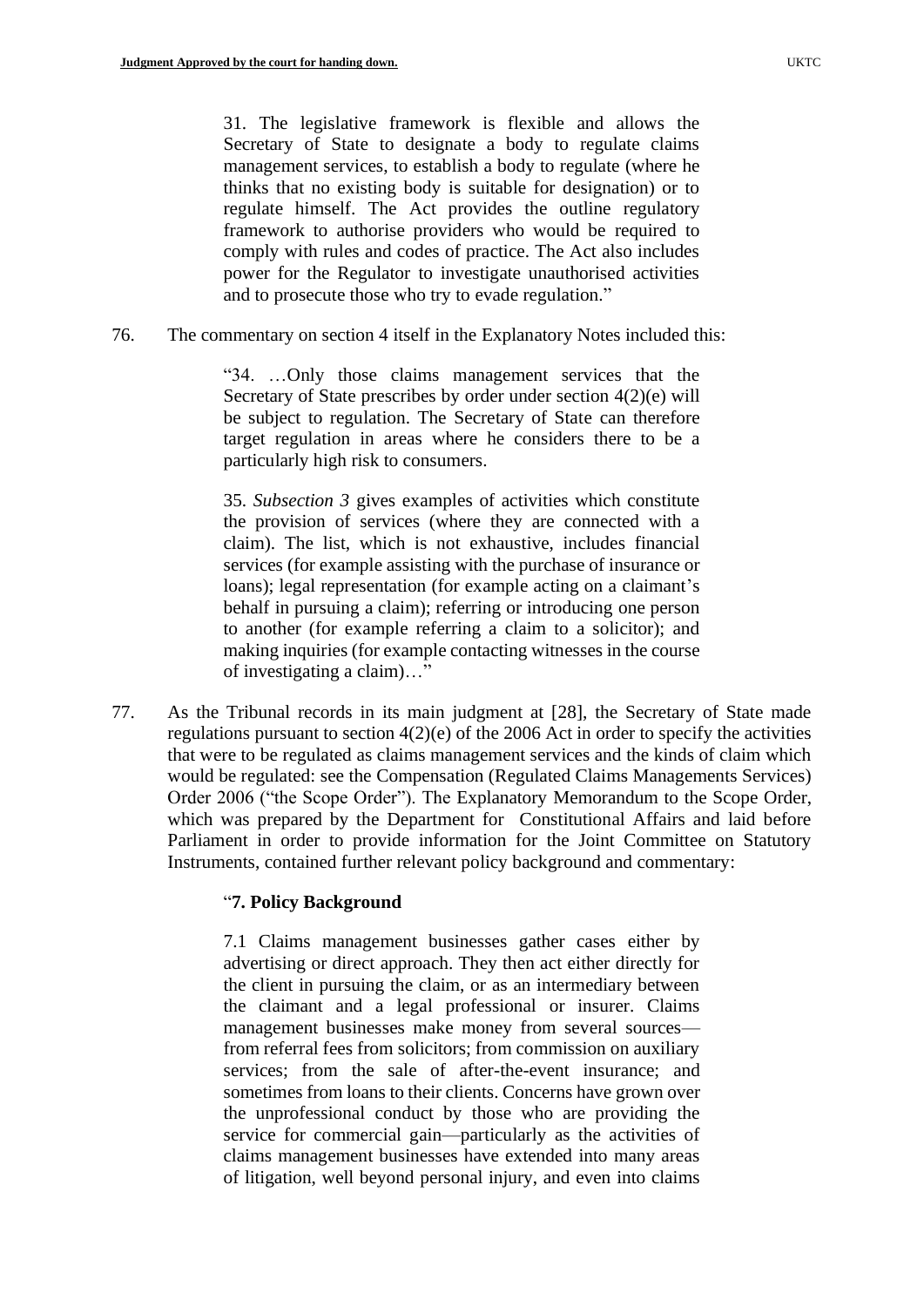> 31. The legislative framework is flexible and allows the Secretary of State to designate a body to regulate claims management services, to establish a body to regulate (where he thinks that no existing body is suitable for designation) or to regulate himself. The Act provides the outline regulatory framework to authorise providers who would be required to comply with rules and codes of practice. The Act also includes power for the Regulator to investigate unauthorised activities and to prosecute those who try to evade regulation."

76. The commentary on section 4 itself in the Explanatory Notes included this:

> "34. …Only those claims management services that the Secretary of State prescribes by order under section 4(2)(e) will be subject to regulation. The Secretary of State can therefore target regulation in areas where he considers there to be a particularly high risk to consumers.
>
> 35. *Subsection 3* gives examples of activities which constitute the provision of services (where they are connected with a claim). The list, which is not exhaustive, includes financial services (for example assisting with the purchase of insurance or loans); legal representation (for example acting on a claimant's behalf in pursuing a claim); referring or introducing one person to another (for example referring a claim to a solicitor); and making inquiries (for example contacting witnesses in the course of investigating a claim)…"

77. As the Tribunal records in its main judgment at [28], the Secretary of State made regulations pursuant to section 4(2)(e) of the 2006 Act in order to specify the activities that were to be regulated as claims management services and the kinds of claim which would be regulated: see the Compensation (Regulated Claims Managements Services) Order 2006 ("the Scope Order"). The Explanatory Memorandum to the Scope Order, which was prepared by the Department for Constitutional Affairs and laid before Parliament in order to provide information for the Joint Committee on Statutory Instruments, contained further relevant policy background and commentary:

> "**7. Policy Background**
>
> 7.1 Claims management businesses gather cases either by advertising or direct approach. They then act either directly for the client in pursuing the claim, or as an intermediary between the claimant and a legal professional or insurer. Claims management businesses make money from several sources—from referral fees from solicitors; from commission on auxiliary services; from the sale of after-the-event insurance; and sometimes from loans to their clients. Concerns have grown over the unprofessional conduct by those who are providing the service for commercial gain—particularly as the activities of claims management businesses have extended into many areas of litigation, well beyond personal injury, and even into claims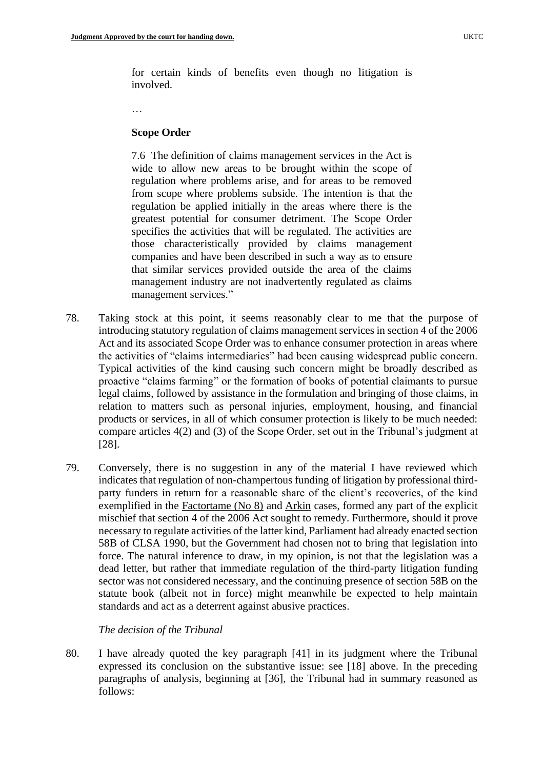for certain kinds of benefits even though no litigation is involved.

…

**Scope Order**

7.6 The definition of claims management services in the Act is wide to allow new areas to be brought within the scope of regulation where problems arise, and for areas to be removed from scope where problems subside. The intention is that the regulation be applied initially in the areas where there is the greatest potential for consumer detriment. The Scope Order specifies the activities that will be regulated. The activities are those characteristically provided by claims management companies and have been described in such a way as to ensure that similar services provided outside the area of the claims management industry are not inadvertently regulated as claims management services."

78. Taking stock at this point, it seems reasonably clear to me that the purpose of introducing statutory regulation of claims management services in section 4 of the 2006 Act and its associated Scope Order was to enhance consumer protection in areas where the activities of "claims intermediaries" had been causing widespread public concern. Typical activities of the kind causing such concern might be broadly described as proactive "claims farming" or the formation of books of potential claimants to pursue legal claims, followed by assistance in the formulation and bringing of those claims, in relation to matters such as personal injuries, employment, housing, and financial products or services, in all of which consumer protection is likely to be much needed: compare articles 4(2) and (3) of the Scope Order, set out in the Tribunal's judgment at [28].

79. Conversely, there is no suggestion in any of the material I have reviewed which indicates that regulation of non-champertous funding of litigation by professional third-party funders in return for a reasonable share of the client's recoveries, of the kind exemplified in the Factortame (No 8) and Arkin cases, formed any part of the explicit mischief that section 4 of the 2006 Act sought to remedy. Furthermore, should it prove necessary to regulate activities of the latter kind, Parliament had already enacted section 58B of CLSA 1990, but the Government had chosen not to bring that legislation into force. The natural inference to draw, in my opinion, is not that the legislation was a dead letter, but rather that immediate regulation of the third-party litigation funding sector was not considered necessary, and the continuing presence of section 58B on the statute book (albeit not in force) might meanwhile be expected to help maintain standards and act as a deterrent against abusive practices.

*The decision of the Tribunal*

80. I have already quoted the key paragraph [41] in its judgment where the Tribunal expressed its conclusion on the substantive issue: see [18] above. In the preceding paragraphs of analysis, beginning at [36], the Tribunal had in summary reasoned as follows: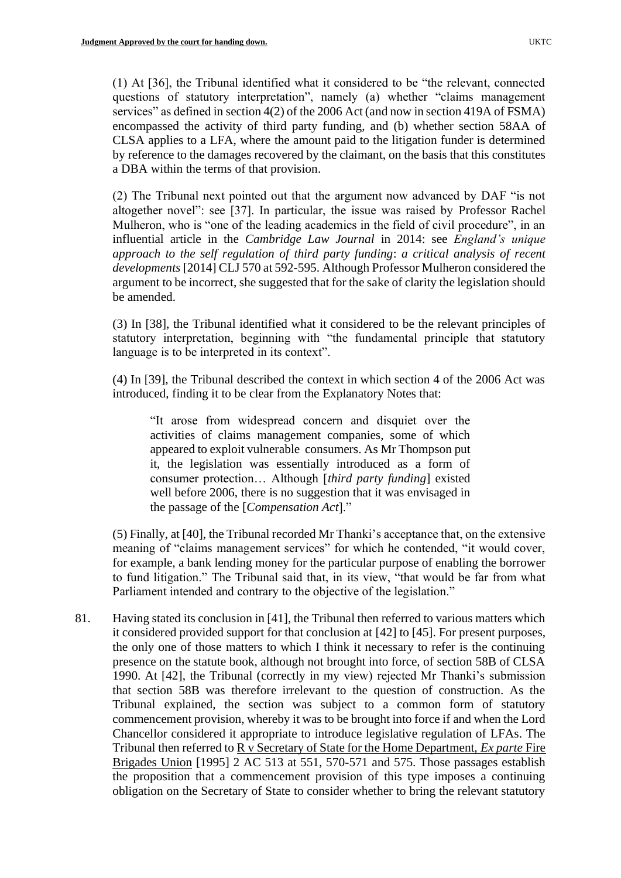(1) At [36], the Tribunal identified what it considered to be "the relevant, connected questions of statutory interpretation", namely (a) whether "claims management services" as defined in section 4(2) of the 2006 Act (and now in section 419A of FSMA) encompassed the activity of third party funding, and (b) whether section 58AA of CLSA applies to a LFA, where the amount paid to the litigation funder is determined by reference to the damages recovered by the claimant, on the basis that this constitutes a DBA within the terms of that provision.

(2) The Tribunal next pointed out that the argument now advanced by DAF "is not altogether novel": see [37]. In particular, the issue was raised by Professor Rachel Mulheron, who is "one of the leading academics in the field of civil procedure", in an influential article in the *Cambridge Law Journal* in 2014: see *England's unique approach to the self regulation of third party funding*: *a critical analysis of recent developments* [2014] CLJ 570 at 592-595. Although Professor Mulheron considered the argument to be incorrect, she suggested that for the sake of clarity the legislation should be amended.

(3) In [38], the Tribunal identified what it considered to be the relevant principles of statutory interpretation, beginning with "the fundamental principle that statutory language is to be interpreted in its context".

(4) In [39], the Tribunal described the context in which section 4 of the 2006 Act was introduced, finding it to be clear from the Explanatory Notes that:

> "It arose from widespread concern and disquiet over the activities of claims management companies, some of which appeared to exploit vulnerable consumers. As Mr Thompson put it, the legislation was essentially introduced as a form of consumer protection… Although [*third party funding*] existed well before 2006, there is no suggestion that it was envisaged in the passage of the [*Compensation Act*]."

(5) Finally, at [40], the Tribunal recorded Mr Thanki's acceptance that, on the extensive meaning of "claims management services" for which he contended, "it would cover, for example, a bank lending money for the particular purpose of enabling the borrower to fund litigation." The Tribunal said that, in its view, "that would be far from what Parliament intended and contrary to the objective of the legislation."

81. Having stated its conclusion in [41], the Tribunal then referred to various matters which it considered provided support for that conclusion at [42] to [45]. For present purposes, the only one of those matters to which I think it necessary to refer is the continuing presence on the statute book, although not brought into force, of section 58B of CLSA 1990. At [42], the Tribunal (correctly in my view) rejected Mr Thanki's submission that section 58B was therefore irrelevant to the question of construction. As the Tribunal explained, the section was subject to a common form of statutory commencement provision, whereby it was to be brought into force if and when the Lord Chancellor considered it appropriate to introduce legislative regulation of LFAs. The Tribunal then referred to R v Secretary of State for the Home Department, *Ex parte* Fire Brigades Union [1995] 2 AC 513 at 551, 570-571 and 575. Those passages establish the proposition that a commencement provision of this type imposes a continuing obligation on the Secretary of State to consider whether to bring the relevant statutory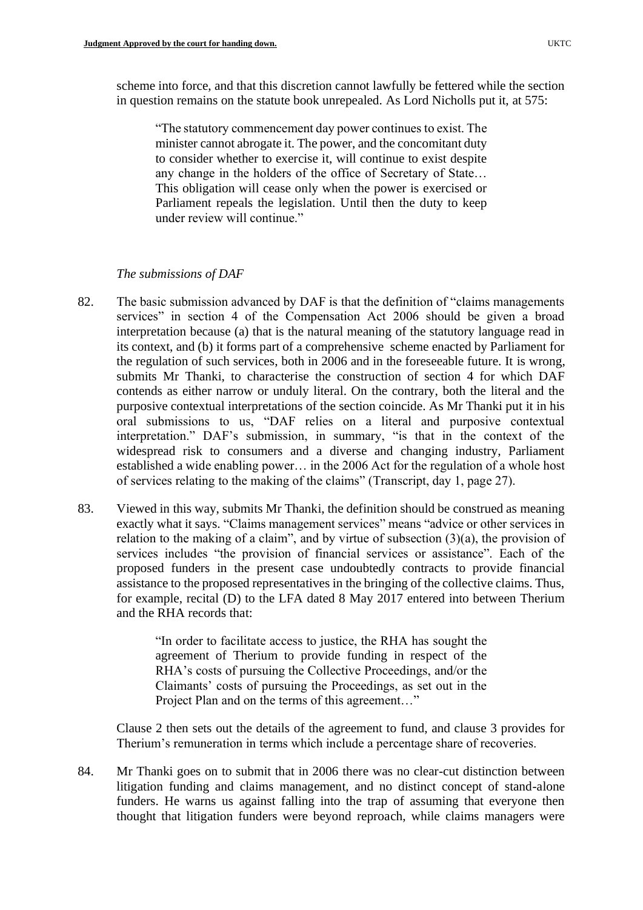scheme into force, and that this discretion cannot lawfully be fettered while the section in question remains on the statute book unrepealed. As Lord Nicholls put it, at 575:

> "The statutory commencement day power continues to exist. The minister cannot abrogate it. The power, and the concomitant duty to consider whether to exercise it, will continue to exist despite any change in the holders of the office of Secretary of State… This obligation will cease only when the power is exercised or Parliament repeals the legislation. Until then the duty to keep under review will continue."

*The submissions of DAF*

82. The basic submission advanced by DAF is that the definition of "claims managements services" in section 4 of the Compensation Act 2006 should be given a broad interpretation because (a) that is the natural meaning of the statutory language read in its context, and (b) it forms part of a comprehensive scheme enacted by Parliament for the regulation of such services, both in 2006 and in the foreseeable future. It is wrong, submits Mr Thanki, to characterise the construction of section 4 for which DAF contends as either narrow or unduly literal. On the contrary, both the literal and the purposive contextual interpretations of the section coincide. As Mr Thanki put it in his oral submissions to us, "DAF relies on a literal and purposive contextual interpretation." DAF's submission, in summary, "is that in the context of the widespread risk to consumers and a diverse and changing industry, Parliament established a wide enabling power… in the 2006 Act for the regulation of a whole host of services relating to the making of the claims" (Transcript, day 1, page 27).

83. Viewed in this way, submits Mr Thanki, the definition should be construed as meaning exactly what it says. "Claims management services" means "advice or other services in relation to the making of a claim", and by virtue of subsection (3)(a), the provision of services includes "the provision of financial services or assistance". Each of the proposed funders in the present case undoubtedly contracts to provide financial assistance to the proposed representatives in the bringing of the collective claims. Thus, for example, recital (D) to the LFA dated 8 May 2017 entered into between Therium and the RHA records that:

> "In order to facilitate access to justice, the RHA has sought the agreement of Therium to provide funding in respect of the RHA's costs of pursuing the Collective Proceedings, and/or the Claimants' costs of pursuing the Proceedings, as set out in the Project Plan and on the terms of this agreement…"

Clause 2 then sets out the details of the agreement to fund, and clause 3 provides for Therium's remuneration in terms which include a percentage share of recoveries.

84. Mr Thanki goes on to submit that in 2006 there was no clear-cut distinction between litigation funding and claims management, and no distinct concept of stand-alone funders. He warns us against falling into the trap of assuming that everyone then thought that litigation funders were beyond reproach, while claims managers were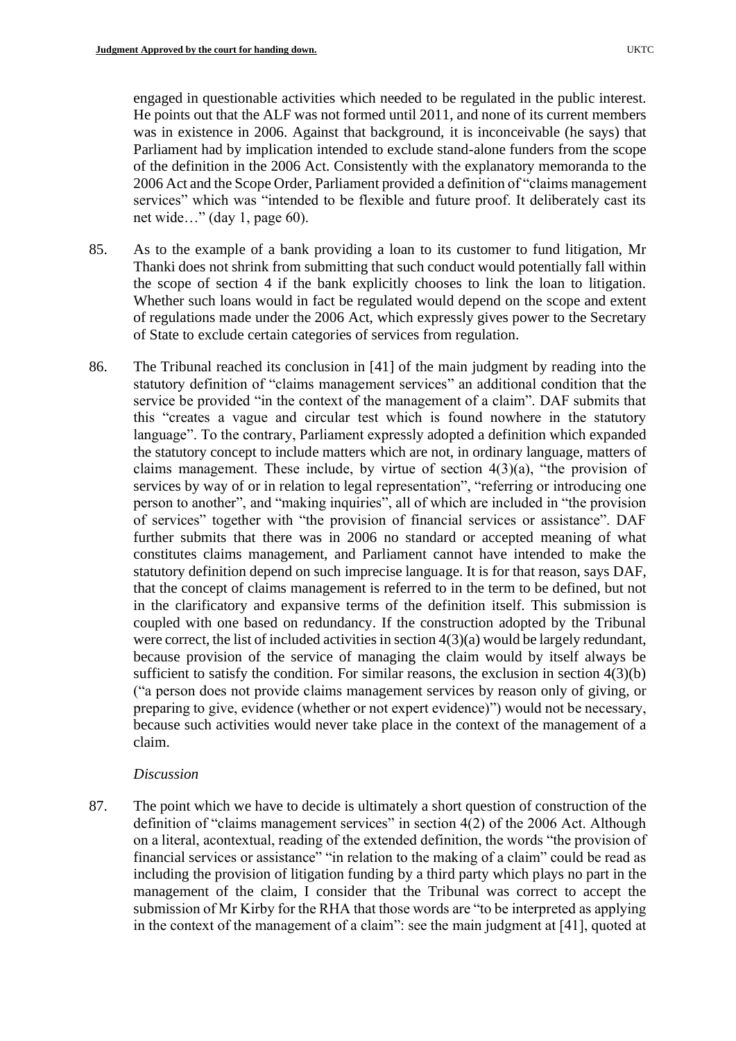engaged in questionable activities which needed to be regulated in the public interest. He points out that the ALF was not formed until 2011, and none of its current members was in existence in 2006. Against that background, it is inconceivable (he says) that Parliament had by implication intended to exclude stand-alone funders from the scope of the definition in the 2006 Act. Consistently with the explanatory memoranda to the 2006 Act and the Scope Order, Parliament provided a definition of "claims management services" which was "intended to be flexible and future proof. It deliberately cast its net wide…" (day 1, page 60).

85. As to the example of a bank providing a loan to its customer to fund litigation, Mr Thanki does not shrink from submitting that such conduct would potentially fall within the scope of section 4 if the bank explicitly chooses to link the loan to litigation. Whether such loans would in fact be regulated would depend on the scope and extent of regulations made under the 2006 Act, which expressly gives power to the Secretary of State to exclude certain categories of services from regulation.

86. The Tribunal reached its conclusion in [41] of the main judgment by reading into the statutory definition of "claims management services" an additional condition that the service be provided "in the context of the management of a claim". DAF submits that this "creates a vague and circular test which is found nowhere in the statutory language". To the contrary, Parliament expressly adopted a definition which expanded the statutory concept to include matters which are not, in ordinary language, matters of claims management. These include, by virtue of section 4(3)(a), "the provision of services by way of or in relation to legal representation", "referring or introducing one person to another", and "making inquiries", all of which are included in "the provision of services" together with "the provision of financial services or assistance". DAF further submits that there was in 2006 no standard or accepted meaning of what constitutes claims management, and Parliament cannot have intended to make the statutory definition depend on such imprecise language. It is for that reason, says DAF, that the concept of claims management is referred to in the term to be defined, but not in the clarificatory and expansive terms of the definition itself. This submission is coupled with one based on redundancy. If the construction adopted by the Tribunal were correct, the list of included activities in section 4(3)(a) would be largely redundant, because provision of the service of managing the claim would by itself always be sufficient to satisfy the condition. For similar reasons, the exclusion in section 4(3)(b) ("a person does not provide claims management services by reason only of giving, or preparing to give, evidence (whether or not expert evidence)") would not be necessary, because such activities would never take place in the context of the management of a claim.

*Discussion*

87. The point which we have to decide is ultimately a short question of construction of the definition of "claims management services" in section 4(2) of the 2006 Act. Although on a literal, acontextual, reading of the extended definition, the words "the provision of financial services or assistance" "in relation to the making of a claim" could be read as including the provision of litigation funding by a third party which plays no part in the management of the claim, I consider that the Tribunal was correct to accept the submission of Mr Kirby for the RHA that those words are "to be interpreted as applying in the context of the management of a claim": see the main judgment at [41], quoted at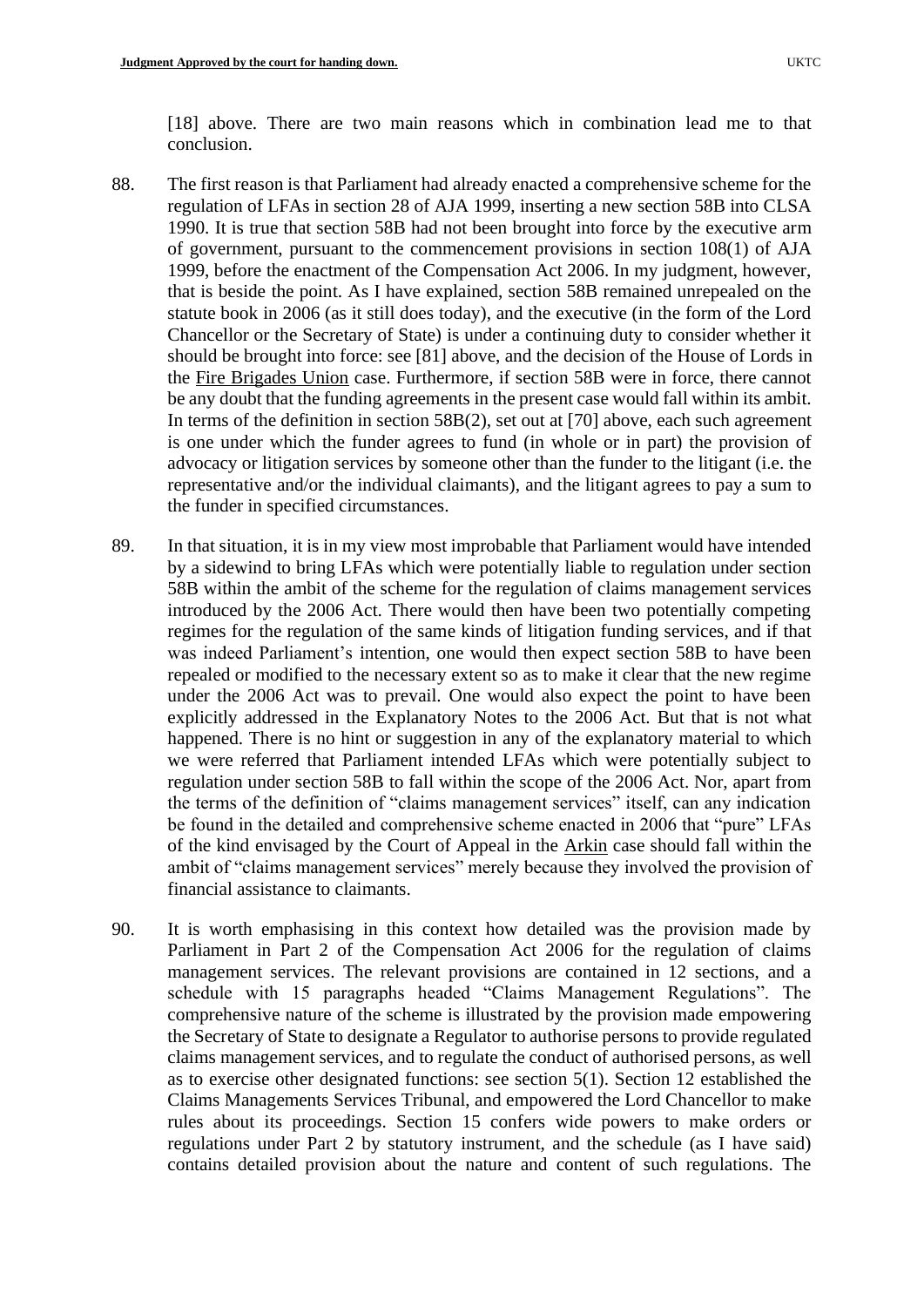[18] above. There are two main reasons which in combination lead me to that conclusion.

88. The first reason is that Parliament had already enacted a comprehensive scheme for the regulation of LFAs in section 28 of AJA 1999, inserting a new section 58B into CLSA 1990. It is true that section 58B had not been brought into force by the executive arm of government, pursuant to the commencement provisions in section 108(1) of AJA 1999, before the enactment of the Compensation Act 2006. In my judgment, however, that is beside the point. As I have explained, section 58B remained unrepealed on the statute book in 2006 (as it still does today), and the executive (in the form of the Lord Chancellor or the Secretary of State) is under a continuing duty to consider whether it should be brought into force: see [81] above, and the decision of the House of Lords in the Fire Brigades Union case. Furthermore, if section 58B were in force, there cannot be any doubt that the funding agreements in the present case would fall within its ambit. In terms of the definition in section 58B(2), set out at [70] above, each such agreement is one under which the funder agrees to fund (in whole or in part) the provision of advocacy or litigation services by someone other than the funder to the litigant (i.e. the representative and/or the individual claimants), and the litigant agrees to pay a sum to the funder in specified circumstances.

89. In that situation, it is in my view most improbable that Parliament would have intended by a sidewind to bring LFAs which were potentially liable to regulation under section 58B within the ambit of the scheme for the regulation of claims management services introduced by the 2006 Act. There would then have been two potentially competing regimes for the regulation of the same kinds of litigation funding services, and if that was indeed Parliament's intention, one would then expect section 58B to have been repealed or modified to the necessary extent so as to make it clear that the new regime under the 2006 Act was to prevail. One would also expect the point to have been explicitly addressed in the Explanatory Notes to the 2006 Act. But that is not what happened. There is no hint or suggestion in any of the explanatory material to which we were referred that Parliament intended LFAs which were potentially subject to regulation under section 58B to fall within the scope of the 2006 Act. Nor, apart from the terms of the definition of "claims management services" itself, can any indication be found in the detailed and comprehensive scheme enacted in 2006 that "pure" LFAs of the kind envisaged by the Court of Appeal in the Arkin case should fall within the ambit of "claims management services" merely because they involved the provision of financial assistance to claimants.

90. It is worth emphasising in this context how detailed was the provision made by Parliament in Part 2 of the Compensation Act 2006 for the regulation of claims management services. The relevant provisions are contained in 12 sections, and a schedule with 15 paragraphs headed "Claims Management Regulations". The comprehensive nature of the scheme is illustrated by the provision made empowering the Secretary of State to designate a Regulator to authorise persons to provide regulated claims management services, and to regulate the conduct of authorised persons, as well as to exercise other designated functions: see section 5(1). Section 12 established the Claims Managements Services Tribunal, and empowered the Lord Chancellor to make rules about its proceedings. Section 15 confers wide powers to make orders or regulations under Part 2 by statutory instrument, and the schedule (as I have said) contains detailed provision about the nature and content of such regulations. The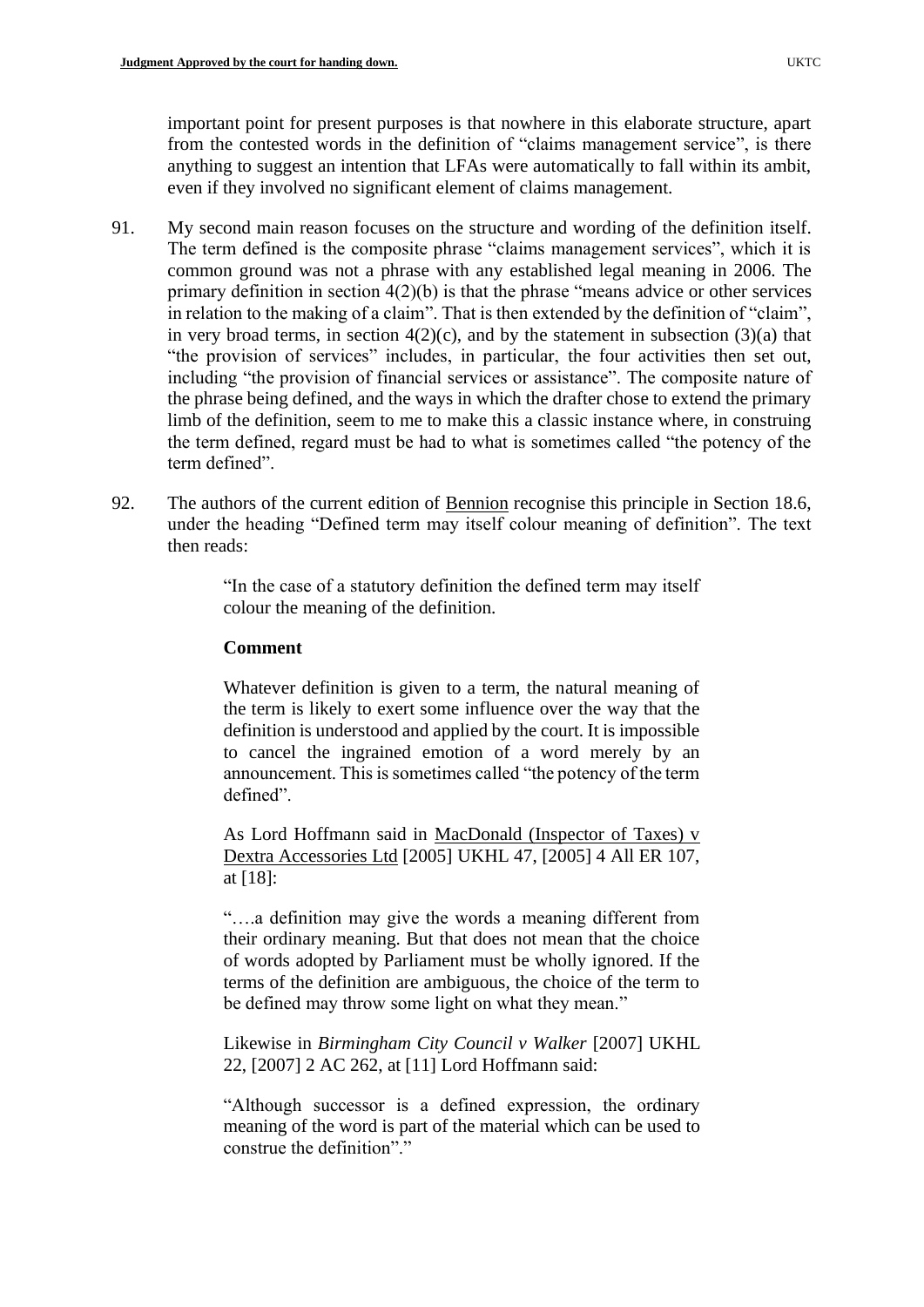important point for present purposes is that nowhere in this elaborate structure, apart from the contested words in the definition of "claims management service", is there anything to suggest an intention that LFAs were automatically to fall within its ambit, even if they involved no significant element of claims management.

91. My second main reason focuses on the structure and wording of the definition itself. The term defined is the composite phrase "claims management services", which it is common ground was not a phrase with any established legal meaning in 2006. The primary definition in section 4(2)(b) is that the phrase "means advice or other services in relation to the making of a claim". That is then extended by the definition of "claim", in very broad terms, in section 4(2)(c), and by the statement in subsection (3)(a) that "the provision of services" includes, in particular, the four activities then set out, including "the provision of financial services or assistance". The composite nature of the phrase being defined, and the ways in which the drafter chose to extend the primary limb of the definition, seem to me to make this a classic instance where, in construing the term defined, regard must be had to what is sometimes called "the potency of the term defined".

92. The authors of the current edition of Bennion recognise this principle in Section 18.6, under the heading "Defined term may itself colour meaning of definition". The text then reads:

> "In the case of a statutory definition the defined term may itself colour the meaning of the definition.
>
> **Comment**
>
> Whatever definition is given to a term, the natural meaning of the term is likely to exert some influence over the way that the definition is understood and applied by the court. It is impossible to cancel the ingrained emotion of a word merely by an announcement. This is sometimes called "the potency of the term defined".
>
> As Lord Hoffmann said in MacDonald (Inspector of Taxes) v Dextra Accessories Ltd [2005] UKHL 47, [2005] 4 All ER 107, at [18]:
>
> "….a definition may give the words a meaning different from their ordinary meaning. But that does not mean that the choice of words adopted by Parliament must be wholly ignored. If the terms of the definition are ambiguous, the choice of the term to be defined may throw some light on what they mean."
>
> Likewise in *Birmingham City Council v Walker* [2007] UKHL 22, [2007] 2 AC 262, at [11] Lord Hoffmann said:
>
> "Although successor is a defined expression, the ordinary meaning of the word is part of the material which can be used to construe the definition"."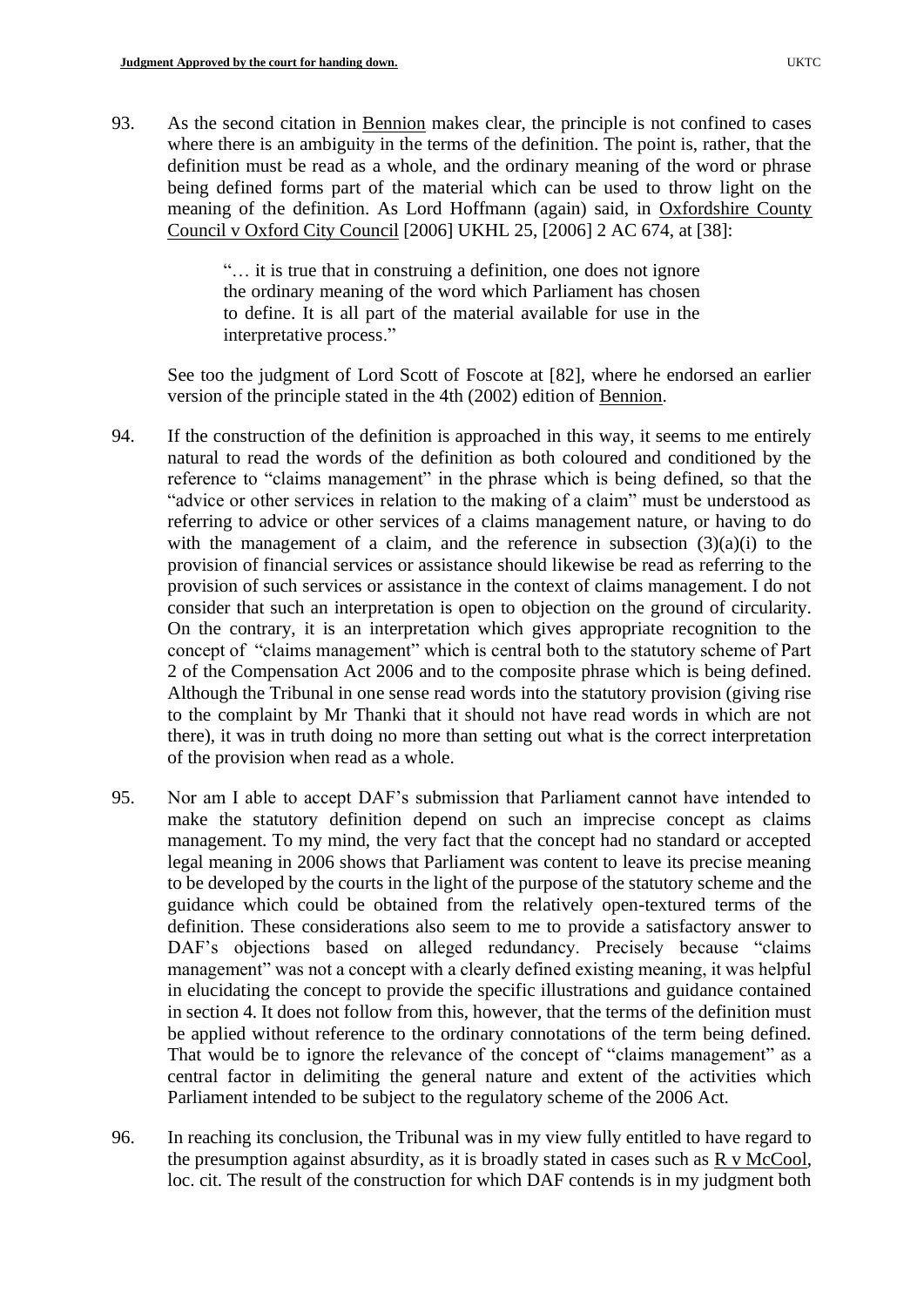93. As the second citation in Bennion makes clear, the principle is not confined to cases where there is an ambiguity in the terms of the definition. The point is, rather, that the definition must be read as a whole, and the ordinary meaning of the word or phrase being defined forms part of the material which can be used to throw light on the meaning of the definition. As Lord Hoffmann (again) said, in Oxfordshire County Council v Oxford City Council [2006] UKHL 25, [2006] 2 AC 674, at [38]:

> "… it is true that in construing a definition, one does not ignore the ordinary meaning of the word which Parliament has chosen to define. It is all part of the material available for use in the interpretative process."

See too the judgment of Lord Scott of Foscote at [82], where he endorsed an earlier version of the principle stated in the 4th (2002) edition of Bennion.

94. If the construction of the definition is approached in this way, it seems to me entirely natural to read the words of the definition as both coloured and conditioned by the reference to "claims management" in the phrase which is being defined, so that the "advice or other services in relation to the making of a claim" must be understood as referring to advice or other services of a claims management nature, or having to do with the management of a claim, and the reference in subsection (3)(a)(i) to the provision of financial services or assistance should likewise be read as referring to the provision of such services or assistance in the context of claims management. I do not consider that such an interpretation is open to objection on the ground of circularity. On the contrary, it is an interpretation which gives appropriate recognition to the concept of "claims management" which is central both to the statutory scheme of Part 2 of the Compensation Act 2006 and to the composite phrase which is being defined. Although the Tribunal in one sense read words into the statutory provision (giving rise to the complaint by Mr Thanki that it should not have read words in which are not there), it was in truth doing no more than setting out what is the correct interpretation of the provision when read as a whole.

95. Nor am I able to accept DAF's submission that Parliament cannot have intended to make the statutory definition depend on such an imprecise concept as claims management. To my mind, the very fact that the concept had no standard or accepted legal meaning in 2006 shows that Parliament was content to leave its precise meaning to be developed by the courts in the light of the purpose of the statutory scheme and the guidance which could be obtained from the relatively open-textured terms of the definition. These considerations also seem to me to provide a satisfactory answer to DAF's objections based on alleged redundancy. Precisely because "claims management" was not a concept with a clearly defined existing meaning, it was helpful in elucidating the concept to provide the specific illustrations and guidance contained in section 4. It does not follow from this, however, that the terms of the definition must be applied without reference to the ordinary connotations of the term being defined. That would be to ignore the relevance of the concept of "claims management" as a central factor in delimiting the general nature and extent of the activities which Parliament intended to be subject to the regulatory scheme of the 2006 Act.

96. In reaching its conclusion, the Tribunal was in my view fully entitled to have regard to the presumption against absurdity, as it is broadly stated in cases such as R v McCool, loc. cit. The result of the construction for which DAF contends is in my judgment both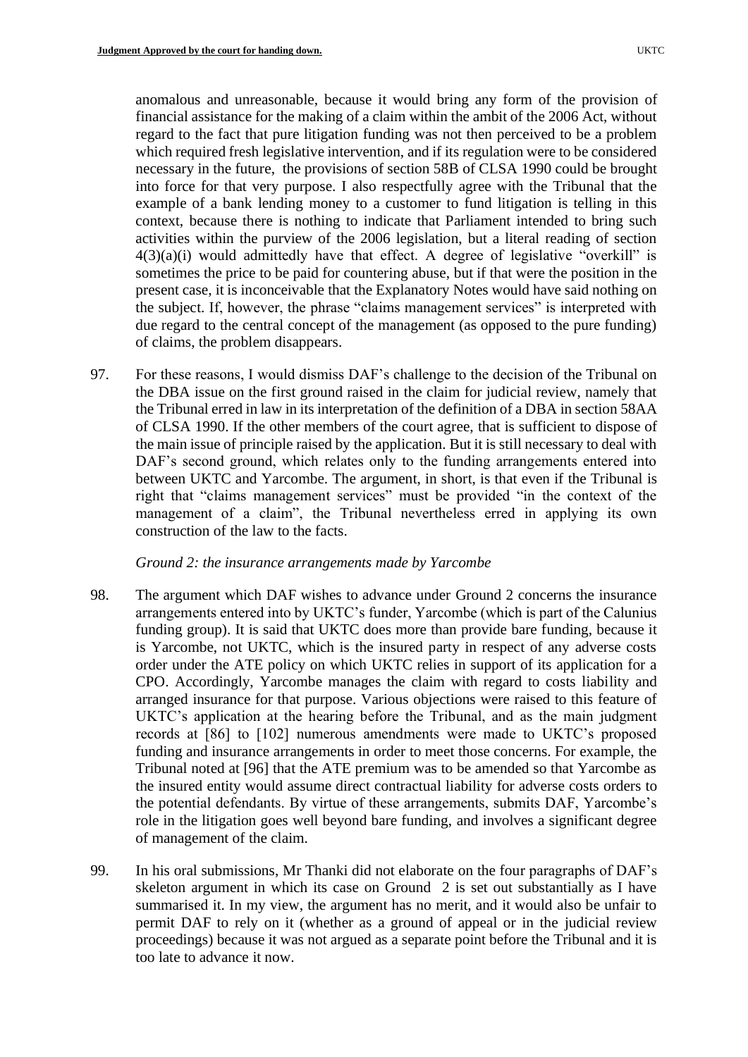anomalous and unreasonable, because it would bring any form of the provision of financial assistance for the making of a claim within the ambit of the 2006 Act, without regard to the fact that pure litigation funding was not then perceived to be a problem which required fresh legislative intervention, and if its regulation were to be considered necessary in the future, the provisions of section 58B of CLSA 1990 could be brought into force for that very purpose. I also respectfully agree with the Tribunal that the example of a bank lending money to a customer to fund litigation is telling in this context, because there is nothing to indicate that Parliament intended to bring such activities within the purview of the 2006 legislation, but a literal reading of section 4(3)(a)(i) would admittedly have that effect. A degree of legislative "overkill" is sometimes the price to be paid for countering abuse, but if that were the position in the present case, it is inconceivable that the Explanatory Notes would have said nothing on the subject. If, however, the phrase "claims management services" is interpreted with due regard to the central concept of the management (as opposed to the pure funding) of claims, the problem disappears.

97. For these reasons, I would dismiss DAF's challenge to the decision of the Tribunal on the DBA issue on the first ground raised in the claim for judicial review, namely that the Tribunal erred in law in its interpretation of the definition of a DBA in section 58AA of CLSA 1990. If the other members of the court agree, that is sufficient to dispose of the main issue of principle raised by the application. But it is still necessary to deal with DAF's second ground, which relates only to the funding arrangements entered into between UKTC and Yarcombe. The argument, in short, is that even if the Tribunal is right that "claims management services" must be provided "in the context of the management of a claim", the Tribunal nevertheless erred in applying its own construction of the law to the facts.

*Ground 2: the insurance arrangements made by Yarcombe*

98. The argument which DAF wishes to advance under Ground 2 concerns the insurance arrangements entered into by UKTC's funder, Yarcombe (which is part of the Calunius funding group). It is said that UKTC does more than provide bare funding, because it is Yarcombe, not UKTC, which is the insured party in respect of any adverse costs order under the ATE policy on which UKTC relies in support of its application for a CPO. Accordingly, Yarcombe manages the claim with regard to costs liability and arranged insurance for that purpose. Various objections were raised to this feature of UKTC's application at the hearing before the Tribunal, and as the main judgment records at [86] to [102] numerous amendments were made to UKTC's proposed funding and insurance arrangements in order to meet those concerns. For example, the Tribunal noted at [96] that the ATE premium was to be amended so that Yarcombe as the insured entity would assume direct contractual liability for adverse costs orders to the potential defendants. By virtue of these arrangements, submits DAF, Yarcombe's role in the litigation goes well beyond bare funding, and involves a significant degree of management of the claim.

99. In his oral submissions, Mr Thanki did not elaborate on the four paragraphs of DAF's skeleton argument in which its case on Ground 2 is set out substantially as I have summarised it. In my view, the argument has no merit, and it would also be unfair to permit DAF to rely on it (whether as a ground of appeal or in the judicial review proceedings) because it was not argued as a separate point before the Tribunal and it is too late to advance it now.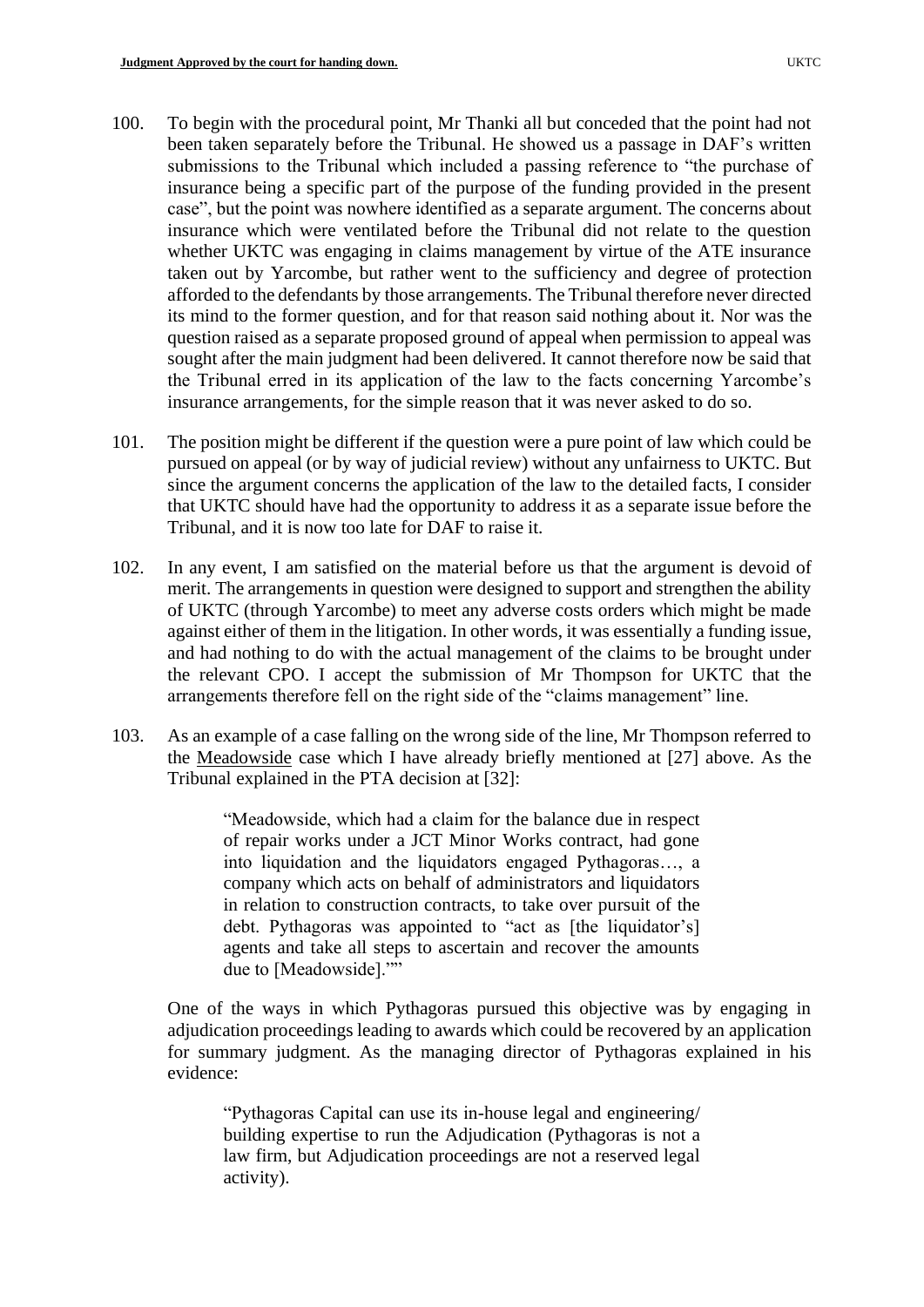100. To begin with the procedural point, Mr Thanki all but conceded that the point had not been taken separately before the Tribunal. He showed us a passage in DAF's written submissions to the Tribunal which included a passing reference to "the purchase of insurance being a specific part of the purpose of the funding provided in the present case", but the point was nowhere identified as a separate argument. The concerns about insurance which were ventilated before the Tribunal did not relate to the question whether UKTC was engaging in claims management by virtue of the ATE insurance taken out by Yarcombe, but rather went to the sufficiency and degree of protection afforded to the defendants by those arrangements. The Tribunal therefore never directed its mind to the former question, and for that reason said nothing about it. Nor was the question raised as a separate proposed ground of appeal when permission to appeal was sought after the main judgment had been delivered. It cannot therefore now be said that the Tribunal erred in its application of the law to the facts concerning Yarcombe's insurance arrangements, for the simple reason that it was never asked to do so.

101. The position might be different if the question were a pure point of law which could be pursued on appeal (or by way of judicial review) without any unfairness to UKTC. But since the argument concerns the application of the law to the detailed facts, I consider that UKTC should have had the opportunity to address it as a separate issue before the Tribunal, and it is now too late for DAF to raise it.

102. In any event, I am satisfied on the material before us that the argument is devoid of merit. The arrangements in question were designed to support and strengthen the ability of UKTC (through Yarcombe) to meet any adverse costs orders which might be made against either of them in the litigation. In other words, it was essentially a funding issue, and had nothing to do with the actual management of the claims to be brought under the relevant CPO. I accept the submission of Mr Thompson for UKTC that the arrangements therefore fell on the right side of the "claims management" line.

103. As an example of a case falling on the wrong side of the line, Mr Thompson referred to the Meadowside case which I have already briefly mentioned at [27] above. As the Tribunal explained in the PTA decision at [32]:

> "Meadowside, which had a claim for the balance due in respect of repair works under a JCT Minor Works contract, had gone into liquidation and the liquidators engaged Pythagoras…, a company which acts on behalf of administrators and liquidators in relation to construction contracts, to take over pursuit of the debt. Pythagoras was appointed to "act as [the liquidator's] agents and take all steps to ascertain and recover the amounts due to [Meadowside].""

One of the ways in which Pythagoras pursued this objective was by engaging in adjudication proceedings leading to awards which could be recovered by an application for summary judgment. As the managing director of Pythagoras explained in his evidence:

> "Pythagoras Capital can use its in-house legal and engineering/ building expertise to run the Adjudication (Pythagoras is not a law firm, but Adjudication proceedings are not a reserved legal activity).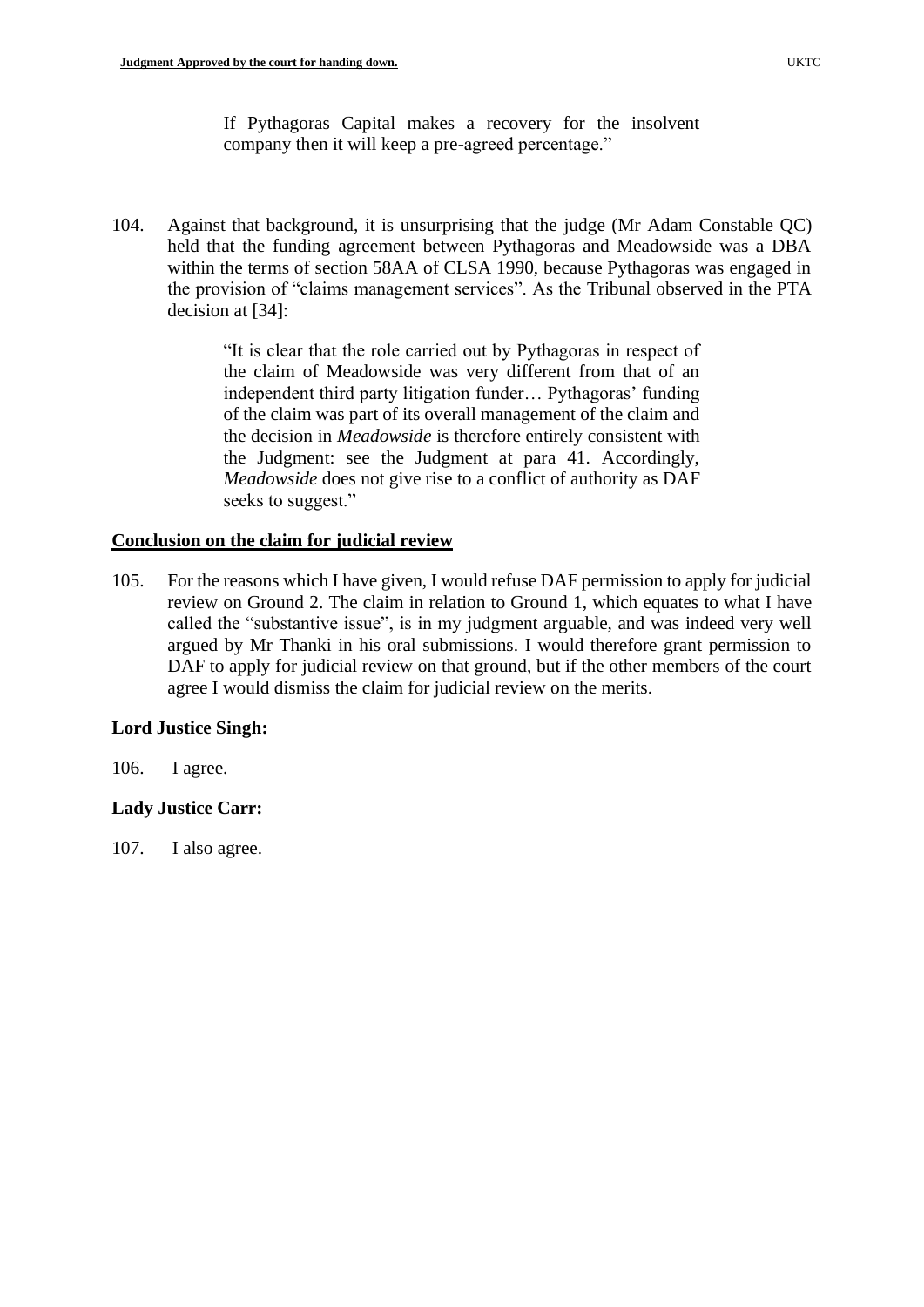> If Pythagoras Capital makes a recovery for the insolvent company then it will keep a pre-agreed percentage."

104. Against that background, it is unsurprising that the judge (Mr Adam Constable QC) held that the funding agreement between Pythagoras and Meadowside was a DBA within the terms of section 58AA of CLSA 1990, because Pythagoras was engaged in the provision of "claims management services". As the Tribunal observed in the PTA decision at [34]:

> "It is clear that the role carried out by Pythagoras in respect of the claim of Meadowside was very different from that of an independent third party litigation funder… Pythagoras' funding of the claim was part of its overall management of the claim and the decision in *Meadowside* is therefore entirely consistent with the Judgment: see the Judgment at para 41. Accordingly, *Meadowside* does not give rise to a conflict of authority as DAF seeks to suggest."

## Conclusion on the claim for judicial review

105. For the reasons which I have given, I would refuse DAF permission to apply for judicial review on Ground 2. The claim in relation to Ground 1, which equates to what I have called the "substantive issue", is in my judgment arguable, and was indeed very well argued by Mr Thanki in his oral submissions. I would therefore grant permission to DAF to apply for judicial review on that ground, but if the other members of the court agree I would dismiss the claim for judicial review on the merits.

**Lord Justice Singh:**

106. I agree.

**Lady Justice Carr:**

107. I also agree.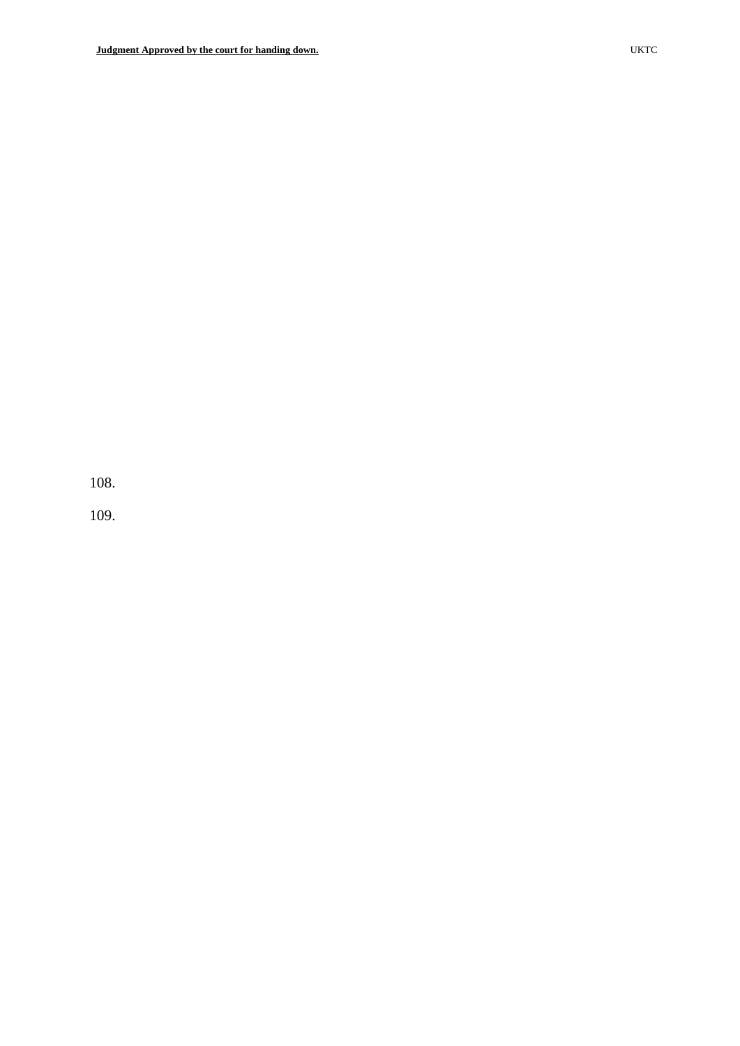108.

109.